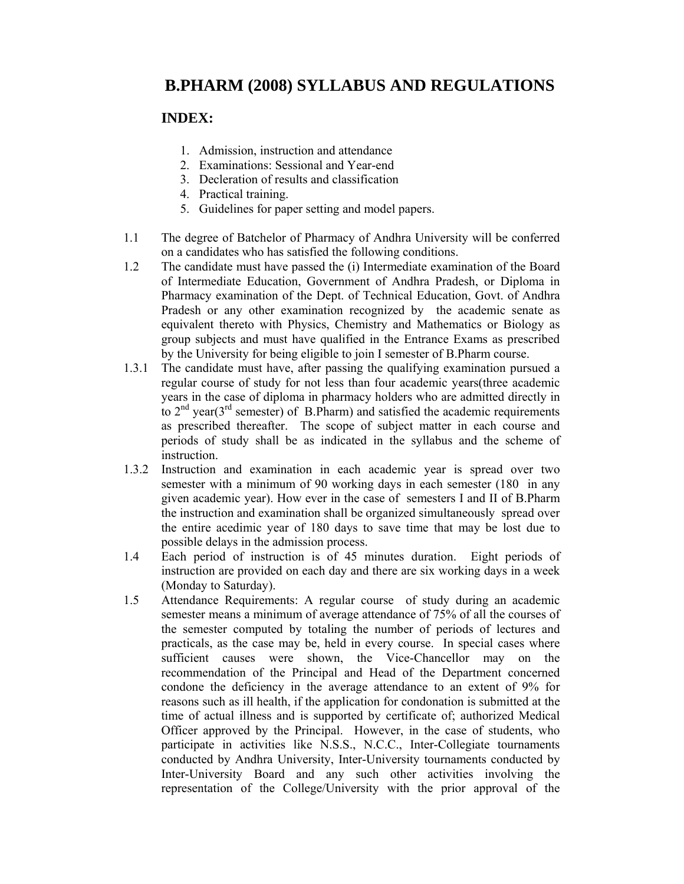# B.PHARM (2008) SYLLABUS AND REGULATIONS

## INDEX:

1. Admission, instruction and attendance
2. Examinations: Sessional and Year-end
3. Decleration of results and classification
4. Practical training.
5. Guidelines for paper setting and model papers.

1.1 The degree of Batchelor of Pharmacy of Andhra University will be conferred on a candidates who has satisfied the following conditions.

1.2 The candidate must have passed the (i) Intermediate examination of the Board of Intermediate Education, Government of Andhra Pradesh, or Diploma in Pharmacy examination of the Dept. of Technical Education, Govt. of Andhra Pradesh or any other examination recognized by the academic senate as equivalent thereto with Physics, Chemistry and Mathematics or Biology as group subjects and must have qualified in the Entrance Exams as prescribed by the University for being eligible to join I semester of B.Pharm course.

1.3.1 The candidate must have, after passing the qualifying examination pursued a regular course of study for not less than four academic years(three academic years in the case of diploma in pharmacy holders who are admitted directly in to 2nd year(3rd semester) of B.Pharm) and satisfied the academic requirements as prescribed thereafter. The scope of subject matter in each course and periods of study shall be as indicated in the syllabus and the scheme of instruction.

1.3.2 Instruction and examination in each academic year is spread over two semester with a minimum of 90 working days in each semester (180 in any given academic year). How ever in the case of semesters I and II of B.Pharm the instruction and examination shall be organized simultaneously spread over the entire acedimic year of 180 days to save time that may be lost due to possible delays in the admission process.

1.4 Each period of instruction is of 45 minutes duration. Eight periods of instruction are provided on each day and there are six working days in a week (Monday to Saturday).

1.5 Attendance Requirements: A regular course of study during an academic semester means a minimum of average attendance of 75% of all the courses of the semester computed by totaling the number of periods of lectures and practicals, as the case may be, held in every course. In special cases where sufficient causes were shown, the Vice-Chancellor may on the recommendation of the Principal and Head of the Department concerned condone the deficiency in the average attendance to an extent of 9% for reasons such as ill health, if the application for condonation is submitted at the time of actual illness and is supported by certificate of; authorized Medical Officer approved by the Principal. However, in the case of students, who participate in activities like N.S.S., N.C.C., Inter-Collegiate tournaments conducted by Andhra University, Inter-University tournaments conducted by Inter-University Board and any such other activities involving the representation of the College/University with the prior approval of the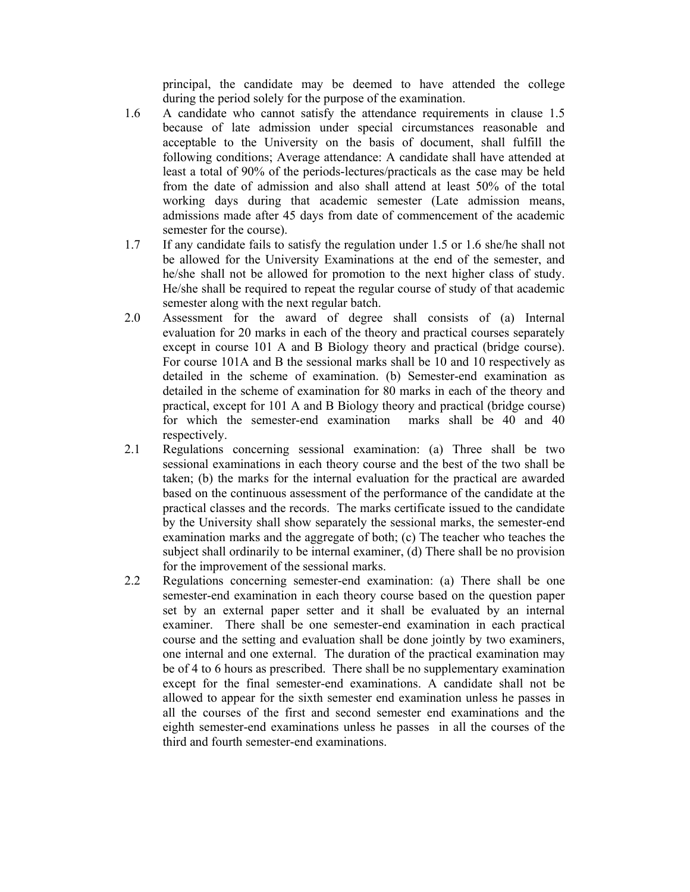principal, the candidate may be deemed to have attended the college during the period solely for the purpose of the examination.

1.6 A candidate who cannot satisfy the attendance requirements in clause 1.5 because of late admission under special circumstances reasonable and acceptable to the University on the basis of document, shall fulfill the following conditions; Average attendance: A candidate shall have attended at least a total of 90% of the periods-lectures/practicals as the case may be held from the date of admission and also shall attend at least 50% of the total working days during that academic semester (Late admission means, admissions made after 45 days from date of commencement of the academic semester for the course).

1.7 If any candidate fails to satisfy the regulation under 1.5 or 1.6 she/he shall not be allowed for the University Examinations at the end of the semester, and he/she shall not be allowed for promotion to the next higher class of study. He/she shall be required to repeat the regular course of study of that academic semester along with the next regular batch.

2.0 Assessment for the award of degree shall consists of (a) Internal evaluation for 20 marks in each of the theory and practical courses separately except in course 101 A and B Biology theory and practical (bridge course). For course 101A and B the sessional marks shall be 10 and 10 respectively as detailed in the scheme of examination. (b) Semester-end examination as detailed in the scheme of examination for 80 marks in each of the theory and practical, except for 101 A and B Biology theory and practical (bridge course) for which the semester-end examination marks shall be 40 and 40 respectively.

2.1 Regulations concerning sessional examination: (a) Three shall be two sessional examinations in each theory course and the best of the two shall be taken; (b) the marks for the internal evaluation for the practical are awarded based on the continuous assessment of the performance of the candidate at the practical classes and the records. The marks certificate issued to the candidate by the University shall show separately the sessional marks, the semester-end examination marks and the aggregate of both; (c) The teacher who teaches the subject shall ordinarily to be internal examiner, (d) There shall be no provision for the improvement of the sessional marks.

2.2 Regulations concerning semester-end examination: (a) There shall be one semester-end examination in each theory course based on the question paper set by an external paper setter and it shall be evaluated by an internal examiner. There shall be one semester-end examination in each practical course and the setting and evaluation shall be done jointly by two examiners, one internal and one external. The duration of the practical examination may be of 4 to 6 hours as prescribed. There shall be no supplementary examination except for the final semester-end examinations. A candidate shall not be allowed to appear for the sixth semester end examination unless he passes in all the courses of the first and second semester end examinations and the eighth semester-end examinations unless he passes in all the courses of the third and fourth semester-end examinations.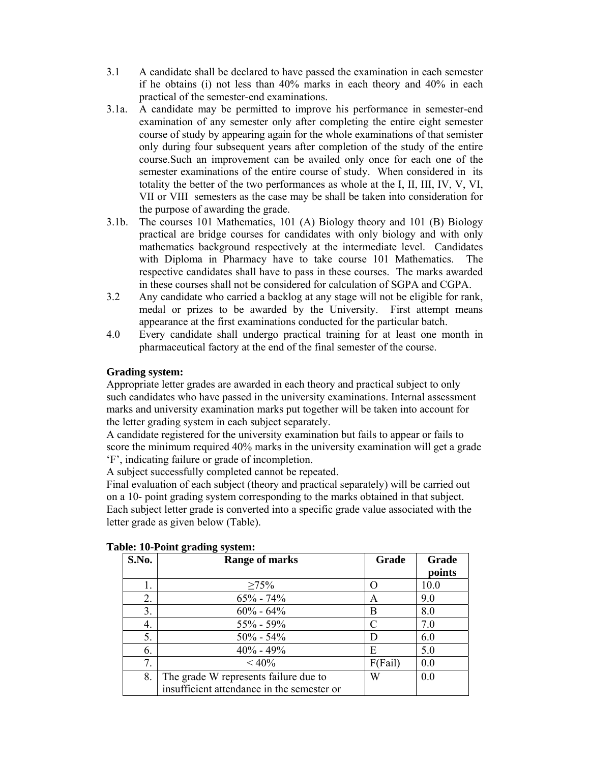3.1 A candidate shall be declared to have passed the examination in each semester if he obtains (i) not less than 40% marks in each theory and 40% in each practical of the semester-end examinations.

3.1a. A candidate may be permitted to improve his performance in semester-end examination of any semester only after completing the entire eight semester course of study by appearing again for the whole examinations of that semister only during four subsequent years after completion of the study of the entire course.Such an improvement can be availed only once for each one of the semester examinations of the entire course of study. When considered in its totality the better of the two performances as whole at the I, II, III, IV, V, VI, VII or VIII semesters as the case may be shall be taken into consideration for the purpose of awarding the grade.

3.1b. The courses 101 Mathematics, 101 (A) Biology theory and 101 (B) Biology practical are bridge courses for candidates with only biology and with only mathematics background respectively at the intermediate level. Candidates with Diploma in Pharmacy have to take course 101 Mathematics. The respective candidates shall have to pass in these courses. The marks awarded in these courses shall not be considered for calculation of SGPA and CGPA.

3.2 Any candidate who carried a backlog at any stage will not be eligible for rank, medal or prizes to be awarded by the University. First attempt means appearance at the first examinations conducted for the particular batch.

4.0 Every candidate shall undergo practical training for at least one month in pharmaceutical factory at the end of the final semester of the course.

**Grading system:**

Appropriate letter grades are awarded in each theory and practical subject to only such candidates who have passed in the university examinations. Internal assessment marks and university examination marks put together will be taken into account for the letter grading system in each subject separately.

A candidate registered for the university examination but fails to appear or fails to score the minimum required 40% marks in the university examination will get a grade 'F', indicating failure or grade of incompletion.

A subject successfully completed cannot be repeated.

Final evaluation of each subject (theory and practical separately) will be carried out on a 10- point grading system corresponding to the marks obtained in that subject. Each subject letter grade is converted into a specific grade value associated with the letter grade as given below (Table).

**Table: 10-Point grading system:**

| S.No. | Range of marks | Grade | Grade points |
|---|---|---|---|
| 1. | ≥75% | O | 10.0 |
| 2. | 65% - 74% | A | 9.0 |
| 3. | 60% - 64% | B | 8.0 |
| 4. | 55% - 59% | C | 7.0 |
| 5. | 50% - 54% | D | 6.0 |
| 6. | 40% - 49% | E | 5.0 |
| 7. | < 40% | F(Fail) | 0.0 |
| 8. | The grade W represents failure due to insufficient attendance in the semester or | W | 0.0 |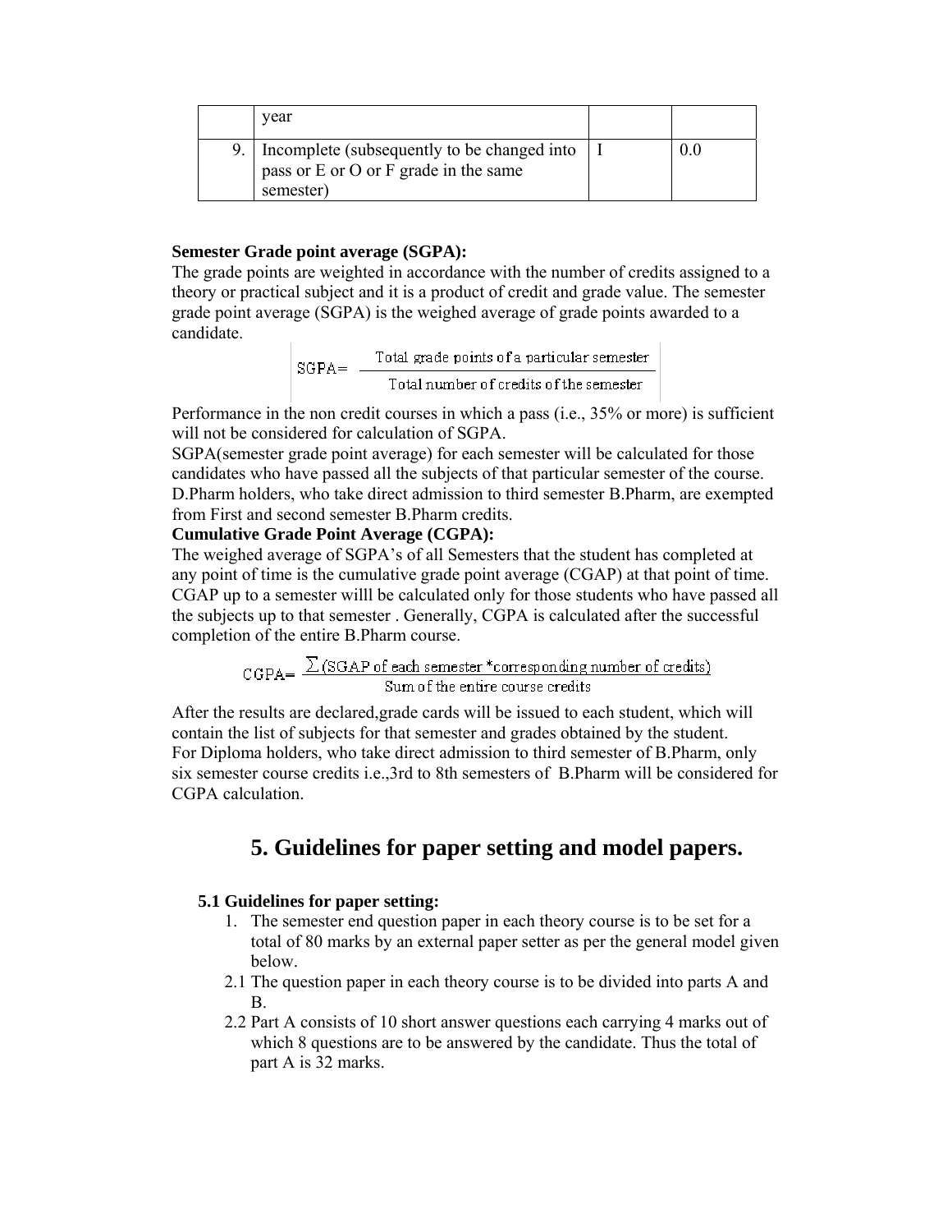|  | year |  |  |
|---|---|---|---|
| 9. | Incomplete (subsequently to be changed into pass or E or O or F grade in the same semester) | I | 0.0 |

**Semester Grade point average (SGPA):**

The grade points are weighted in accordance with the number of credits assigned to a theory or practical subject and it is a product of credit and grade value. The semester grade point average (SGPA) is the weighed average of grade points awarded to a candidate.

$$\text{SGPA} = \frac{\text{Total grade points of a particular semester}}{\text{Total number of credits of the semester}}$$

Performance in the non credit courses in which a pass (i.e., 35% or more) is sufficient will not be considered for calculation of SGPA.

SGPA(semester grade point average) for each semester will be calculated for those candidates who have passed all the subjects of that particular semester of the course.

D.Pharm holders, who take direct admission to third semester B.Pharm, are exempted from First and second semester B.Pharm credits.

**Cumulative Grade Point Average (CGPA):**

The weighed average of SGPA's of all Semesters that the student has completed at any point of time is the cumulative grade point average (CGAP) at that point of time. CGAP up to a semester willl be calculated only for those students who have passed all the subjects up to that semester . Generally, CGPA is calculated after the successful completion of the entire B.Pharm course.

$$\text{CGPA} = \frac{\sum(\text{SGAP of each semester * corresponding number of credits})}{\text{Sum of the entire course credits}}$$

After the results are declared,grade cards will be issued to each student, which will contain the list of subjects for that semester and grades obtained by the student.

For Diploma holders, who take direct admission to third semester of B.Pharm, only six semester course credits i.e.,3rd to 8th semesters of B.Pharm will be considered for CGPA calculation.

# 5. Guidelines for paper setting and model papers.

**5.1 Guidelines for paper setting:**

1. The semester end question paper in each theory course is to be set for a total of 80 marks by an external paper setter as per the general model given below.

2.1 The question paper in each theory course is to be divided into parts A and B.

2.2 Part A consists of 10 short answer questions each carrying 4 marks out of which 8 questions are to be answered by the candidate. Thus the total of part A is 32 marks.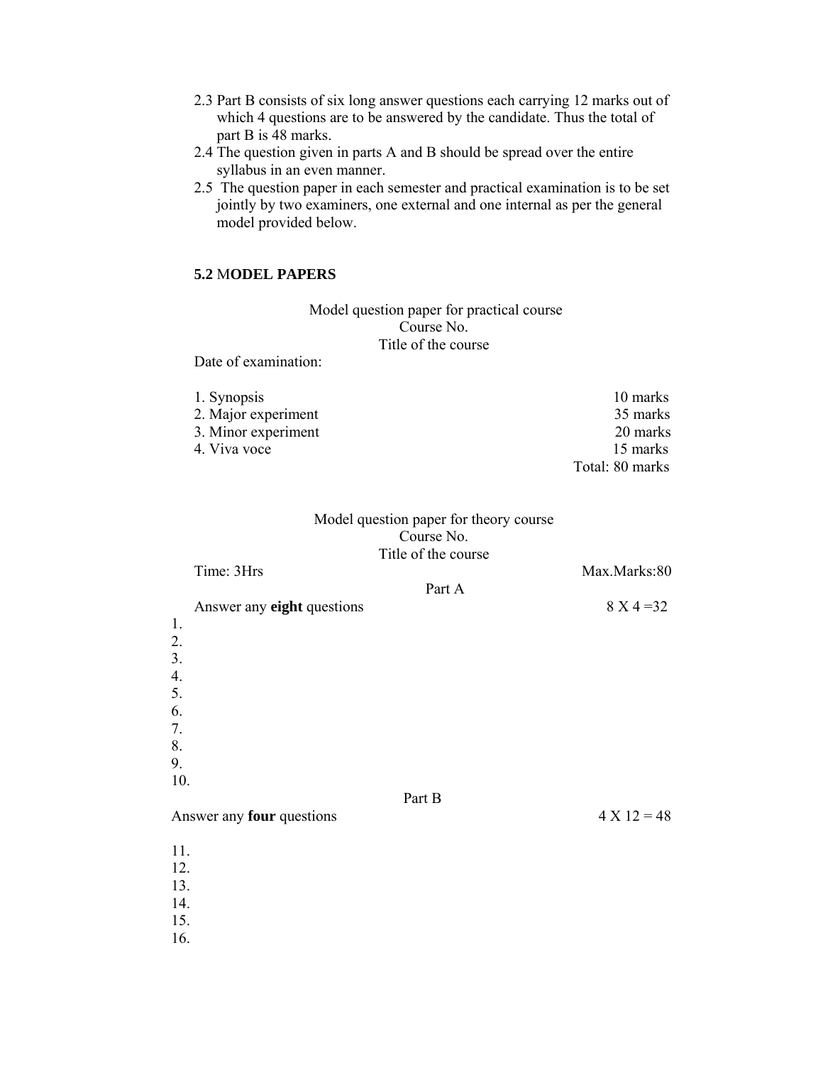2.3 Part B consists of six long answer questions each carrying 12 marks out of which 4 questions are to be answered by the candidate. Thus the total of part B is 48 marks.

2.4 The question given in parts A and B should be spread over the entire syllabus in an even manner.

2.5 The question paper in each semester and practical examination is to be set jointly by two examiners, one external and one internal as per the general model provided below.

### 5.2 MODEL PAPERS

Model question paper for practical course
Course No.
Title of the course

Date of examination:

| | |
|---|---|
| 1. Synopsis | 10 marks |
| 2. Major experiment | 35 marks |
| 3. Minor experiment | 20 marks |
| 4. Viva voce | 15 marks |
| | Total: 80 marks |

Model question paper for theory course
Course No.
Title of the course

Time: 3Hrs — Max.Marks:80

Part A

Answer any **eight** questions — 8 X 4 =32

1.
2.
3.
4.
5.
6.
7.
8.
9.
10.

Part B

Answer any **four** questions — 4 X 12 = 48

11.
12.
13.
14.
15.
16.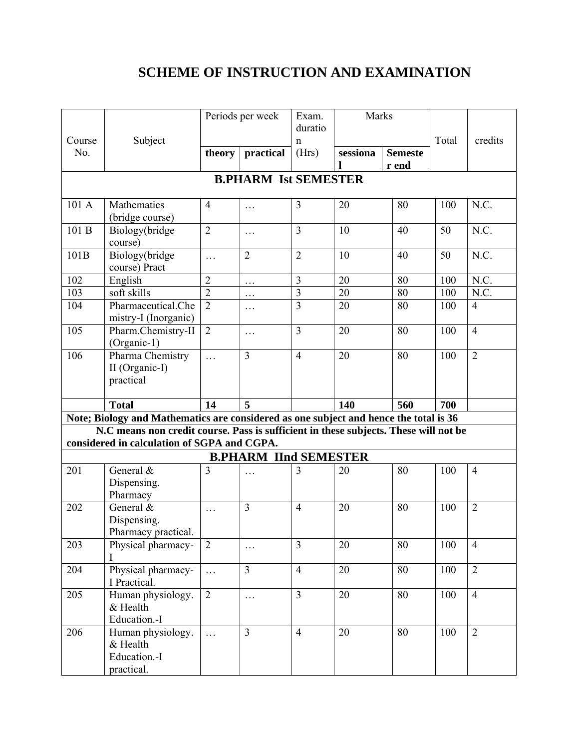# SCHEME OF INSTRUCTION AND EXAMINATION

| Course No. | Subject | Periods per week | | Exam. duration (Hrs) | Marks | | Total | credits |
|---|---|---|---|---|---|---|---|---|
| | | **theory** | **practical** | | **sessional** | **Semester end** | | |
| | | | | **B.PHARM Ist SEMESTER** | | | | |
| 101 A | Mathematics (bridge course) | 4 | … | 3 | 20 | 80 | 100 | N.C. |
| 101 B | Biology(bridge course) | 2 | … | 3 | 10 | 40 | 50 | N.C. |
| 101B | Biology(bridge course) Pract | … | 2 | 2 | 10 | 40 | 50 | N.C. |
| 102 | English | 2 | … | 3 | 20 | 80 | 100 | N.C. |
| 103 | soft skills | 2 | … | 3 | 20 | 80 | 100 | N.C. |
| 104 | Pharmaceutical.Chemistry-I (Inorganic) | 2 | … | 3 | 20 | 80 | 100 | 4 |
| 105 | Pharm.Chemistry-II (Organic-1) | 2 | … | 3 | 20 | 80 | 100 | 4 |
| 106 | Pharma Chemistry II (Organic-I) practical | … | 3 | 4 | 20 | 80 | 100 | 2 |
| | **Total** | **14** | **5** | | **140** | **560** | **700** | |
| **Note; Biology and Mathematics are considered as one subject and hence the total is 36** | | | | | | | | |
| **N.C means non credit course. Pass is sufficient in these subjects. These will not be considered in calculation of SGPA and CGPA.** | | | | | | | | |
| | | | | **B.PHARM IInd SEMESTER** | | | | |
| 201 | General & Dispensing. Pharmacy | 3 | … | 3 | 20 | 80 | 100 | 4 |
| 202 | General & Dispensing. Pharmacy practical. | … | 3 | 4 | 20 | 80 | 100 | 2 |
| 203 | Physical pharmacy-I | 2 | … | 3 | 20 | 80 | 100 | 4 |
| 204 | Physical pharmacy-I Practical. | … | 3 | 4 | 20 | 80 | 100 | 2 |
| 205 | Human physiology. & Health Education.-I | 2 | … | 3 | 20 | 80 | 100 | 4 |
| 206 | Human physiology. & Health Education.-I practical. | … | 3 | 4 | 20 | 80 | 100 | 2 |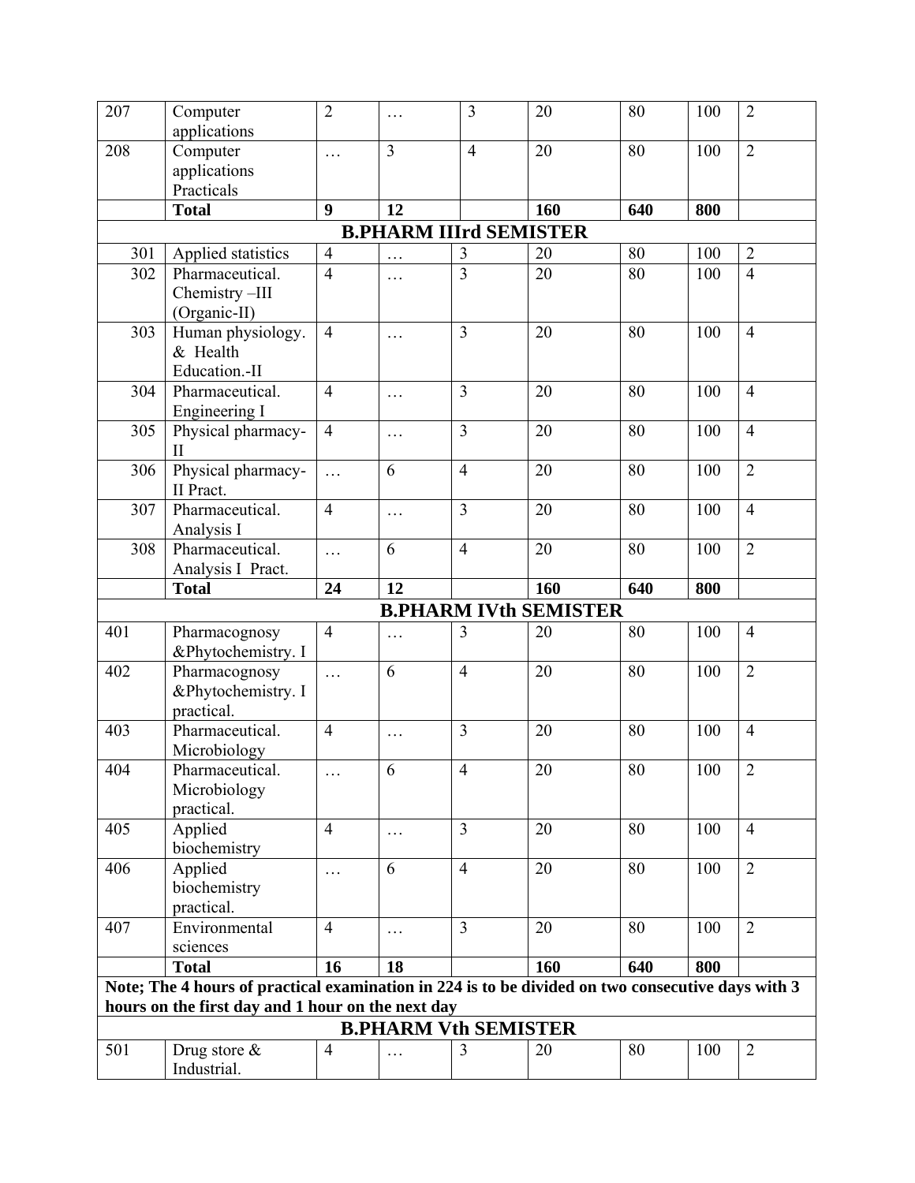| 207 | Computer applications | 2 | … | 3 | 20 | 80 | 100 | 2 |
|---|---|---|---|---|---|---|---|---|
| 208 | Computer applications Practicals | … | 3 | 4 | 20 | 80 | 100 | 2 |
| | **Total** | **9** | **12** | | **160** | **640** | **800** | |
| **B.PHARM IIIrd SEMISTER** | | | | | | | | |
| 301 | Applied statistics | 4 | … | 3 | 20 | 80 | 100 | 2 |
| 302 | Pharmaceutical. Chemistry –III (Organic-II) | 4 | … | 3 | 20 | 80 | 100 | 4 |
| 303 | Human physiology. & Health Education.-II | 4 | … | 3 | 20 | 80 | 100 | 4 |
| 304 | Pharmaceutical. Engineering I | 4 | … | 3 | 20 | 80 | 100 | 4 |
| 305 | Physical pharmacy-II | 4 | … | 3 | 20 | 80 | 100 | 4 |
| 306 | Physical pharmacy-II Pract. | … | 6 | 4 | 20 | 80 | 100 | 2 |
| 307 | Pharmaceutical. Analysis I | 4 | … | 3 | 20 | 80 | 100 | 4 |
| 308 | Pharmaceutical. Analysis I Pract. | … | 6 | 4 | 20 | 80 | 100 | 2 |
| | **Total** | **24** | **12** | | **160** | **640** | **800** | |
| **B.PHARM IVth SEMISTER** | | | | | | | | |
| 401 | Pharmacognosy &Phytochemistry. I | 4 | … | 3 | 20 | 80 | 100 | 4 |
| 402 | Pharmacognosy &Phytochemistry. I practical. | … | 6 | 4 | 20 | 80 | 100 | 2 |
| 403 | Pharmaceutical. Microbiology | 4 | … | 3 | 20 | 80 | 100 | 4 |
| 404 | Pharmaceutical. Microbiology practical. | … | 6 | 4 | 20 | 80 | 100 | 2 |
| 405 | Applied biochemistry | 4 | … | 3 | 20 | 80 | 100 | 4 |
| 406 | Applied biochemistry practical. | … | 6 | 4 | 20 | 80 | 100 | 2 |
| 407 | Environmental sciences | 4 | … | 3 | 20 | 80 | 100 | 2 |
| | **Total** | **16** | **18** | | **160** | **640** | **800** | |
| **Note; The 4 hours of practical examination in 224 is to be divided on two consecutive days with 3 hours on the first day and 1 hour on the next day** | | | | | | | | |
| **B.PHARM Vth SEMISTER** | | | | | | | | |
| 501 | Drug store & Industrial. | 4 | … | 3 | 20 | 80 | 100 | 2 |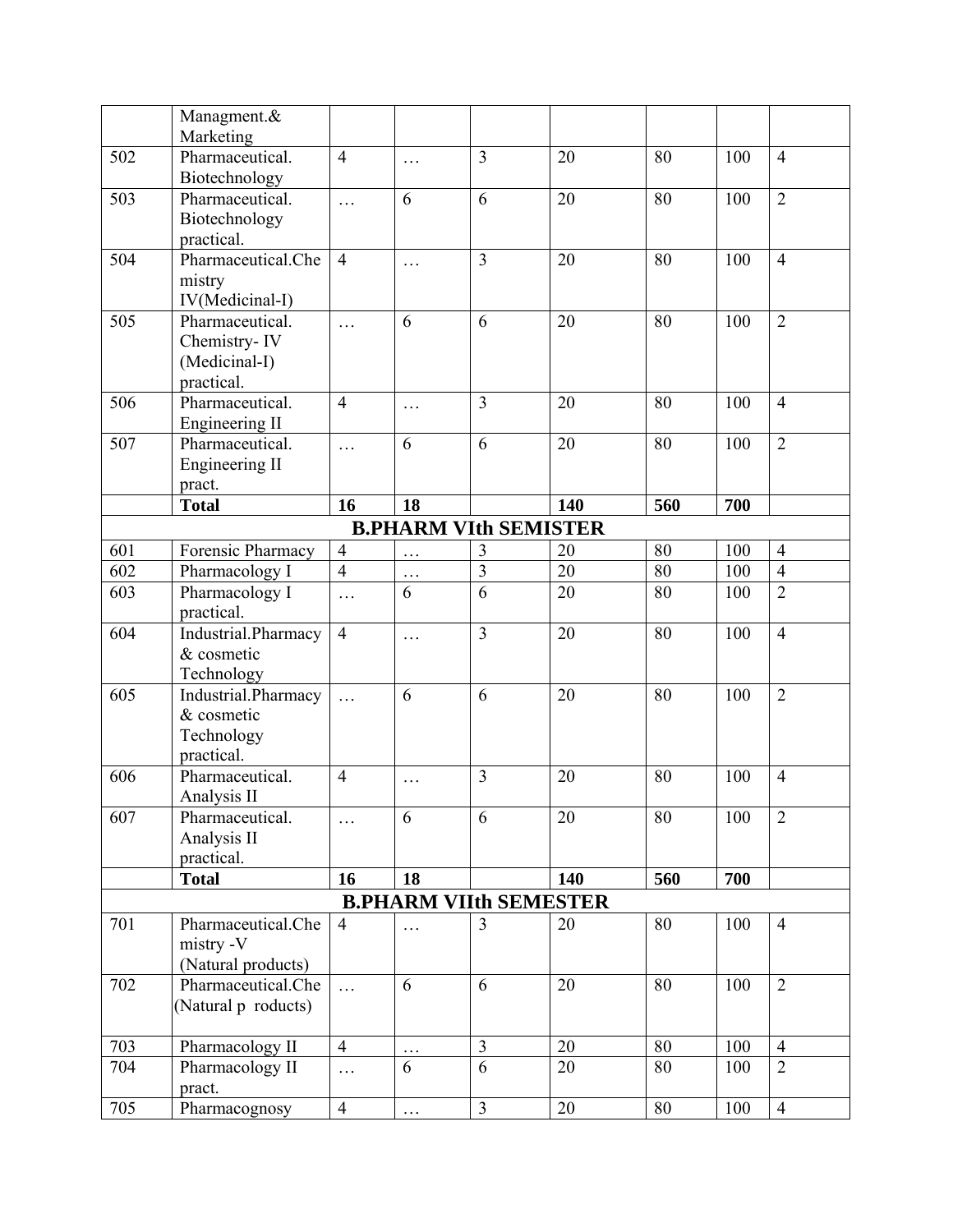| | | | | | | | | |
|---|---|---|---|---|---|---|---|---|
| | Managment.& Marketing | | | | | | | |
| 502 | Pharmaceutical. Biotechnology | 4 | … | 3 | 20 | 80 | 100 | 4 |
| 503 | Pharmaceutical. Biotechnology practical. | … | 6 | 6 | 20 | 80 | 100 | 2 |
| 504 | Pharmaceutical.Chemistry IV(Medicinal-I) | 4 | … | 3 | 20 | 80 | 100 | 4 |
| 505 | Pharmaceutical. Chemistry- IV (Medicinal-I) practical. | … | 6 | 6 | 20 | 80 | 100 | 2 |
| 506 | Pharmaceutical. Engineering II | 4 | … | 3 | 20 | 80 | 100 | 4 |
| 507 | Pharmaceutical. Engineering II pract. | … | 6 | 6 | 20 | 80 | 100 | 2 |
| | **Total** | **16** | **18** | | **140** | **560** | **700** | |
| **B.PHARM VIth SEMISTER** | | | | | | | | |
| 601 | Forensic Pharmacy | 4 | … | 3 | 20 | 80 | 100 | 4 |
| 602 | Pharmacology I | 4 | … | 3 | 20 | 80 | 100 | 4 |
| 603 | Pharmacology I practical. | … | 6 | 6 | 20 | 80 | 100 | 2 |
| 604 | Industrial.Pharmacy & cosmetic Technology | 4 | … | 3 | 20 | 80 | 100 | 4 |
| 605 | Industrial.Pharmacy & cosmetic Technology practical. | … | 6 | 6 | 20 | 80 | 100 | 2 |
| 606 | Pharmaceutical. Analysis II | 4 | … | 3 | 20 | 80 | 100 | 4 |
| 607 | Pharmaceutical. Analysis II practical. | … | 6 | 6 | 20 | 80 | 100 | 2 |
| | **Total** | **16** | **18** | | **140** | **560** | **700** | |
| **B.PHARM VIIth SEMESTER** | | | | | | | | |
| 701 | Pharmaceutical.Chemistry -V (Natural products) | 4 | … | 3 | 20 | 80 | 100 | 4 |
| 702 | Pharmaceutical.Che (Natural p roducts) | … | 6 | 6 | 20 | 80 | 100 | 2 |
| 703 | Pharmacology II | 4 | … | 3 | 20 | 80 | 100 | 4 |
| 704 | Pharmacology II pract. | … | 6 | 6 | 20 | 80 | 100 | 2 |
| 705 | Pharmacognosy | 4 | … | 3 | 20 | 80 | 100 | 4 |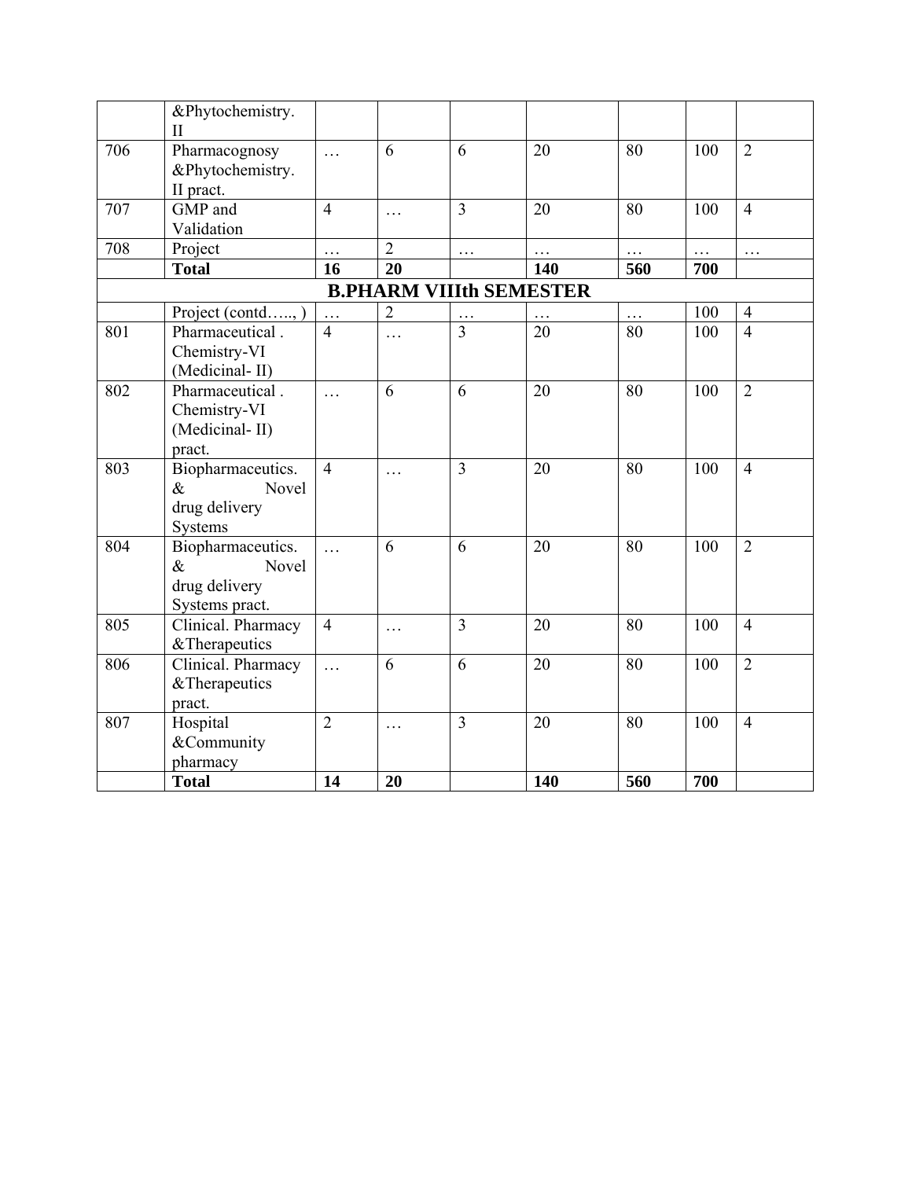|  | &Phytochemistry. II |  |  |  |  |  |  |  |
|---|---|---|---|---|---|---|---|---|
| 706 | Pharmacognosy &Phytochemistry. II pract. | … | 6 | 6 | 20 | 80 | 100 | 2 |
| 707 | GMP and Validation | 4 | … | 3 | 20 | 80 | 100 | 4 |
| 708 | Project | … | 2 | … | … | … | … | … |
|  | **Total** | **16** | **20** |  | **140** | **560** | **700** |  |
| **B.PHARM VIIIth SEMESTER** |  |  |  |  |  |  |  |  |
|  | Project (contd….., ) | … | 2 | … | … | … | 100 | 4 |
| 801 | Pharmaceutical . Chemistry-VI (Medicinal- II) | 4 | … | 3 | 20 | 80 | 100 | 4 |
| 802 | Pharmaceutical . Chemistry-VI (Medicinal- II) pract. | … | 6 | 6 | 20 | 80 | 100 | 2 |
| 803 | Biopharmaceutics. & Novel drug delivery Systems | 4 | … | 3 | 20 | 80 | 100 | 4 |
| 804 | Biopharmaceutics. & Novel drug delivery Systems pract. | … | 6 | 6 | 20 | 80 | 100 | 2 |
| 805 | Clinical. Pharmacy &Therapeutics | 4 | … | 3 | 20 | 80 | 100 | 4 |
| 806 | Clinical. Pharmacy &Therapeutics pract. | … | 6 | 6 | 20 | 80 | 100 | 2 |
| 807 | Hospital &Community pharmacy | 2 | … | 3 | 20 | 80 | 100 | 4 |
|  | **Total** | **14** | **20** |  | **140** | **560** | **700** |  |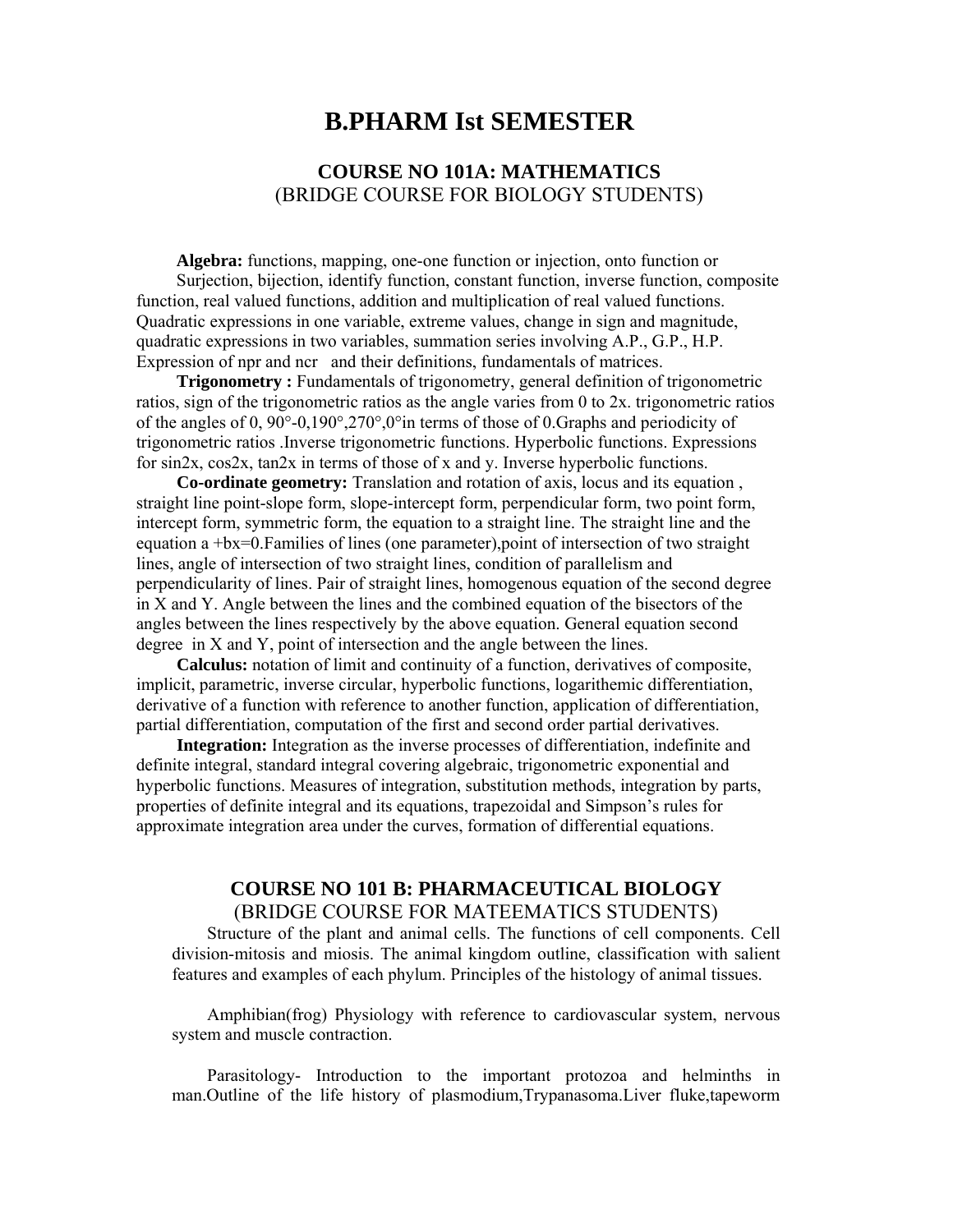# B.PHARM Ist SEMESTER

## COURSE NO 101A: MATHEMATICS
(BRIDGE COURSE FOR BIOLOGY STUDENTS)

**Algebra:** functions, mapping, one-one function or injection, onto function or Surjection, bijection, identify function, constant function, inverse function, composite function, real valued functions, addition and multiplication of real valued functions. Quadratic expressions in one variable, extreme values, change in sign and magnitude, quadratic expressions in two variables, summation series involving A.P., G.P., H.P. Expression of npr and ncr and their definitions, fundamentals of matrices.

**Trigonometry :** Fundamentals of trigonometry, general definition of trigonometric ratios, sign of the trigonometric ratios as the angle varies from 0 to 2x. trigonometric ratios of the angles of 0, 90°-0,190°,270°,0°in terms of those of 0.Graphs and periodicity of trigonometric ratios .Inverse trigonometric functions. Hyperbolic functions. Expressions for sin2x, cos2x, tan2x in terms of those of x and y. Inverse hyperbolic functions.

**Co-ordinate geometry:** Translation and rotation of axis, locus and its equation , straight line point-slope form, slope-intercept form, perpendicular form, two point form, intercept form, symmetric form, the equation to a straight line. The straight line and the equation a +bx=0.Families of lines (one parameter),point of intersection of two straight lines, angle of intersection of two straight lines, condition of parallelism and perpendicularity of lines. Pair of straight lines, homogenous equation of the second degree in X and Y. Angle between the lines and the combined equation of the bisectors of the angles between the lines respectively by the above equation. General equation second degree in X and Y, point of intersection and the angle between the lines.

**Calculus:** notation of limit and continuity of a function, derivatives of composite, implicit, parametric, inverse circular, hyperbolic functions, logarithemic differentiation, derivative of a function with reference to another function, application of differentiation, partial differentiation, computation of the first and second order partial derivatives.

**Integration:** Integration as the inverse processes of differentiation, indefinite and definite integral, standard integral covering algebraic, trigonometric exponential and hyperbolic functions. Measures of integration, substitution methods, integration by parts, properties of definite integral and its equations, trapezoidal and Simpson's rules for approximate integration area under the curves, formation of differential equations.

## COURSE NO 101 B: PHARMACEUTICAL BIOLOGY
(BRIDGE COURSE FOR MATEEMATICS STUDENTS)

Structure of the plant and animal cells. The functions of cell components. Cell division-mitosis and miosis. The animal kingdom outline, classification with salient features and examples of each phylum. Principles of the histology of animal tissues.

Amphibian(frog) Physiology with reference to cardiovascular system, nervous system and muscle contraction.

Parasitology- Introduction to the important protozoa and helminths in man.Outline of the life history of plasmodium,Trypanasoma.Liver fluke,tapeworm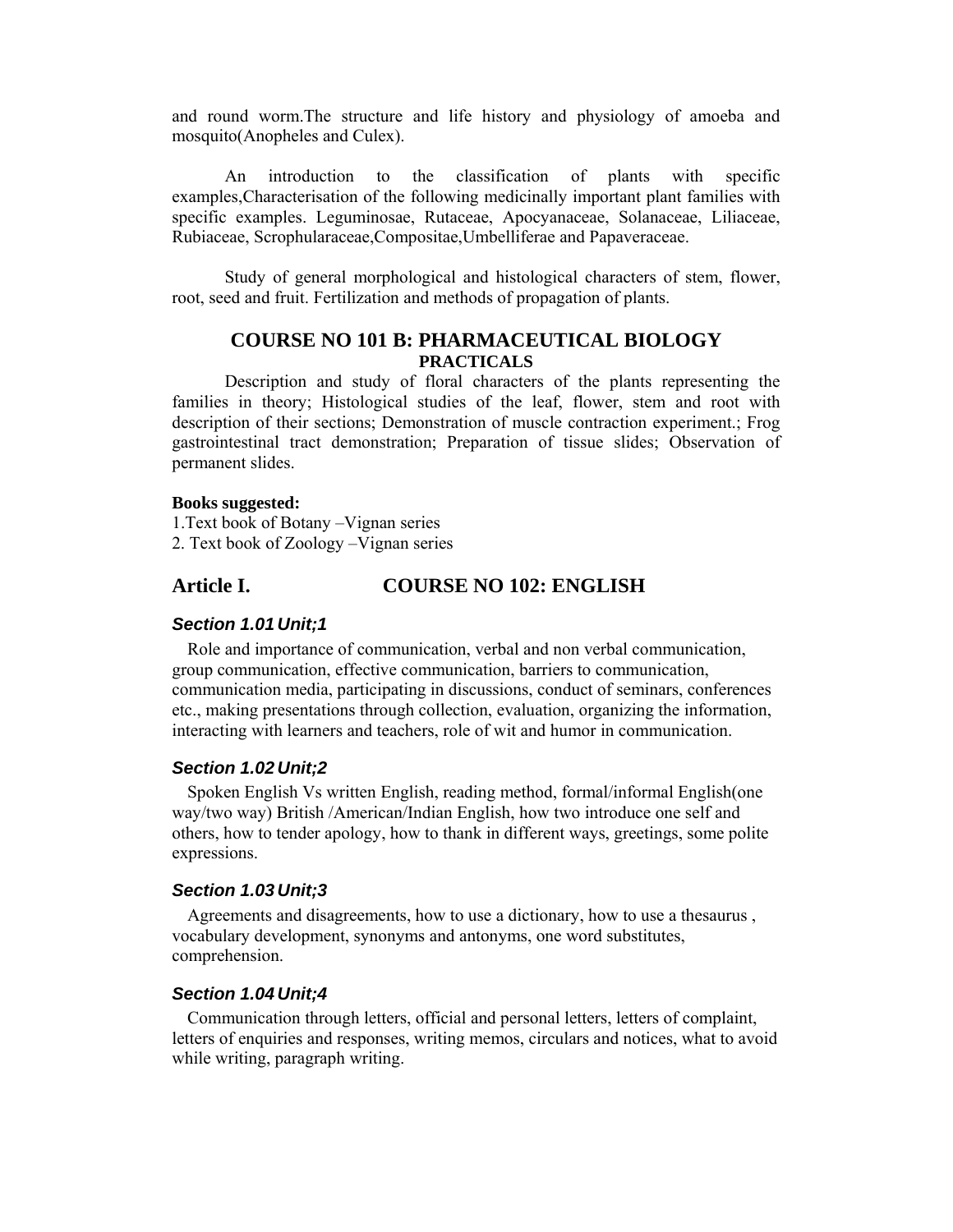and round worm.The structure and life history and physiology of amoeba and mosquito(Anopheles and Culex).

An introduction to the classification of plants with specific examples,Characterisation of the following medicinally important plant families with specific examples. Leguminosae, Rutaceae, Apocyanaceae, Solanaceae, Liliaceae, Rubiaceae, Scrophularaceae,Compositae,Umbelliferae and Papaveraceae.

Study of general morphological and histological characters of stem, flower, root, seed and fruit. Fertilization and methods of propagation of plants.

## COURSE NO 101 B: PHARMACEUTICAL BIOLOGY
### PRACTICALS

Description and study of floral characters of the plants representing the families in theory; Histological studies of the leaf, flower, stem and root with description of their sections; Demonstration of muscle contraction experiment.; Frog gastrointestinal tract demonstration; Preparation of tissue slides; Observation of permanent slides.

**Books suggested:**

1.Text book of Botany –Vignan series

2. Text book of Zoology –Vignan series

## Article I. COURSE NO 102: ENGLISH

### *Section 1.01 Unit;1*

Role and importance of communication, verbal and non verbal communication, group communication, effective communication, barriers to communication, communication media, participating in discussions, conduct of seminars, conferences etc., making presentations through collection, evaluation, organizing the information, interacting with learners and teachers, role of wit and humor in communication.

### *Section 1.02 Unit;2*

Spoken English Vs written English, reading method, formal/informal English(one way/two way) British /American/Indian English, how two introduce one self and others, how to tender apology, how to thank in different ways, greetings, some polite expressions.

### *Section 1.03 Unit;3*

Agreements and disagreements, how to use a dictionary, how to use a thesaurus , vocabulary development, synonyms and antonyms, one word substitutes, comprehension.

### *Section 1.04 Unit;4*

Communication through letters, official and personal letters, letters of complaint, letters of enquiries and responses, writing memos, circulars and notices, what to avoid while writing, paragraph writing.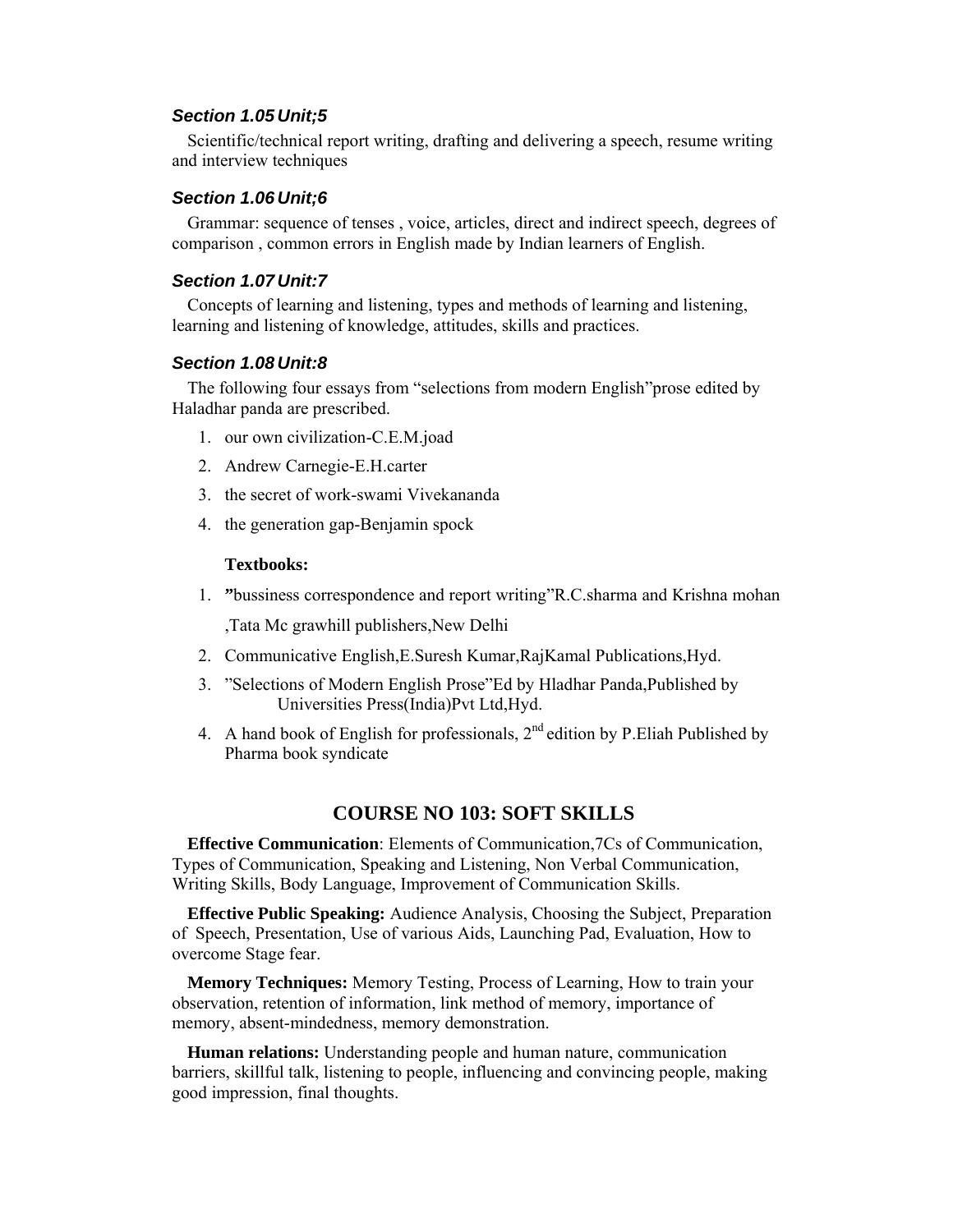### *Section 1.05 Unit;5*

Scientific/technical report writing, drafting and delivering a speech, resume writing and interview techniques

### *Section 1.06 Unit;6*

Grammar: sequence of tenses , voice, articles, direct and indirect speech, degrees of comparison , common errors in English made by Indian learners of English.

### *Section 1.07 Unit:7*

Concepts of learning and listening, types and methods of learning and listening, learning and listening of knowledge, attitudes, skills and practices.

### *Section 1.08 Unit:8*

The following four essays from "selections from modern English"prose edited by Haladhar panda are prescribed.

1. our own civilization-C.E.M.joad
2. Andrew Carnegie-E.H.carter
3. the secret of work-swami Vivekananda
4. the generation gap-Benjamin spock

**Textbooks:**

1. **"**bussiness correspondence and report writing"R.C.sharma and Krishna mohan ,Tata Mc grawhill publishers,New Delhi
2. Communicative English,E.Suresh Kumar,RajKamal Publications,Hyd.
3. "Selections of Modern English Prose"Ed by Hladhar Panda,Published by Universities Press(India)Pvt Ltd,Hyd.
4. A hand book of English for professionals, 2nd edition by P.Eliah Published by Pharma book syndicate

## COURSE NO 103: SOFT SKILLS

**Effective Communication**: Elements of Communication,7Cs of Communication, Types of Communication, Speaking and Listening, Non Verbal Communication, Writing Skills, Body Language, Improvement of Communication Skills.

**Effective Public Speaking:** Audience Analysis, Choosing the Subject, Preparation of Speech, Presentation, Use of various Aids, Launching Pad, Evaluation, How to overcome Stage fear.

**Memory Techniques:** Memory Testing, Process of Learning, How to train your observation, retention of information, link method of memory, importance of memory, absent-mindedness, memory demonstration.

**Human relations:** Understanding people and human nature, communication barriers, skillful talk, listening to people, influencing and convincing people, making good impression, final thoughts.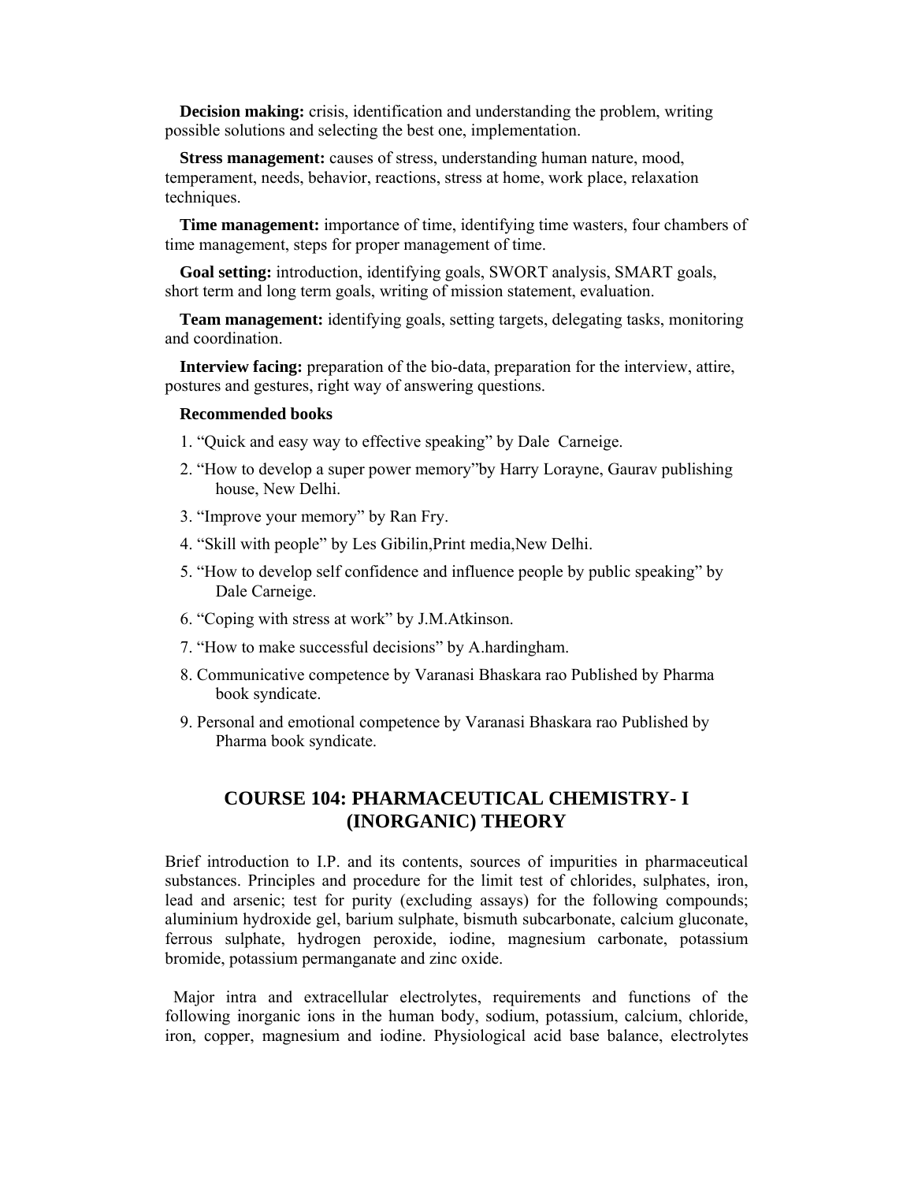**Decision making:** crisis, identification and understanding the problem, writing possible solutions and selecting the best one, implementation.

**Stress management:** causes of stress, understanding human nature, mood, temperament, needs, behavior, reactions, stress at home, work place, relaxation techniques.

**Time management:** importance of time, identifying time wasters, four chambers of time management, steps for proper management of time.

**Goal setting:** introduction, identifying goals, SWORT analysis, SMART goals, short term and long term goals, writing of mission statement, evaluation.

**Team management:** identifying goals, setting targets, delegating tasks, monitoring and coordination.

**Interview facing:** preparation of the bio-data, preparation for the interview, attire, postures and gestures, right way of answering questions.

**Recommended books**

1. "Quick and easy way to effective speaking" by Dale Carneige.
2. "How to develop a super power memory"by Harry Lorayne, Gaurav publishing house, New Delhi.
3. "Improve your memory" by Ran Fry.
4. "Skill with people" by Les Gibilin,Print media,New Delhi.
5. "How to develop self confidence and influence people by public speaking" by Dale Carneige.
6. "Coping with stress at work" by J.M.Atkinson.
7. "How to make successful decisions" by A.hardingham.
8. Communicative competence by Varanasi Bhaskara rao Published by Pharma book syndicate.
9. Personal and emotional competence by Varanasi Bhaskara rao Published by Pharma book syndicate.

## COURSE 104: PHARMACEUTICAL CHEMISTRY- I (INORGANIC) THEORY

Brief introduction to I.P. and its contents, sources of impurities in pharmaceutical substances. Principles and procedure for the limit test of chlorides, sulphates, iron, lead and arsenic; test for purity (excluding assays) for the following compounds; aluminium hydroxide gel, barium sulphate, bismuth subcarbonate, calcium gluconate, ferrous sulphate, hydrogen peroxide, iodine, magnesium carbonate, potassium bromide, potassium permanganate and zinc oxide.

Major intra and extracellular electrolytes, requirements and functions of the following inorganic ions in the human body, sodium, potassium, calcium, chloride, iron, copper, magnesium and iodine. Physiological acid base balance, electrolytes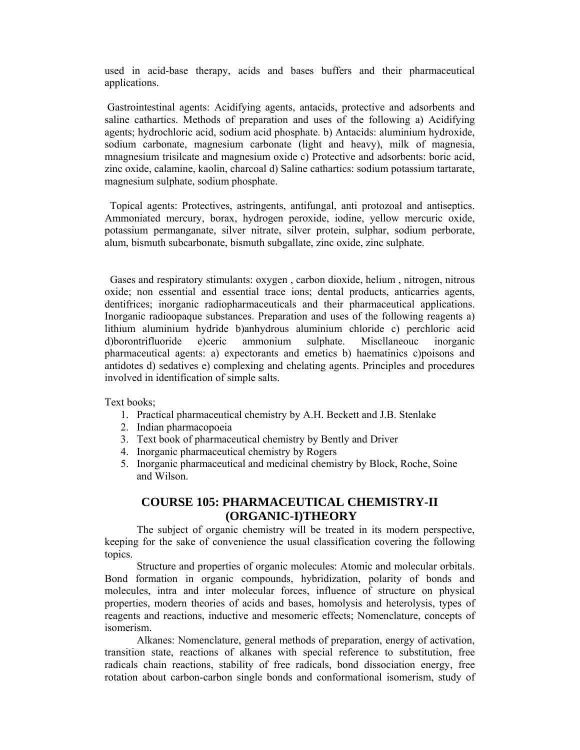used in acid-base therapy, acids and bases buffers and their pharmaceutical applications.

Gastrointestinal agents: Acidifying agents, antacids, protective and adsorbents and saline cathartics. Methods of preparation and uses of the following a) Acidifying agents; hydrochloric acid, sodium acid phosphate. b) Antacids: aluminium hydroxide, sodium carbonate, magnesium carbonate (light and heavy), milk of magnesia, mnagnesium trisilcate and magnesium oxide c) Protective and adsorbents: boric acid, zinc oxide, calamine, kaolin, charcoal d) Saline cathartics: sodium potassium tartarate, magnesium sulphate, sodium phosphate.

Topical agents: Protectives, astringents, antifungal, anti protozoal and antiseptics. Ammoniated mercury, borax, hydrogen peroxide, iodine, yellow mercuric oxide, potassium permanganate, silver nitrate, silver protein, sulphar, sodium perborate, alum, bismuth subcarbonate, bismuth subgallate, zinc oxide, zinc sulphate.

Gases and respiratory stimulants: oxygen , carbon dioxide, helium , nitrogen, nitrous oxide; non essential and essential trace ions; dental products, anticarries agents, dentifrices; inorganic radiopharmaceuticals and their pharmaceutical applications. Inorganic radioopaque substances. Preparation and uses of the following reagents a) lithium aluminium hydride b)anhydrous aluminium chloride c) perchloric acid d)borontrifluoride e)ceric ammonium sulphate. Miscllaneouc inorganic pharmaceutical agents: a) expectorants and emetics b) haematinics c)poisons and antidotes d) sedatives e) complexing and chelating agents. Principles and procedures involved in identification of simple salts.

Text books;

1. Practical pharmaceutical chemistry by A.H. Beckett and J.B. Stenlake
2. Indian pharmacopoeia
3. Text book of pharmaceutical chemistry by Bently and Driver
4. Inorganic pharmaceutical chemistry by Rogers
5. Inorganic pharmaceutical and medicinal chemistry by Block, Roche, Soine and Wilson.

## COURSE 105: PHARMACEUTICAL CHEMISTRY-II (ORGANIC-I)THEORY

The subject of organic chemistry will be treated in its modern perspective, keeping for the sake of convenience the usual classification covering the following topics.

Structure and properties of organic molecules: Atomic and molecular orbitals. Bond formation in organic compounds, hybridization, polarity of bonds and molecules, intra and inter molecular forces, influence of structure on physical properties, modern theories of acids and bases, homolysis and heterolysis, types of reagents and reactions, inductive and mesomeric effects; Nomenclature, concepts of isomerism.

Alkanes: Nomenclature, general methods of preparation, energy of activation, transition state, reactions of alkanes with special reference to substitution, free radicals chain reactions, stability of free radicals, bond dissociation energy, free rotation about carbon-carbon single bonds and conformational isomerism, study of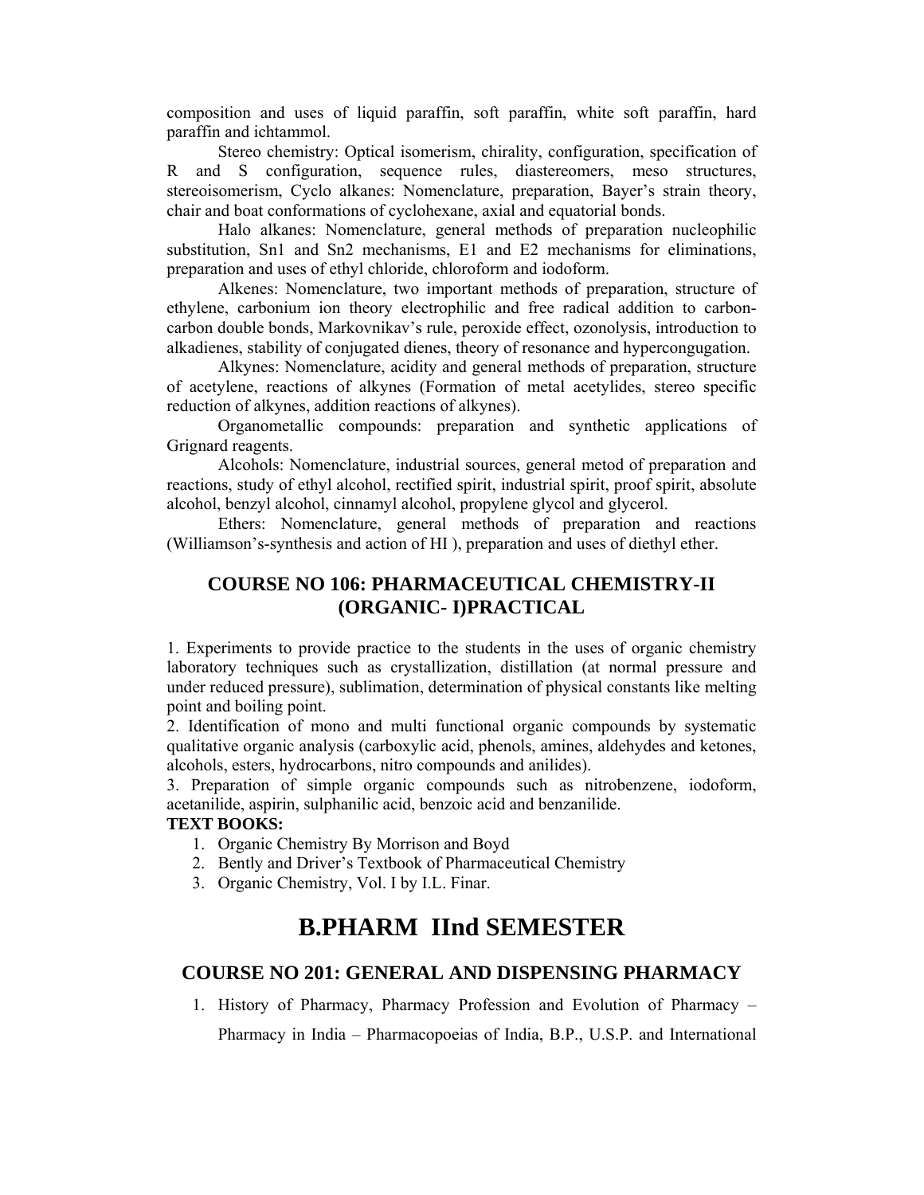composition and uses of liquid paraffin, soft paraffin, white soft paraffin, hard paraffin and ichtammol.

Stereo chemistry: Optical isomerism, chirality, configuration, specification of R and S configuration, sequence rules, diastereomers, meso structures, stereoisomerism, Cyclo alkanes: Nomenclature, preparation, Bayer's strain theory, chair and boat conformations of cyclohexane, axial and equatorial bonds.

Halo alkanes: Nomenclature, general methods of preparation nucleophilic substitution, Sn1 and Sn2 mechanisms, E1 and E2 mechanisms for eliminations, preparation and uses of ethyl chloride, chloroform and iodoform.

Alkenes: Nomenclature, two important methods of preparation, structure of ethylene, carbonium ion theory electrophilic and free radical addition to carbon-carbon double bonds, Markovnikav's rule, peroxide effect, ozonolysis, introduction to alkadienes, stability of conjugated dienes, theory of resonance and hypercongugation.

Alkynes: Nomenclature, acidity and general methods of preparation, structure of acetylene, reactions of alkynes (Formation of metal acetylides, stereo specific reduction of alkynes, addition reactions of alkynes).

Organometallic compounds: preparation and synthetic applications of Grignard reagents.

Alcohols: Nomenclature, industrial sources, general metod of preparation and reactions, study of ethyl alcohol, rectified spirit, industrial spirit, proof spirit, absolute alcohol, benzyl alcohol, cinnamyl alcohol, propylene glycol and glycerol.

Ethers: Nomenclature, general methods of preparation and reactions (Williamson's-synthesis and action of HI ), preparation and uses of diethyl ether.

## COURSE NO 106: PHARMACEUTICAL CHEMISTRY-II (ORGANIC- I)PRACTICAL

1. Experiments to provide practice to the students in the uses of organic chemistry laboratory techniques such as crystallization, distillation (at normal pressure and under reduced pressure), sublimation, determination of physical constants like melting point and boiling point.
2. Identification of mono and multi functional organic compounds by systematic qualitative organic analysis (carboxylic acid, phenols, amines, aldehydes and ketones, alcohols, esters, hydrocarbons, nitro compounds and anilides).
3. Preparation of simple organic compounds such as nitrobenzene, iodoform, acetanilide, aspirin, sulphanilic acid, benzoic acid and benzanilide.

**TEXT BOOKS:**

1. Organic Chemistry By Morrison and Boyd
2. Bently and Driver's Textbook of Pharmaceutical Chemistry
3. Organic Chemistry, Vol. I by I.L. Finar.

# B.PHARM IInd SEMESTER

## COURSE NO 201: GENERAL AND DISPENSING PHARMACY

1. History of Pharmacy, Pharmacy Profession and Evolution of Pharmacy – Pharmacy in India – Pharmacopoeias of India, B.P., U.S.P. and International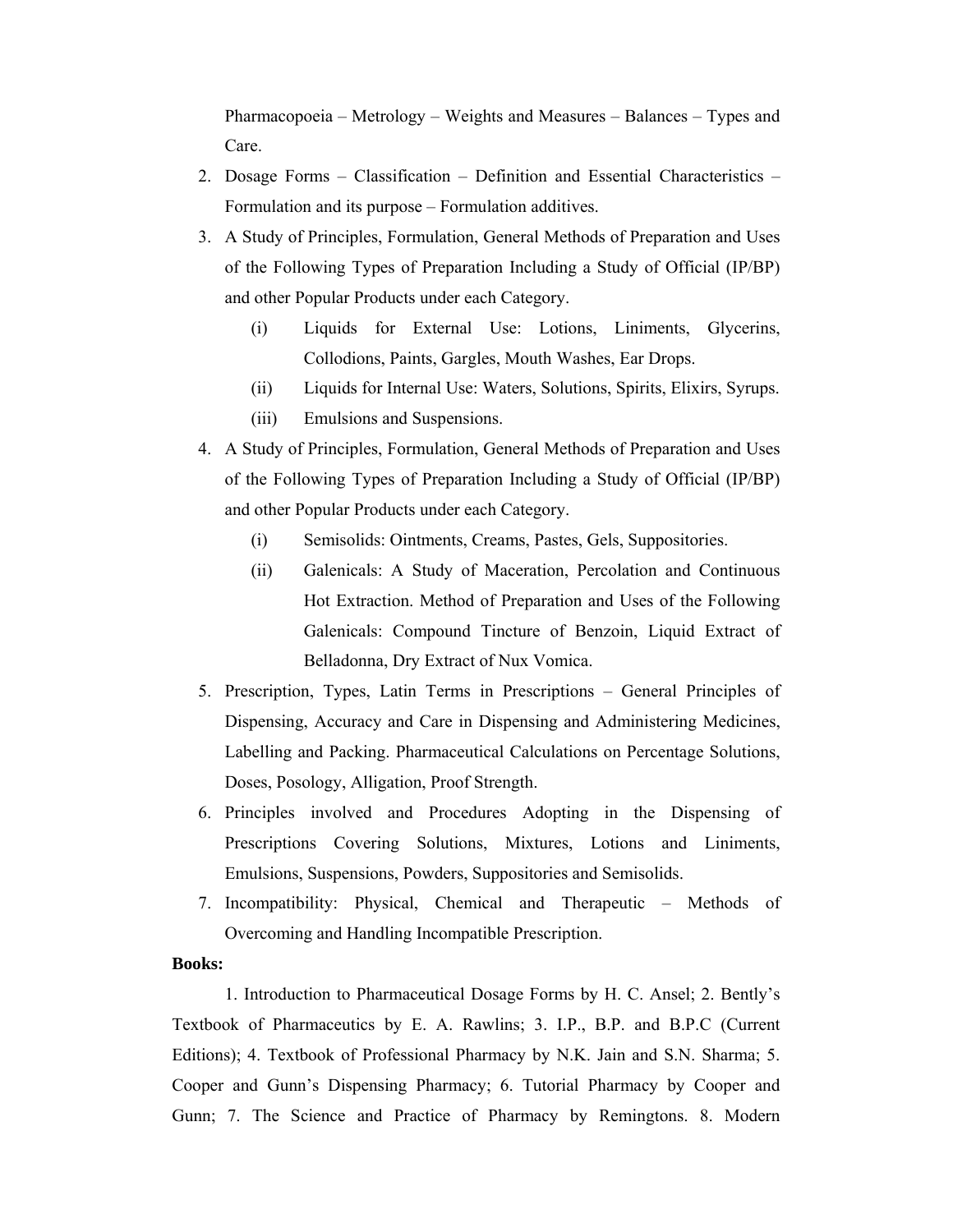Pharmacopoeia – Metrology – Weights and Measures – Balances – Types and Care.

2. Dosage Forms – Classification – Definition and Essential Characteristics – Formulation and its purpose – Formulation additives.
3. A Study of Principles, Formulation, General Methods of Preparation and Uses of the Following Types of Preparation Including a Study of Official (IP/BP) and other Popular Products under each Category.
   - (i) Liquids for External Use: Lotions, Liniments, Glycerins, Collodions, Paints, Gargles, Mouth Washes, Ear Drops.
   - (ii) Liquids for Internal Use: Waters, Solutions, Spirits, Elixirs, Syrups.
   - (iii) Emulsions and Suspensions.
4. A Study of Principles, Formulation, General Methods of Preparation and Uses of the Following Types of Preparation Including a Study of Official (IP/BP) and other Popular Products under each Category.
   - (i) Semisolids: Ointments, Creams, Pastes, Gels, Suppositories.
   - (ii) Galenicals: A Study of Maceration, Percolation and Continuous Hot Extraction. Method of Preparation and Uses of the Following Galenicals: Compound Tincture of Benzoin, Liquid Extract of Belladonna, Dry Extract of Nux Vomica.
5. Prescription, Types, Latin Terms in Prescriptions – General Principles of Dispensing, Accuracy and Care in Dispensing and Administering Medicines, Labelling and Packing. Pharmaceutical Calculations on Percentage Solutions, Doses, Posology, Alligation, Proof Strength.
6. Principles involved and Procedures Adopting in the Dispensing of Prescriptions Covering Solutions, Mixtures, Lotions and Liniments, Emulsions, Suspensions, Powders, Suppositories and Semisolids.
7. Incompatibility: Physical, Chemical and Therapeutic – Methods of Overcoming and Handling Incompatible Prescription.

**Books:**

1. Introduction to Pharmaceutical Dosage Forms by H. C. Ansel; 2. Bently's Textbook of Pharmaceutics by E. A. Rawlins; 3. I.P., B.P. and B.P.C (Current Editions); 4. Textbook of Professional Pharmacy by N.K. Jain and S.N. Sharma; 5. Cooper and Gunn's Dispensing Pharmacy; 6. Tutorial Pharmacy by Cooper and Gunn; 7. The Science and Practice of Pharmacy by Remingtons. 8. Modern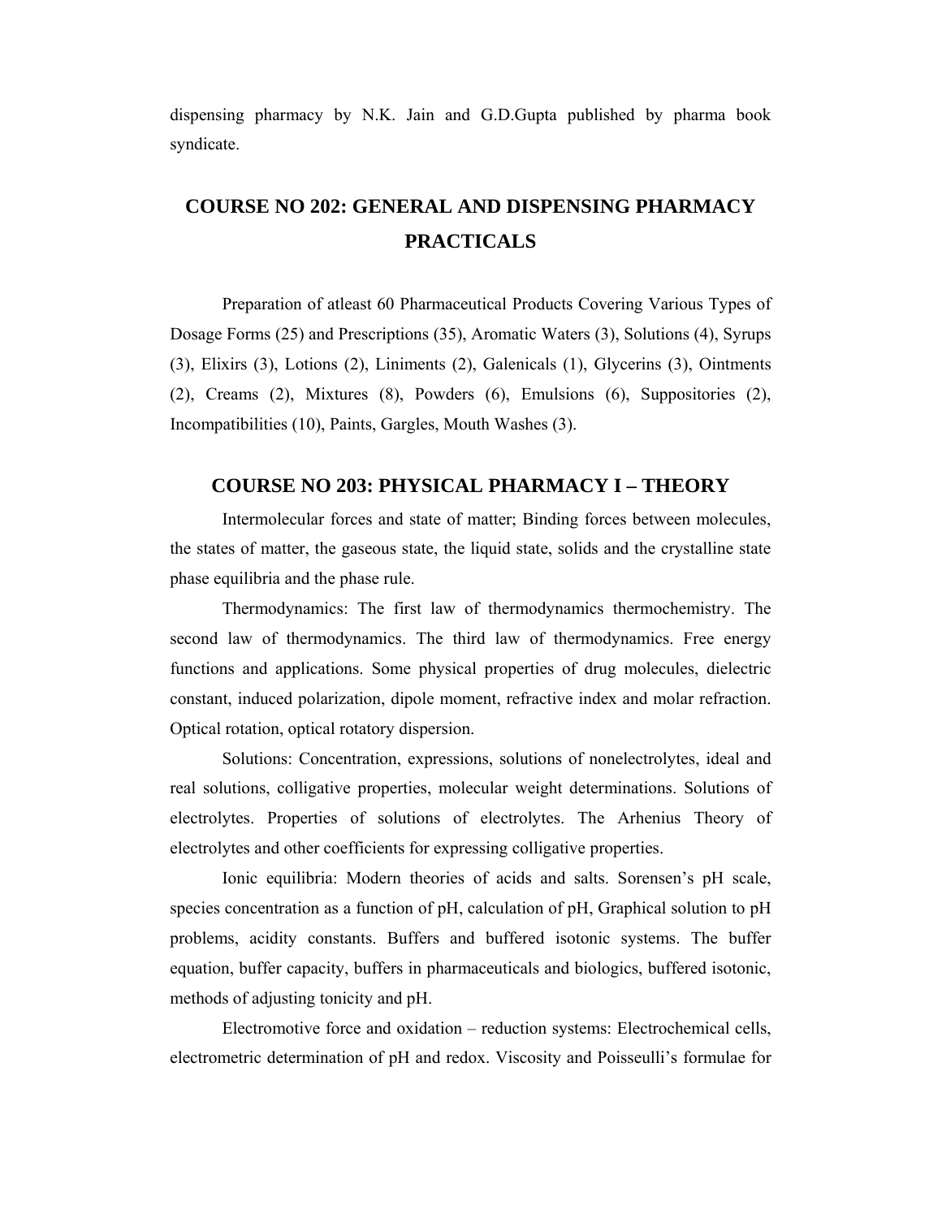dispensing pharmacy by N.K. Jain and G.D.Gupta published by pharma book syndicate.

## COURSE NO 202: GENERAL AND DISPENSING PHARMACY PRACTICALS

Preparation of atleast 60 Pharmaceutical Products Covering Various Types of Dosage Forms (25) and Prescriptions (35), Aromatic Waters (3), Solutions (4), Syrups (3), Elixirs (3), Lotions (2), Liniments (2), Galenicals (1), Glycerins (3), Ointments (2), Creams (2), Mixtures (8), Powders (6), Emulsions (6), Suppositories (2), Incompatibilities (10), Paints, Gargles, Mouth Washes (3).

## COURSE NO 203: PHYSICAL PHARMACY I – THEORY

Intermolecular forces and state of matter; Binding forces between molecules, the states of matter, the gaseous state, the liquid state, solids and the crystalline state phase equilibria and the phase rule.

Thermodynamics: The first law of thermodynamics thermochemistry. The second law of thermodynamics. The third law of thermodynamics. Free energy functions and applications. Some physical properties of drug molecules, dielectric constant, induced polarization, dipole moment, refractive index and molar refraction. Optical rotation, optical rotatory dispersion.

Solutions: Concentration, expressions, solutions of nonelectrolytes, ideal and real solutions, colligative properties, molecular weight determinations. Solutions of electrolytes. Properties of solutions of electrolytes. The Arhenius Theory of electrolytes and other coefficients for expressing colligative properties.

Ionic equilibria: Modern theories of acids and salts. Sorensen's pH scale, species concentration as a function of pH, calculation of pH, Graphical solution to pH problems, acidity constants. Buffers and buffered isotonic systems. The buffer equation, buffer capacity, buffers in pharmaceuticals and biologics, buffered isotonic, methods of adjusting tonicity and pH.

Electromotive force and oxidation – reduction systems: Electrochemical cells, electrometric determination of pH and redox. Viscosity and Poisseulli's formulae for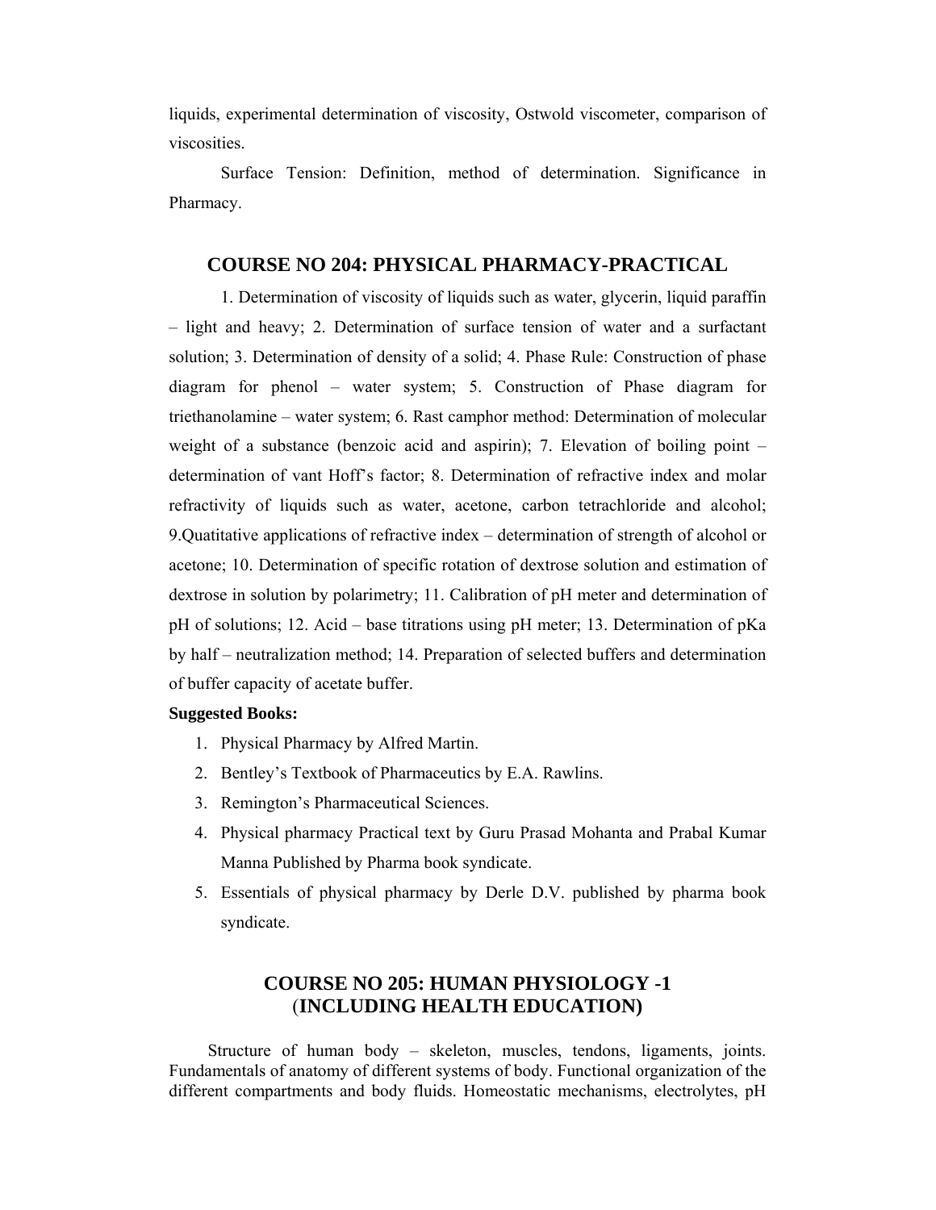liquids, experimental determination of viscosity, Ostwold viscometer, comparison of viscosities.

Surface Tension: Definition, method of determination. Significance in Pharmacy.

## COURSE NO 204: PHYSICAL PHARMACY-PRACTICAL

1. Determination of viscosity of liquids such as water, glycerin, liquid paraffin – light and heavy; 2. Determination of surface tension of water and a surfactant solution; 3. Determination of density of a solid; 4. Phase Rule: Construction of phase diagram for phenol – water system; 5. Construction of Phase diagram for triethanolamine – water system; 6. Rast camphor method: Determination of molecular weight of a substance (benzoic acid and aspirin); 7. Elevation of boiling point – determination of vant Hoff's factor; 8. Determination of refractive index and molar refractivity of liquids such as water, acetone, carbon tetrachloride and alcohol; 9.Quatitative applications of refractive index – determination of strength of alcohol or acetone; 10. Determination of specific rotation of dextrose solution and estimation of dextrose in solution by polarimetry; 11. Calibration of pH meter and determination of pH of solutions; 12. Acid – base titrations using pH meter; 13. Determination of pKa by half – neutralization method; 14. Preparation of selected buffers and determination of buffer capacity of acetate buffer.

**Suggested Books:**

1. Physical Pharmacy by Alfred Martin.
2. Bentley's Textbook of Pharmaceutics by E.A. Rawlins.
3. Remington's Pharmaceutical Sciences.
4. Physical pharmacy Practical text by Guru Prasad Mohanta and Prabal Kumar Manna Published by Pharma book syndicate.
5. Essentials of physical pharmacy by Derle D.V. published by pharma book syndicate.

## COURSE NO 205: HUMAN PHYSIOLOGY -1 (INCLUDING HEALTH EDUCATION)

Structure of human body – skeleton, muscles, tendons, ligaments, joints. Fundamentals of anatomy of different systems of body. Functional organization of the different compartments and body fluids. Homeostatic mechanisms, electrolytes, pH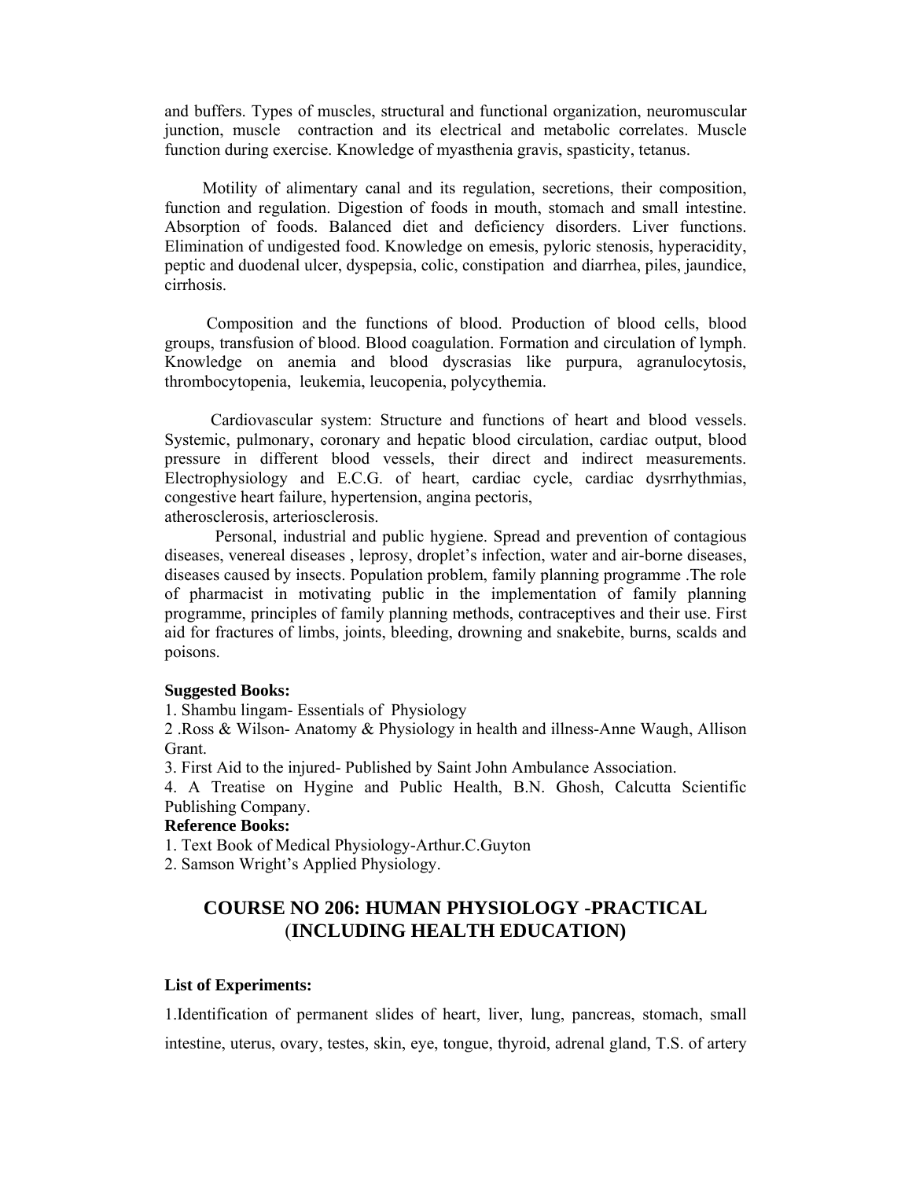and buffers. Types of muscles, structural and functional organization, neuromuscular junction, muscle contraction and its electrical and metabolic correlates. Muscle function during exercise. Knowledge of myasthenia gravis, spasticity, tetanus.

Motility of alimentary canal and its regulation, secretions, their composition, function and regulation. Digestion of foods in mouth, stomach and small intestine. Absorption of foods. Balanced diet and deficiency disorders. Liver functions. Elimination of undigested food. Knowledge on emesis, pyloric stenosis, hyperacidity, peptic and duodenal ulcer, dyspepsia, colic, constipation and diarrhea, piles, jaundice, cirrhosis.

Composition and the functions of blood. Production of blood cells, blood groups, transfusion of blood. Blood coagulation. Formation and circulation of lymph. Knowledge on anemia and blood dyscrasias like purpura, agranulocytosis, thrombocytopenia, leukemia, leucopenia, polycythemia.

Cardiovascular system: Structure and functions of heart and blood vessels. Systemic, pulmonary, coronary and hepatic blood circulation, cardiac output, blood pressure in different blood vessels, their direct and indirect measurements. Electrophysiology and E.C.G. of heart, cardiac cycle, cardiac dysrrhythmias, congestive heart failure, hypertension, angina pectoris, atherosclerosis, arteriosclerosis.

Personal, industrial and public hygiene. Spread and prevention of contagious diseases, venereal diseases , leprosy, droplet's infection, water and air-borne diseases, diseases caused by insects. Population problem, family planning programme .The role of pharmacist in motivating public in the implementation of family planning programme, principles of family planning methods, contraceptives and their use. First aid for fractures of limbs, joints, bleeding, drowning and snakebite, burns, scalds and poisons.

**Suggested Books:**

1. Shambu lingam- Essentials of Physiology
2. Ross & Wilson- Anatomy & Physiology in health and illness-Anne Waugh, Allison Grant.
3. First Aid to the injured- Published by Saint John Ambulance Association.
4. A Treatise on Hygine and Public Health, B.N. Ghosh, Calcutta Scientific Publishing Company.

**Reference Books:**

1. Text Book of Medical Physiology-Arthur.C.Guyton
2. Samson Wright's Applied Physiology.

## COURSE NO 206: HUMAN PHYSIOLOGY -PRACTICAL (INCLUDING HEALTH EDUCATION)

**List of Experiments:**

1.Identification of permanent slides of heart, liver, lung, pancreas, stomach, small intestine, uterus, ovary, testes, skin, eye, tongue, thyroid, adrenal gland, T.S. of artery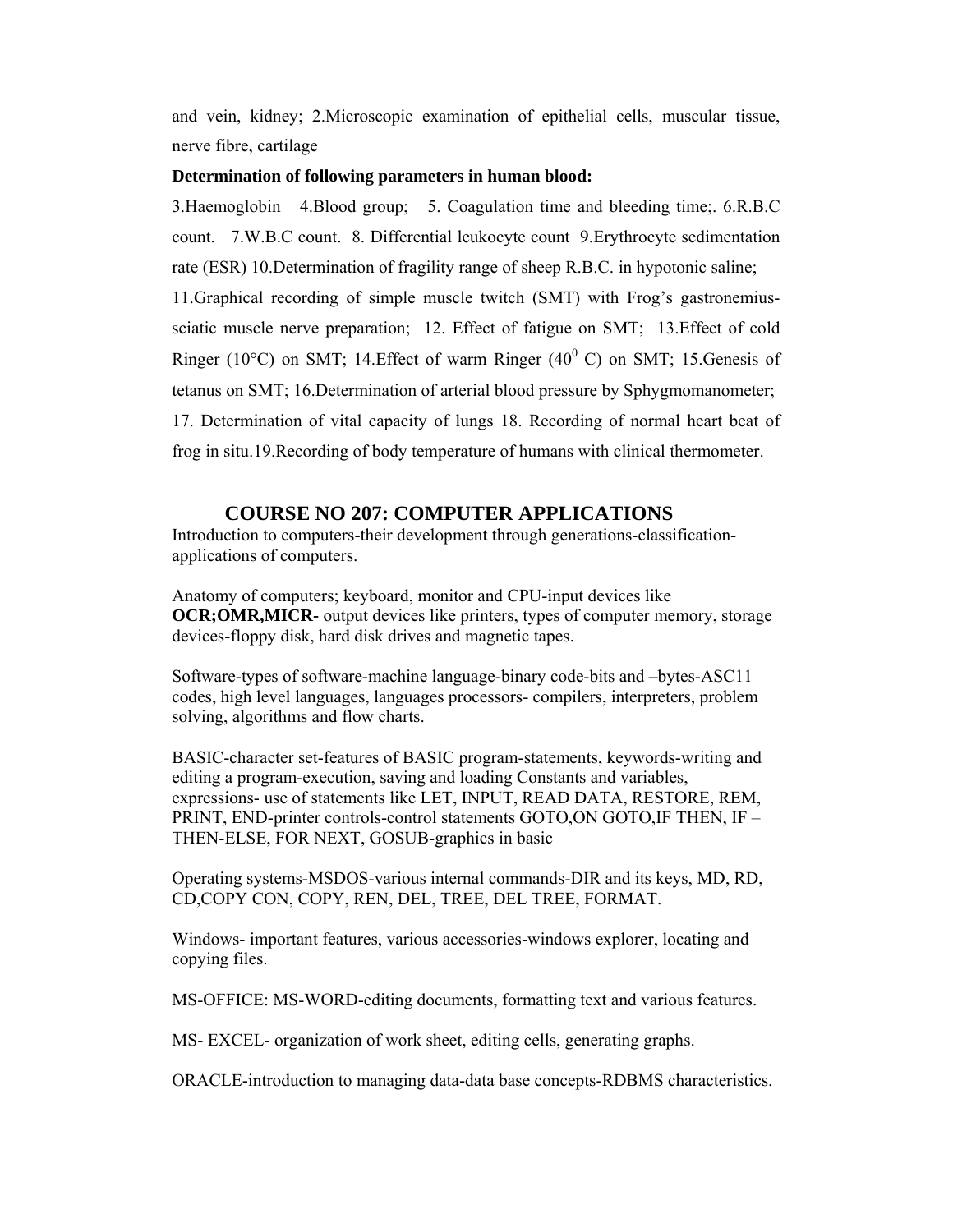and vein, kidney; 2.Microscopic examination of epithelial cells, muscular tissue, nerve fibre, cartilage

**Determination of following parameters in human blood:**

3.Haemoglobin 4.Blood group; 5. Coagulation time and bleeding time;. 6.R.B.C count. 7.W.B.C count. 8. Differential leukocyte count 9.Erythrocyte sedimentation rate (ESR) 10.Determination of fragility range of sheep R.B.C. in hypotonic saline; 11.Graphical recording of simple muscle twitch (SMT) with Frog's gastronemius-sciatic muscle nerve preparation; 12. Effect of fatigue on SMT; 13.Effect of cold Ringer (10°C) on SMT; 14.Effect of warm Ringer ($40^0$ C) on SMT; 15.Genesis of tetanus on SMT; 16.Determination of arterial blood pressure by Sphygmomanometer; 17. Determination of vital capacity of lungs 18. Recording of normal heart beat of frog in situ.19.Recording of body temperature of humans with clinical thermometer.

## COURSE NO 207: COMPUTER APPLICATIONS

Introduction to computers-their development through generations-classification-applications of computers.

Anatomy of computers; keyboard, monitor and CPU-input devices like **OCR;OMR,MICR-** output devices like printers, types of computer memory, storage devices-floppy disk, hard disk drives and magnetic tapes.

Software-types of software-machine language-binary code-bits and –bytes-ASC11 codes, high level languages, languages processors- compilers, interpreters, problem solving, algorithms and flow charts.

BASIC-character set-features of BASIC program-statements, keywords-writing and editing a program-execution, saving and loading Constants and variables, expressions- use of statements like LET, INPUT, READ DATA, RESTORE, REM, PRINT, END-printer controls-control statements GOTO,ON GOTO,IF THEN, IF –THEN-ELSE, FOR NEXT, GOSUB-graphics in basic

Operating systems-MSDOS-various internal commands-DIR and its keys, MD, RD, CD,COPY CON, COPY, REN, DEL, TREE, DEL TREE, FORMAT.

Windows- important features, various accessories-windows explorer, locating and copying files.

MS-OFFICE: MS-WORD-editing documents, formatting text and various features.

MS- EXCEL- organization of work sheet, editing cells, generating graphs.

ORACLE-introduction to managing data-data base concepts-RDBMS characteristics.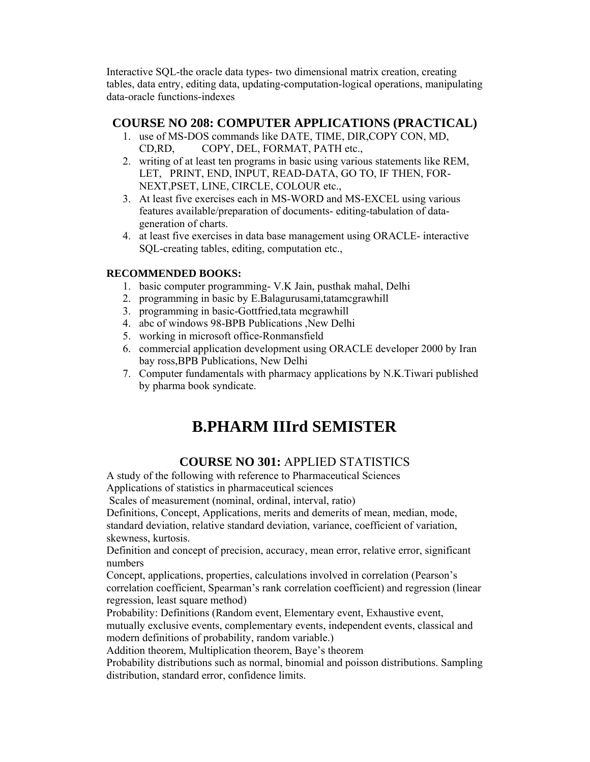Interactive SQL-the oracle data types- two dimensional matrix creation, creating tables, data entry, editing data, updating-computation-logical operations, manipulating data-oracle functions-indexes

## COURSE NO 208: COMPUTER APPLICATIONS (PRACTICAL)

1. use of MS-DOS commands like DATE, TIME, DIR,COPY CON, MD, CD,RD, COPY, DEL, FORMAT, PATH etc.,
2. writing of at least ten programs in basic using various statements like REM, LET, PRINT, END, INPUT, READ-DATA, GO TO, IF THEN, FOR-NEXT,PSET, LINE, CIRCLE, COLOUR etc.,
3. At least five exercises each in MS-WORD and MS-EXCEL using various features available/preparation of documents- editing-tabulation of data-generation of charts.
4. at least five exercises in data base management using ORACLE- interactive SQL-creating tables, editing, computation etc.,

**RECOMMENDED BOOKS:**

1. basic computer programming- V.K Jain, pusthak mahal, Delhi
2. programming in basic by E.Balagurusami,tatamcgrawhill
3. programming in basic-Gottfried,tata mcgrawhill
4. abc of windows 98-BPB Publications ,New Delhi
5. working in microsoft office-Ronmansfield
6. commercial application development using ORACLE developer 2000 by Iran bay ross,BPB Publications, New Delhi
7. Computer fundamentals with pharmacy applications by N.K.Tiwari published by pharma book syndicate.

# B.PHARM IIIrd SEMISTER

## COURSE NO 301: APPLIED STATISTICS

A study of the following with reference to Pharmaceutical Sciences

Applications of statistics in pharmaceutical sciences

Scales of measurement (nominal, ordinal, interval, ratio)

Definitions, Concept, Applications, merits and demerits of mean, median, mode, standard deviation, relative standard deviation, variance, coefficient of variation, skewness, kurtosis.

Definition and concept of precision, accuracy, mean error, relative error, significant numbers

Concept, applications, properties, calculations involved in correlation (Pearson's correlation coefficient, Spearman's rank correlation coefficient) and regression (linear regression, least square method)

Probability: Definitions (Random event, Elementary event, Exhaustive event, mutually exclusive events, complementary events, independent events, classical and modern definitions of probability, random variable.)

Addition theorem, Multiplication theorem, Baye's theorem

Probability distributions such as normal, binomial and poisson distributions. Sampling distribution, standard error, confidence limits.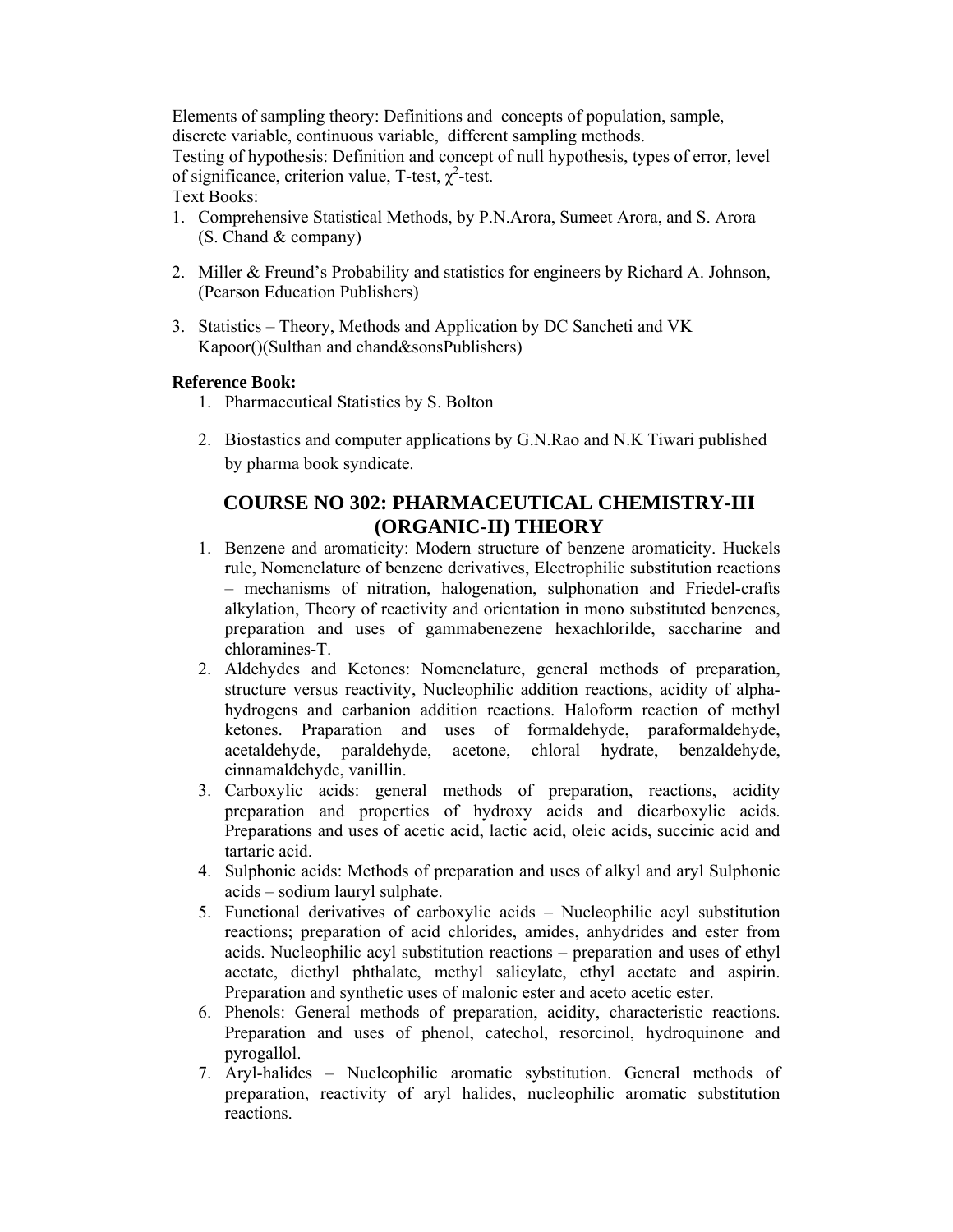Elements of sampling theory: Definitions and concepts of population, sample, discrete variable, continuous variable, different sampling methods.

Testing of hypothesis: Definition and concept of null hypothesis, types of error, level of significance, criterion value, T-test, $\chi^2$-test.

Text Books:

1. Comprehensive Statistical Methods, by P.N.Arora, Sumeet Arora, and S. Arora (S. Chand & company)

2. Miller & Freund's Probability and statistics for engineers by Richard A. Johnson, (Pearson Education Publishers)

3. Statistics – Theory, Methods and Application by DC Sancheti and VK Kapoor()(Sulthan and chand&sonsPublishers)

**Reference Book:**

1. Pharmaceutical Statistics by S. Bolton

2. Biostastics and computer applications by G.N.Rao and N.K Tiwari published by pharma book syndicate.

## COURSE NO 302: PHARMACEUTICAL CHEMISTRY-III (ORGANIC-II) THEORY

1. Benzene and aromaticity: Modern structure of benzene aromaticity. Huckels rule, Nomenclature of benzene derivatives, Electrophilic substitution reactions – mechanisms of nitration, halogenation, sulphonation and Friedel-crafts alkylation, Theory of reactivity and orientation in mono substituted benzenes, preparation and uses of gammabenezene hexachlorilde, saccharine and chloramines-T.
2. Aldehydes and Ketones: Nomenclature, general methods of preparation, structure versus reactivity, Nucleophilic addition reactions, acidity of alpha-hydrogens and carbanion addition reactions. Haloform reaction of methyl ketones. Praparation and uses of formaldehyde, paraformaldehyde, acetaldehyde, paraldehyde, acetone, chloral hydrate, benzaldehyde, cinnamaldehyde, vanillin.
3. Carboxylic acids: general methods of preparation, reactions, acidity preparation and properties of hydroxy acids and dicarboxylic acids. Preparations and uses of acetic acid, lactic acid, oleic acids, succinic acid and tartaric acid.
4. Sulphonic acids: Methods of preparation and uses of alkyl and aryl Sulphonic acids – sodium lauryl sulphate.
5. Functional derivatives of carboxylic acids – Nucleophilic acyl substitution reactions; preparation of acid chlorides, amides, anhydrides and ester from acids. Nucleophilic acyl substitution reactions – preparation and uses of ethyl acetate, diethyl phthalate, methyl salicylate, ethyl acetate and aspirin. Preparation and synthetic uses of malonic ester and aceto acetic ester.
6. Phenols: General methods of preparation, acidity, characteristic reactions. Preparation and uses of phenol, catechol, resorcinol, hydroquinone and pyrogallol.
7. Aryl-halides – Nucleophilic aromatic sybstitution. General methods of preparation, reactivity of aryl halides, nucleophilic aromatic substitution reactions.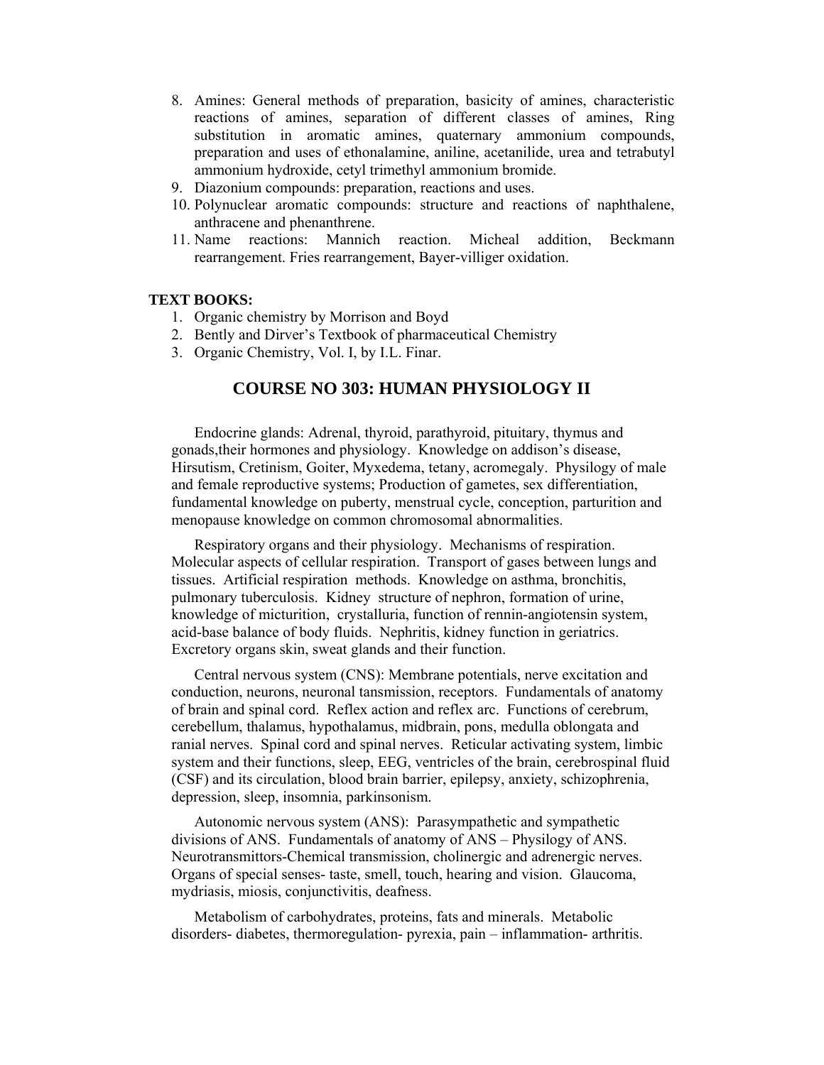8. Amines: General methods of preparation, basicity of amines, characteristic reactions of amines, separation of different classes of amines, Ring substitution in aromatic amines, quaternary ammonium compounds, preparation and uses of ethonalamine, aniline, acetanilide, urea and tetrabutyl ammonium hydroxide, cetyl trimethyl ammonium bromide.
9. Diazonium compounds: preparation, reactions and uses.
10. Polynuclear aromatic compounds: structure and reactions of naphthalene, anthracene and phenanthrene.
11. Name reactions: Mannich reaction. Micheal addition, Beckmann rearrangement. Fries rearrangement, Bayer-villiger oxidation.

**TEXT BOOKS:**

1. Organic chemistry by Morrison and Boyd
2. Bently and Dirver's Textbook of pharmaceutical Chemistry
3. Organic Chemistry, Vol. I, by I.L. Finar.

## COURSE NO 303: HUMAN PHYSIOLOGY II

Endocrine glands: Adrenal, thyroid, parathyroid, pituitary, thymus and gonads,their hormones and physiology. Knowledge on addison's disease, Hirsutism, Cretinism, Goiter, Myxedema, tetany, acromegaly. Physilogy of male and female reproductive systems; Production of gametes, sex differentiation, fundamental knowledge on puberty, menstrual cycle, conception, parturition and menopause knowledge on common chromosomal abnormalities.

Respiratory organs and their physiology. Mechanisms of respiration. Molecular aspects of cellular respiration. Transport of gases between lungs and tissues. Artificial respiration methods. Knowledge on asthma, bronchitis, pulmonary tuberculosis. Kidney structure of nephron, formation of urine, knowledge of micturition, crystalluria, function of rennin-angiotensin system, acid-base balance of body fluids. Nephritis, kidney function in geriatrics. Excretory organs skin, sweat glands and their function.

Central nervous system (CNS): Membrane potentials, nerve excitation and conduction, neurons, neuronal tansmission, receptors. Fundamentals of anatomy of brain and spinal cord. Reflex action and reflex arc. Functions of cerebrum, cerebellum, thalamus, hypothalamus, midbrain, pons, medulla oblongata and ranial nerves. Spinal cord and spinal nerves. Reticular activating system, limbic system and their functions, sleep, EEG, ventricles of the brain, cerebrospinal fluid (CSF) and its circulation, blood brain barrier, epilepsy, anxiety, schizophrenia, depression, sleep, insomnia, parkinsonism.

Autonomic nervous system (ANS): Parasympathetic and sympathetic divisions of ANS. Fundamentals of anatomy of ANS – Physilogy of ANS. Neurotransmittors-Chemical transmission, cholinergic and adrenergic nerves. Organs of special senses- taste, smell, touch, hearing and vision. Glaucoma, mydriasis, miosis, conjunctivitis, deafness.

Metabolism of carbohydrates, proteins, fats and minerals. Metabolic disorders- diabetes, thermoregulation- pyrexia, pain – inflammation- arthritis.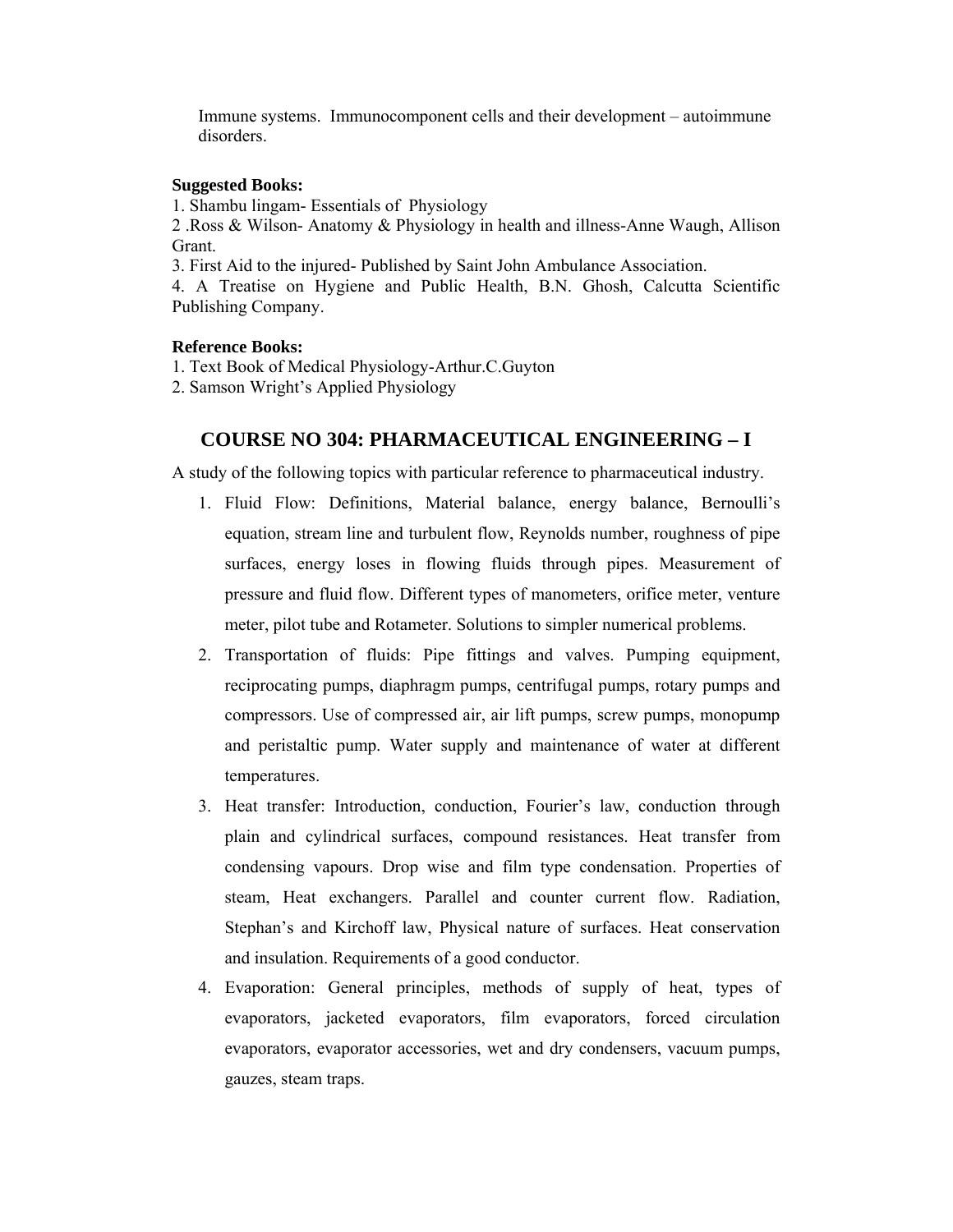Immune systems. Immunocomponent cells and their development – autoimmune disorders.

**Suggested Books:**

1. Shambu lingam- Essentials of Physiology
2 .Ross & Wilson- Anatomy & Physiology in health and illness-Anne Waugh, Allison Grant.
3. First Aid to the injured- Published by Saint John Ambulance Association.
4. A Treatise on Hygiene and Public Health, B.N. Ghosh, Calcutta Scientific Publishing Company.

**Reference Books:**

1. Text Book of Medical Physiology-Arthur.C.Guyton
2. Samson Wright's Applied Physiology

## COURSE NO 304: PHARMACEUTICAL ENGINEERING – I

A study of the following topics with particular reference to pharmaceutical industry.

1. Fluid Flow: Definitions, Material balance, energy balance, Bernoulli's equation, stream line and turbulent flow, Reynolds number, roughness of pipe surfaces, energy loses in flowing fluids through pipes. Measurement of pressure and fluid flow. Different types of manometers, orifice meter, venture meter, pilot tube and Rotameter. Solutions to simpler numerical problems.
2. Transportation of fluids: Pipe fittings and valves. Pumping equipment, reciprocating pumps, diaphragm pumps, centrifugal pumps, rotary pumps and compressors. Use of compressed air, air lift pumps, screw pumps, monopump and peristaltic pump. Water supply and maintenance of water at different temperatures.
3. Heat transfer: Introduction, conduction, Fourier's law, conduction through plain and cylindrical surfaces, compound resistances. Heat transfer from condensing vapours. Drop wise and film type condensation. Properties of steam, Heat exchangers. Parallel and counter current flow. Radiation, Stephan's and Kirchoff law, Physical nature of surfaces. Heat conservation and insulation. Requirements of a good conductor.
4. Evaporation: General principles, methods of supply of heat, types of evaporators, jacketed evaporators, film evaporators, forced circulation evaporators, evaporator accessories, wet and dry condensers, vacuum pumps, gauzes, steam traps.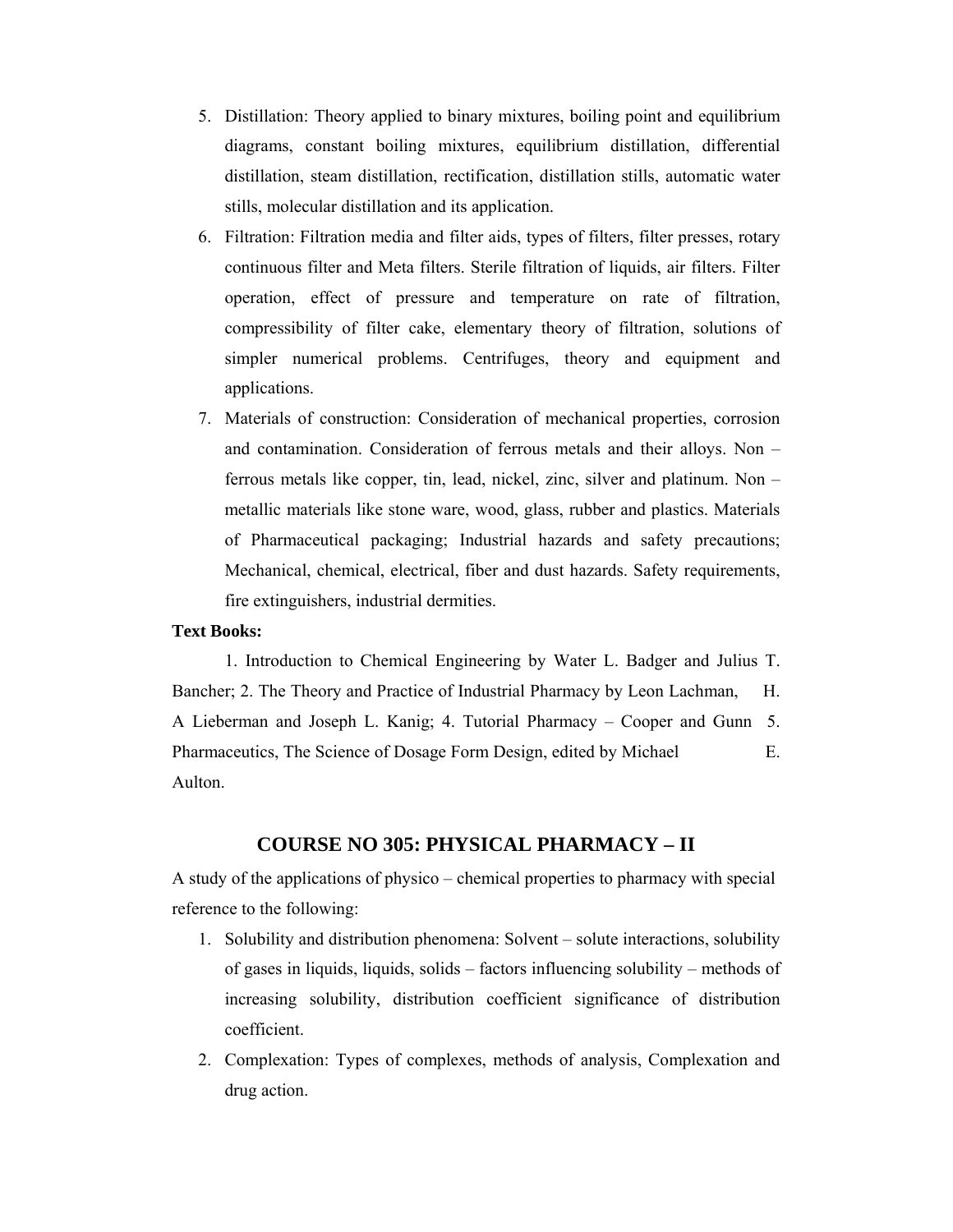5. Distillation: Theory applied to binary mixtures, boiling point and equilibrium diagrams, constant boiling mixtures, equilibrium distillation, differential distillation, steam distillation, rectification, distillation stills, automatic water stills, molecular distillation and its application.
6. Filtration: Filtration media and filter aids, types of filters, filter presses, rotary continuous filter and Meta filters. Sterile filtration of liquids, air filters. Filter operation, effect of pressure and temperature on rate of filtration, compressibility of filter cake, elementary theory of filtration, solutions of simpler numerical problems. Centrifuges, theory and equipment and applications.
7. Materials of construction: Consideration of mechanical properties, corrosion and contamination. Consideration of ferrous metals and their alloys. Non – ferrous metals like copper, tin, lead, nickel, zinc, silver and platinum. Non – metallic materials like stone ware, wood, glass, rubber and plastics. Materials of Pharmaceutical packaging; Industrial hazards and safety precautions; Mechanical, chemical, electrical, fiber and dust hazards. Safety requirements, fire extinguishers, industrial dermities.

**Text Books:**

1. Introduction to Chemical Engineering by Water L. Badger and Julius T. Bancher; 2. The Theory and Practice of Industrial Pharmacy by Leon Lachman, H. A Lieberman and Joseph L. Kanig; 4. Tutorial Pharmacy – Cooper and Gunn 5. Pharmaceutics, The Science of Dosage Form Design, edited by Michael E. Aulton.

## COURSE NO 305: PHYSICAL PHARMACY – II

A study of the applications of physico – chemical properties to pharmacy with special reference to the following:

1. Solubility and distribution phenomena: Solvent – solute interactions, solubility of gases in liquids, liquids, solids – factors influencing solubility – methods of increasing solubility, distribution coefficient significance of distribution coefficient.
2. Complexation: Types of complexes, methods of analysis, Complexation and drug action.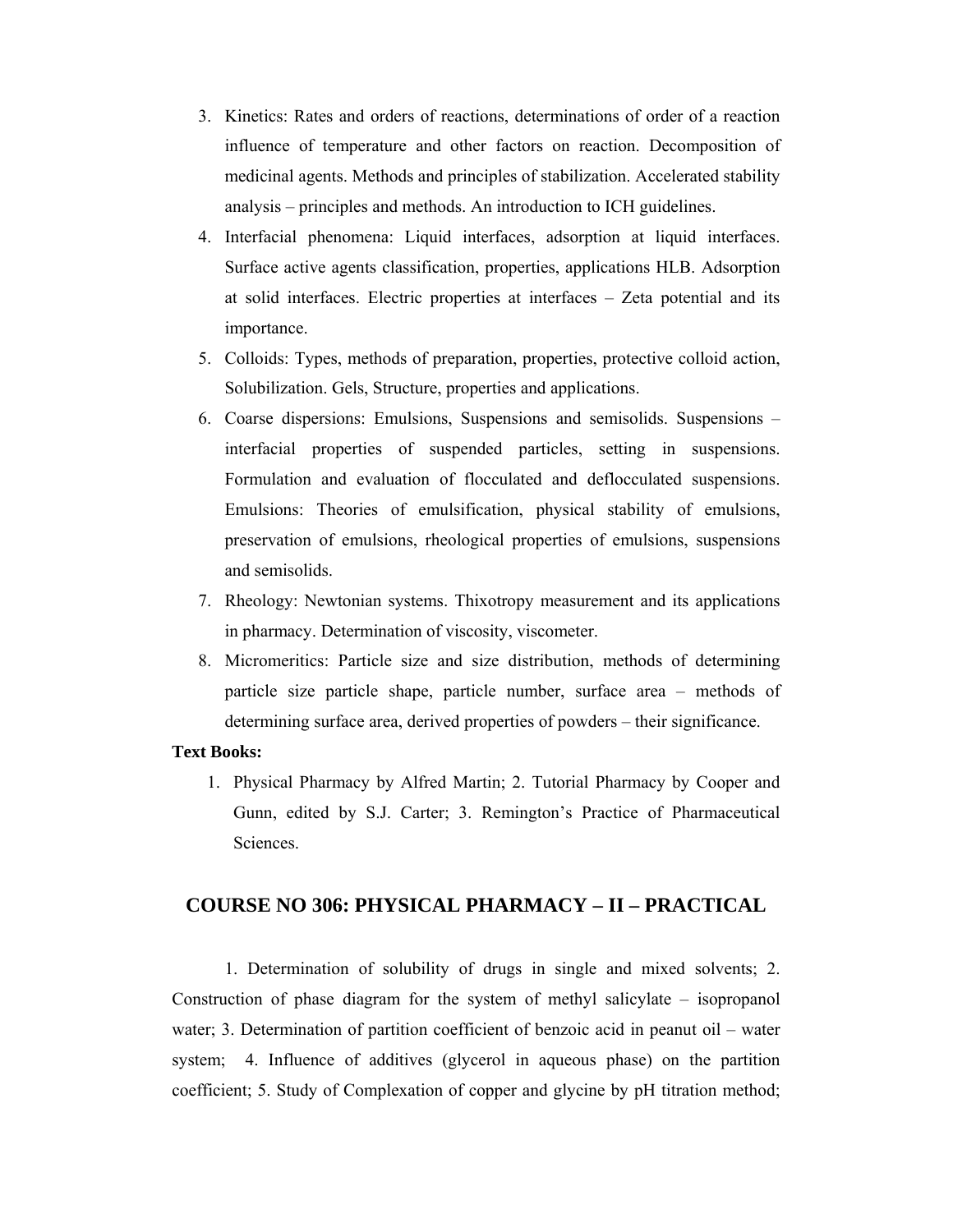3. Kinetics: Rates and orders of reactions, determinations of order of a reaction influence of temperature and other factors on reaction. Decomposition of medicinal agents. Methods and principles of stabilization. Accelerated stability analysis – principles and methods. An introduction to ICH guidelines.
4. Interfacial phenomena: Liquid interfaces, adsorption at liquid interfaces. Surface active agents classification, properties, applications HLB. Adsorption at solid interfaces. Electric properties at interfaces – Zeta potential and its importance.
5. Colloids: Types, methods of preparation, properties, protective colloid action, Solubilization. Gels, Structure, properties and applications.
6. Coarse dispersions: Emulsions, Suspensions and semisolids. Suspensions – interfacial properties of suspended particles, setting in suspensions. Formulation and evaluation of flocculated and deflocculated suspensions. Emulsions: Theories of emulsification, physical stability of emulsions, preservation of emulsions, rheological properties of emulsions, suspensions and semisolids.
7. Rheology: Newtonian systems. Thixotropy measurement and its applications in pharmacy. Determination of viscosity, viscometer.
8. Micromeritics: Particle size and size distribution, methods of determining particle size particle shape, particle number, surface area – methods of determining surface area, derived properties of powders – their significance.

**Text Books:**

1. Physical Pharmacy by Alfred Martin; 2. Tutorial Pharmacy by Cooper and Gunn, edited by S.J. Carter; 3. Remington's Practice of Pharmaceutical Sciences.

## COURSE NO 306: PHYSICAL PHARMACY – II – PRACTICAL

1. Determination of solubility of drugs in single and mixed solvents; 2. Construction of phase diagram for the system of methyl salicylate – isopropanol water; 3. Determination of partition coefficient of benzoic acid in peanut oil – water system; 4. Influence of additives (glycerol in aqueous phase) on the partition coefficient; 5. Study of Complexation of copper and glycine by pH titration method;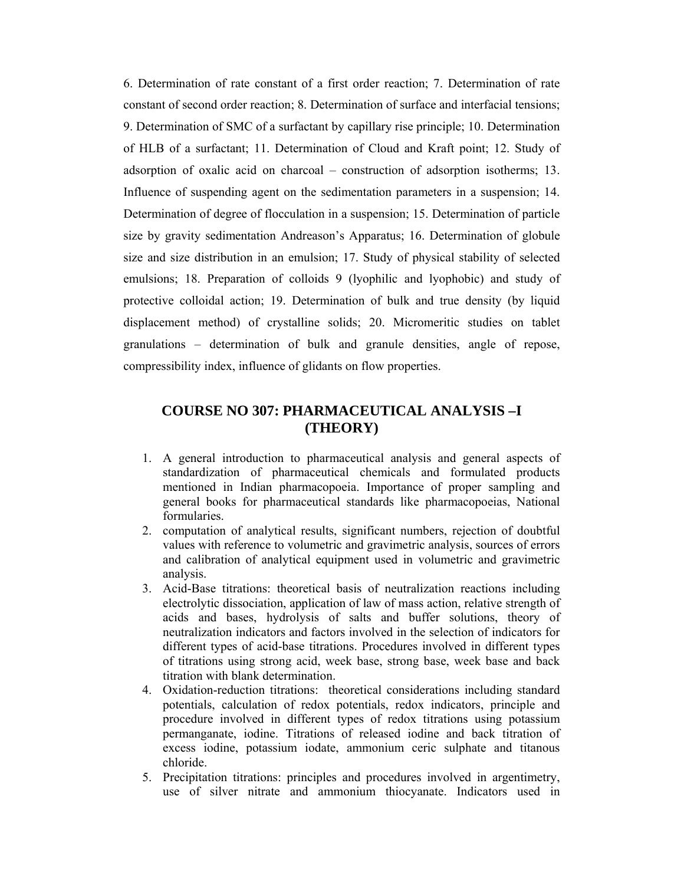6. Determination of rate constant of a first order reaction; 7. Determination of rate constant of second order reaction; 8. Determination of surface and interfacial tensions; 9. Determination of SMC of a surfactant by capillary rise principle; 10. Determination of HLB of a surfactant; 11. Determination of Cloud and Kraft point; 12. Study of adsorption of oxalic acid on charcoal – construction of adsorption isotherms; 13. Influence of suspending agent on the sedimentation parameters in a suspension; 14. Determination of degree of flocculation in a suspension; 15. Determination of particle size by gravity sedimentation Andreason's Apparatus; 16. Determination of globule size and size distribution in an emulsion; 17. Study of physical stability of selected emulsions; 18. Preparation of colloids 9 (lyophilic and lyophobic) and study of protective colloidal action; 19. Determination of bulk and true density (by liquid displacement method) of crystalline solids; 20. Micromeritic studies on tablet granulations – determination of bulk and granule densities, angle of repose, compressibility index, influence of glidants on flow properties.

## COURSE NO 307: PHARMACEUTICAL ANALYSIS –I (THEORY)

1. A general introduction to pharmaceutical analysis and general aspects of standardization of pharmaceutical chemicals and formulated products mentioned in Indian pharmacopoeia. Importance of proper sampling and general books for pharmaceutical standards like pharmacopoeias, National formularies.
2. computation of analytical results, significant numbers, rejection of doubtful values with reference to volumetric and gravimetric analysis, sources of errors and calibration of analytical equipment used in volumetric and gravimetric analysis.
3. Acid-Base titrations: theoretical basis of neutralization reactions including electrolytic dissociation, application of law of mass action, relative strength of acids and bases, hydrolysis of salts and buffer solutions, theory of neutralization indicators and factors involved in the selection of indicators for different types of acid-base titrations. Procedures involved in different types of titrations using strong acid, week base, strong base, week base and back titration with blank determination.
4. Oxidation-reduction titrations: theoretical considerations including standard potentials, calculation of redox potentials, redox indicators, principle and procedure involved in different types of redox titrations using potassium permanganate, iodine. Titrations of released iodine and back titration of excess iodine, potassium iodate, ammonium ceric sulphate and titanous chloride.
5. Precipitation titrations: principles and procedures involved in argentimetry, use of silver nitrate and ammonium thiocyanate. Indicators used in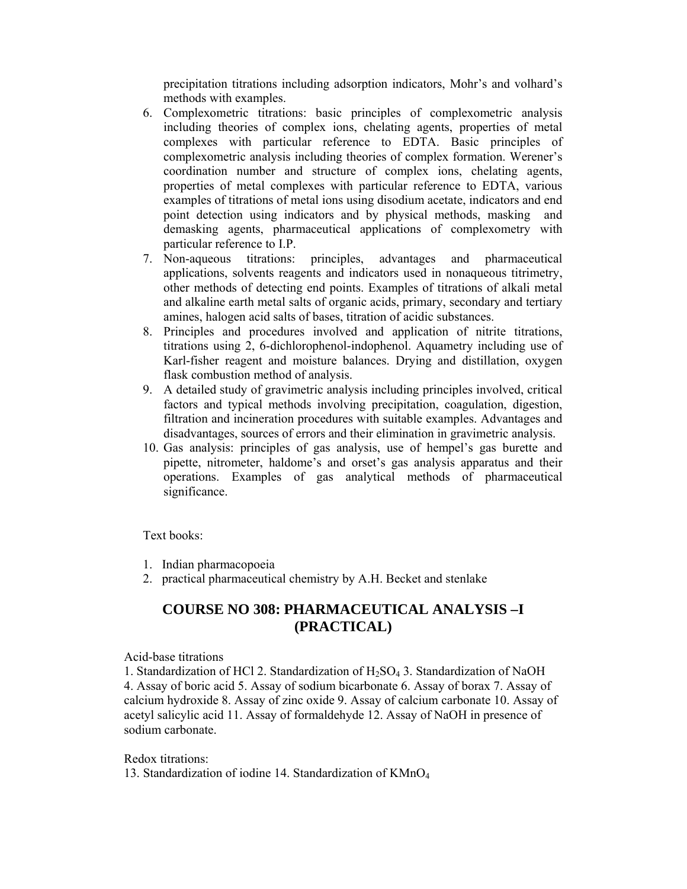precipitation titrations including adsorption indicators, Mohr's and volhard's methods with examples.

6. Complexometric titrations: basic principles of complexometric analysis including theories of complex ions, chelating agents, properties of metal complexes with particular reference to EDTA. Basic principles of complexometric analysis including theories of complex formation. Werener's coordination number and structure of complex ions, chelating agents, properties of metal complexes with particular reference to EDTA, various examples of titrations of metal ions using disodium acetate, indicators and end point detection using indicators and by physical methods, masking and demasking agents, pharmaceutical applications of complexometry with particular reference to I.P.
7. Non-aqueous titrations: principles, advantages and pharmaceutical applications, solvents reagents and indicators used in nonaqueous titrimetry, other methods of detecting end points. Examples of titrations of alkali metal and alkaline earth metal salts of organic acids, primary, secondary and tertiary amines, halogen acid salts of bases, titration of acidic substances.
8. Principles and procedures involved and application of nitrite titrations, titrations using 2, 6-dichlorophenol-indophenol. Aquametry including use of Karl-fisher reagent and moisture balances. Drying and distillation, oxygen flask combustion method of analysis.
9. A detailed study of gravimetric analysis including principles involved, critical factors and typical methods involving precipitation, coagulation, digestion, filtration and incineration procedures with suitable examples. Advantages and disadvantages, sources of errors and their elimination in gravimetric analysis.
10. Gas analysis: principles of gas analysis, use of hempel's gas burette and pipette, nitrometer, haldome's and orset's gas analysis apparatus and their operations. Examples of gas analytical methods of pharmaceutical significance.

Text books:

1. Indian pharmacopoeia
2. practical pharmaceutical chemistry by A.H. Becket and stenlake

## COURSE NO 308: PHARMACEUTICAL ANALYSIS –I (PRACTICAL)

Acid-base titrations

1. Standardization of HCl 2. Standardization of $H_2SO_4$ 3. Standardization of NaOH 4. Assay of boric acid 5. Assay of sodium bicarbonate 6. Assay of borax 7. Assay of calcium hydroxide 8. Assay of zinc oxide 9. Assay of calcium carbonate 10. Assay of acetyl salicylic acid 11. Assay of formaldehyde 12. Assay of NaOH in presence of sodium carbonate.

Redox titrations:

13. Standardization of iodine 14. Standardization of $KMnO_4$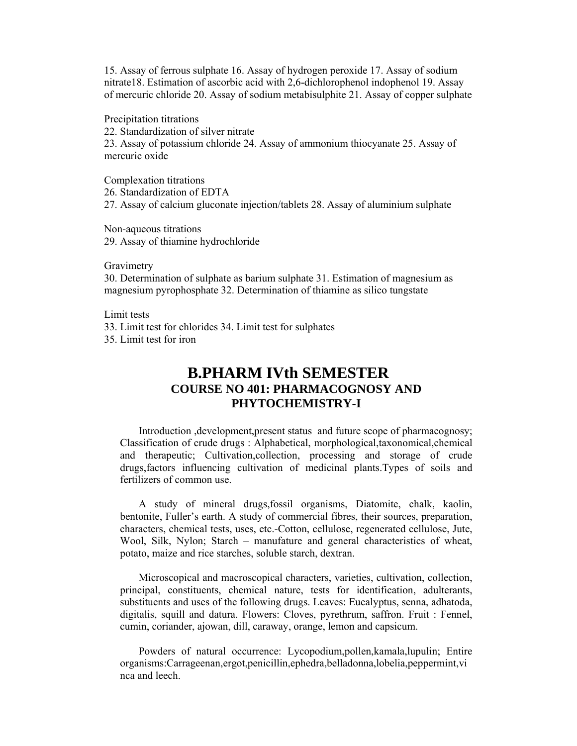15. Assay of ferrous sulphate 16. Assay of hydrogen peroxide 17. Assay of sodium nitrate18. Estimation of ascorbic acid with 2,6-dichlorophenol indophenol 19. Assay of mercuric chloride 20. Assay of sodium metabisulphite 21. Assay of copper sulphate

Precipitation titrations
22. Standardization of silver nitrate
23. Assay of potassium chloride 24. Assay of ammonium thiocyanate 25. Assay of mercuric oxide

Complexation titrations
26. Standardization of EDTA
27. Assay of calcium gluconate injection/tablets 28. Assay of aluminium sulphate

Non-aqueous titrations
29. Assay of thiamine hydrochloride

Gravimetry
30. Determination of sulphate as barium sulphate 31. Estimation of magnesium as magnesium pyrophosphate 32. Determination of thiamine as silico tungstate

Limit tests
33. Limit test for chlorides 34. Limit test for sulphates
35. Limit test for iron

# B.PHARM IVth SEMESTER

## COURSE NO 401: PHARMACOGNOSY AND PHYTOCHEMISTRY-I

Introduction ,development,present status and future scope of pharmacognosy; Classification of crude drugs : Alphabetical, morphological,taxonomical,chemical and therapeutic; Cultivation,collection, processing and storage of crude drugs,factors influencing cultivation of medicinal plants.Types of soils and fertilizers of common use.

A study of mineral drugs,fossil organisms, Diatomite, chalk, kaolin, bentonite, Fuller's earth. A study of commercial fibres, their sources, preparation, characters, chemical tests, uses, etc.-Cotton, cellulose, regenerated cellulose, Jute, Wool, Silk, Nylon; Starch – manufature and general characteristics of wheat, potato, maize and rice starches, soluble starch, dextran.

Microscopical and macroscopical characters, varieties, cultivation, collection, principal, constituents, chemical nature, tests for identification, adulterants, substituents and uses of the following drugs. Leaves: Eucalyptus, senna, adhatoda, digitalis, squill and datura. Flowers: Cloves, pyrethrum, saffron. Fruit : Fennel, cumin, coriander, ajowan, dill, caraway, orange, lemon and capsicum.

Powders of natural occurrence: Lycopodium,pollen,kamala,lupulin; Entire organisms:Carrageenan,ergot,penicillin,ephedra,belladonna,lobelia,peppermint,vinca and leech.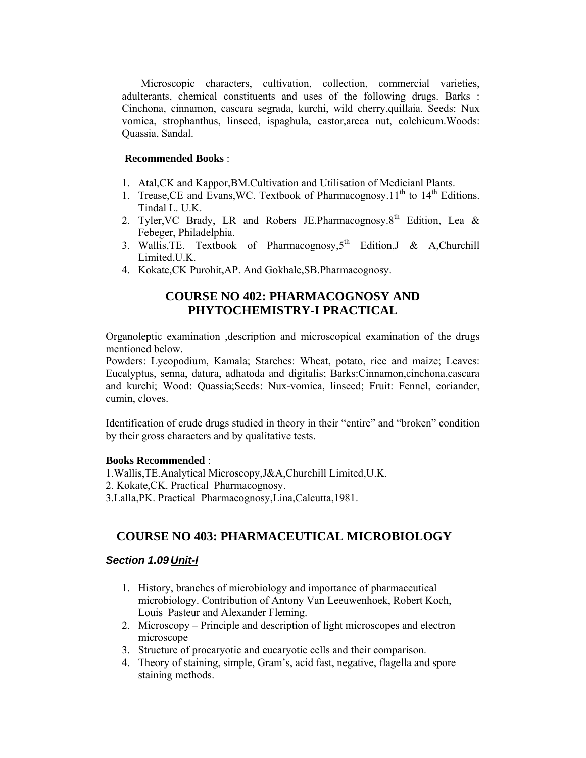Microscopic characters, cultivation, collection, commercial varieties, adulterants, chemical constituents and uses of the following drugs. Barks : Cinchona, cinnamon, cascara segrada, kurchi, wild cherry,quillaia. Seeds: Nux vomica, strophanthus, linseed, ispaghula, castor,areca nut, colchicum.Woods: Quassia, Sandal.

**Recommended Books** :

1. Atal,CK and Kappor,BM.Cultivation and Utilisation of Medicianl Plants.
1. Trease,CE and Evans,WC. Textbook of Pharmacognosy.11th to 14th Editions. Tindal L. U.K.
2. Tyler,VC Brady, LR and Robers JE.Pharmacognosy.8th Edition, Lea & Febeger, Philadelphia.
3. Wallis,TE. Textbook of Pharmacognosy,5th Edition,J & A,Churchill Limited,U.K.
4. Kokate,CK Purohit,AP. And Gokhale,SB.Pharmacognosy.

## COURSE NO 402: PHARMACOGNOSY AND PHYTOCHEMISTRY-I PRACTICAL

Organoleptic examination ,description and microscopical examination of the drugs mentioned below.

Powders: Lycopodium, Kamala; Starches: Wheat, potato, rice and maize; Leaves: Eucalyptus, senna, datura, adhatoda and digitalis; Barks:Cinnamon,cinchona,cascara and kurchi; Wood: Quassia;Seeds: Nux-vomica, linseed; Fruit: Fennel, coriander, cumin, cloves.

Identification of crude drugs studied in theory in their "entire" and "broken" condition by their gross characters and by qualitative tests.

**Books Recommended** :

1.Wallis,TE.Analytical Microscopy,J&A,Churchill Limited,U.K.

2. Kokate,CK. Practical Pharmacognosy.

3.Lalla,PK. Practical Pharmacognosy,Lina,Calcutta,1981.

## COURSE NO 403: PHARMACEUTICAL MICROBIOLOGY

### *Section 1.09 Unit-I*

1. History, branches of microbiology and importance of pharmaceutical microbiology. Contribution of Antony Van Leeuwenhoek, Robert Koch, Louis Pasteur and Alexander Fleming.
2. Microscopy – Principle and description of light microscopes and electron microscope
3. Structure of procaryotic and eucaryotic cells and their comparison.
4. Theory of staining, simple, Gram's, acid fast, negative, flagella and spore staining methods.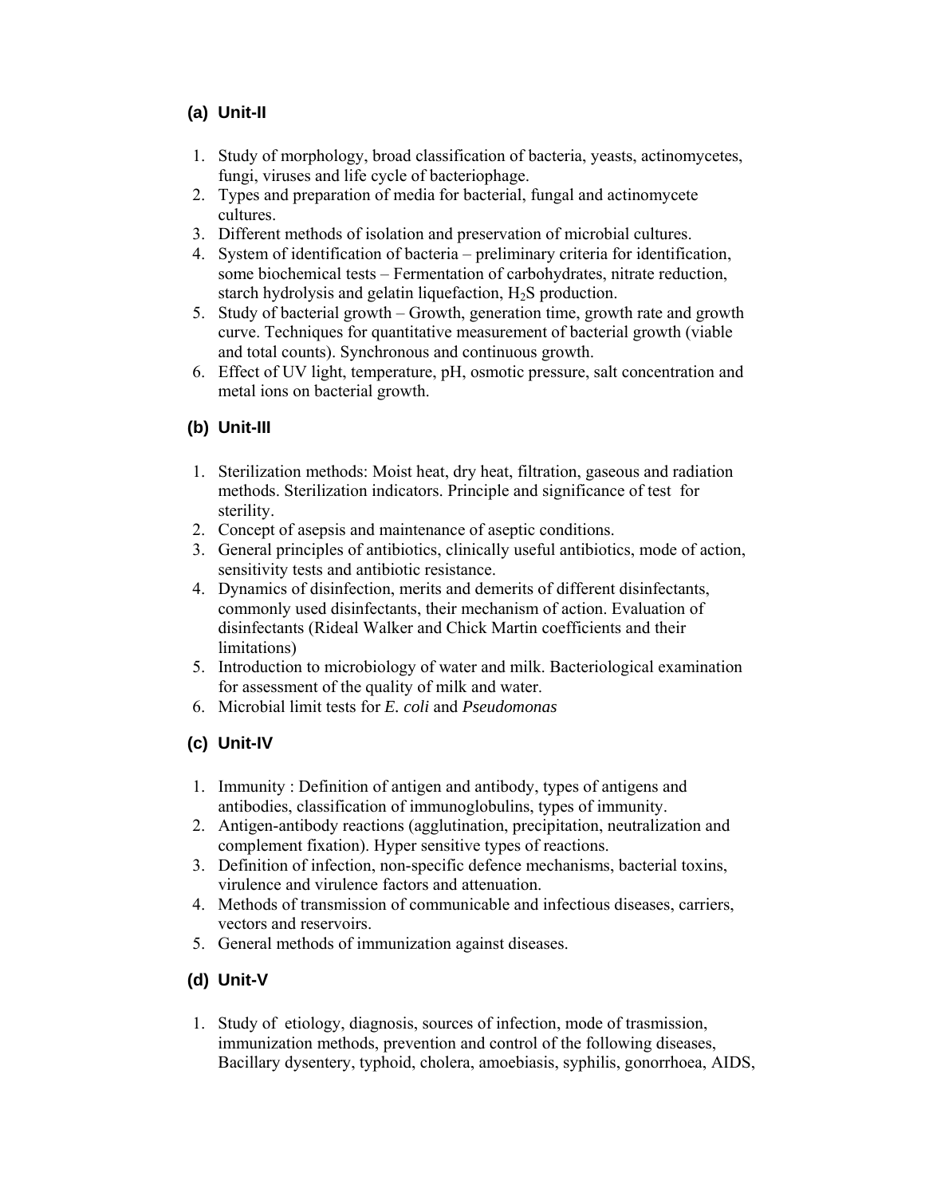### (a) Unit-II

1. Study of morphology, broad classification of bacteria, yeasts, actinomycetes, fungi, viruses and life cycle of bacteriophage.
2. Types and preparation of media for bacterial, fungal and actinomycete cultures.
3. Different methods of isolation and preservation of microbial cultures.
4. System of identification of bacteria – preliminary criteria for identification, some biochemical tests – Fermentation of carbohydrates, nitrate reduction, starch hydrolysis and gelatin liquefaction, $H_2S$ production.
5. Study of bacterial growth – Growth, generation time, growth rate and growth curve. Techniques for quantitative measurement of bacterial growth (viable and total counts). Synchronous and continuous growth.
6. Effect of UV light, temperature, pH, osmotic pressure, salt concentration and metal ions on bacterial growth.

### (b) Unit-III

1. Sterilization methods: Moist heat, dry heat, filtration, gaseous and radiation methods. Sterilization indicators. Principle and significance of test for sterility.
2. Concept of asepsis and maintenance of aseptic conditions.
3. General principles of antibiotics, clinically useful antibiotics, mode of action, sensitivity tests and antibiotic resistance.
4. Dynamics of disinfection, merits and demerits of different disinfectants, commonly used disinfectants, their mechanism of action. Evaluation of disinfectants (Rideal Walker and Chick Martin coefficients and their limitations)
5. Introduction to microbiology of water and milk. Bacteriological examination for assessment of the quality of milk and water.
6. Microbial limit tests for *E. coli* and *Pseudomonas*

### (c) Unit-IV

1. Immunity : Definition of antigen and antibody, types of antigens and antibodies, classification of immunoglobulins, types of immunity.
2. Antigen-antibody reactions (agglutination, precipitation, neutralization and complement fixation). Hyper sensitive types of reactions.
3. Definition of infection, non-specific defence mechanisms, bacterial toxins, virulence and virulence factors and attenuation.
4. Methods of transmission of communicable and infectious diseases, carriers, vectors and reservoirs.
5. General methods of immunization against diseases.

### (d) Unit-V

1. Study of etiology, diagnosis, sources of infection, mode of trasmission, immunization methods, prevention and control of the following diseases, Bacillary dysentery, typhoid, cholera, amoebiasis, syphilis, gonorrhoea, AIDS,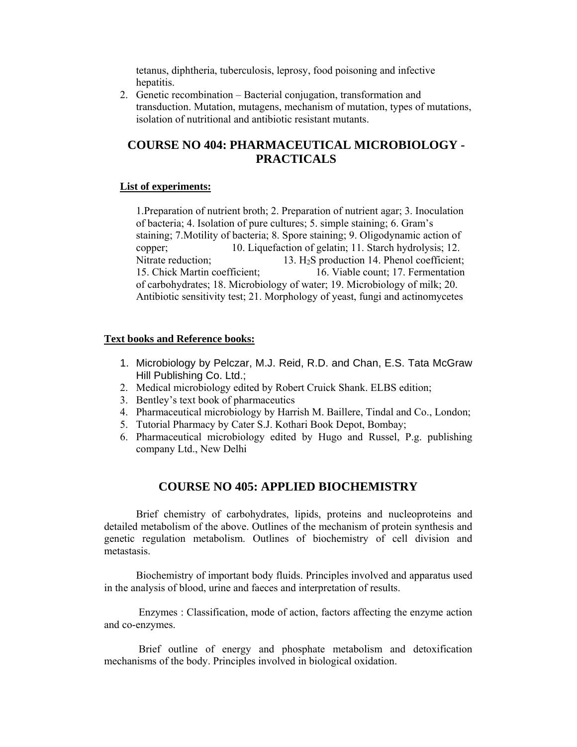tetanus, diphtheria, tuberculosis, leprosy, food poisoning and infective hepatitis.

2. Genetic recombination – Bacterial conjugation, transformation and transduction. Mutation, mutagens, mechanism of mutation, types of mutations, isolation of nutritional and antibiotic resistant mutants.

## COURSE NO 404: PHARMACEUTICAL MICROBIOLOGY - PRACTICALS

**List of experiments:**

1.Preparation of nutrient broth; 2. Preparation of nutrient agar; 3. Inoculation of bacteria; 4. Isolation of pure cultures; 5. simple staining; 6. Gram's staining; 7.Motility of bacteria; 8. Spore staining; 9. Oligodynamic action of copper; 10. Liquefaction of gelatin; 11. Starch hydrolysis; 12. Nitrate reduction; 13. $H_2S$ production 14. Phenol coefficient; 15. Chick Martin coefficient; 16. Viable count; 17. Fermentation of carbohydrates; 18. Microbiology of water; 19. Microbiology of milk; 20. Antibiotic sensitivity test; 21. Morphology of yeast, fungi and actinomycetes

**Text books and Reference books:**

1. Microbiology by Pelczar, M.J. Reid, R.D. and Chan, E.S. Tata McGraw Hill Publishing Co. Ltd.;
2. Medical microbiology edited by Robert Cruick Shank. ELBS edition;
3. Bentley's text book of pharmaceutics
4. Pharmaceutical microbiology by Harrish M. Baillere, Tindal and Co., London;
5. Tutorial Pharmacy by Cater S.J. Kothari Book Depot, Bombay;
6. Pharmaceutical microbiology edited by Hugo and Russel, P.g. publishing company Ltd., New Delhi

## COURSE NO 405: APPLIED BIOCHEMISTRY

Brief chemistry of carbohydrates, lipids, proteins and nucleoproteins and detailed metabolism of the above. Outlines of the mechanism of protein synthesis and genetic regulation metabolism. Outlines of biochemistry of cell division and metastasis.

Biochemistry of important body fluids. Principles involved and apparatus used in the analysis of blood, urine and faeces and interpretation of results.

Enzymes : Classification, mode of action, factors affecting the enzyme action and co-enzymes.

Brief outline of energy and phosphate metabolism and detoxification mechanisms of the body. Principles involved in biological oxidation.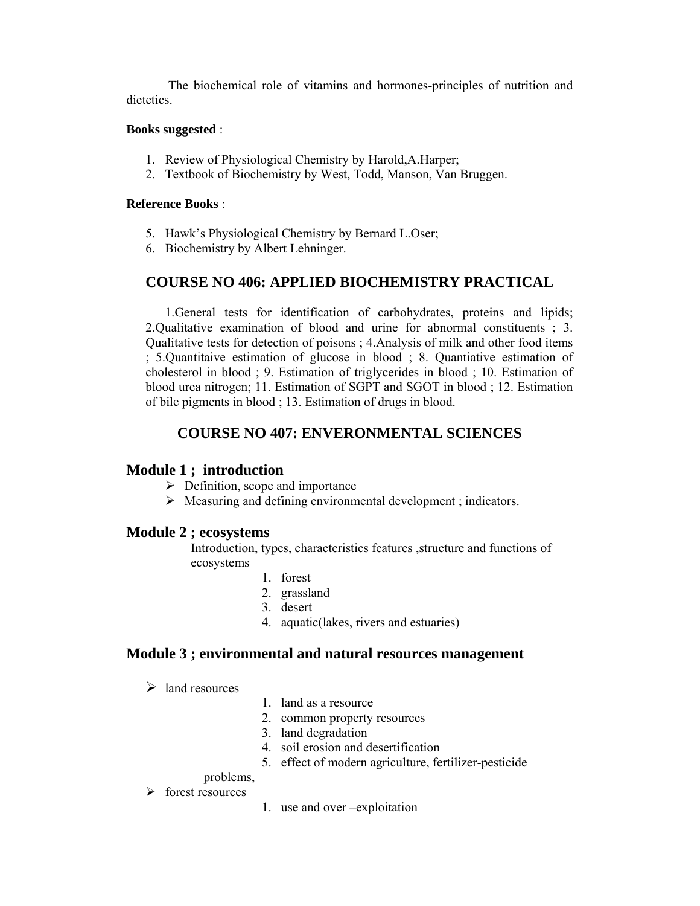The biochemical role of vitamins and hormones-principles of nutrition and dietetics.

**Books suggested** :

1. Review of Physiological Chemistry by Harold,A.Harper;
2. Textbook of Biochemistry by West, Todd, Manson, Van Bruggen.

**Reference Books** :

5. Hawk's Physiological Chemistry by Bernard L.Oser;
6. Biochemistry by Albert Lehninger.

## COURSE NO 406: APPLIED BIOCHEMISTRY PRACTICAL

1.General tests for identification of carbohydrates, proteins and lipids; 2.Qualitative examination of blood and urine for abnormal constituents ; 3. Qualitative tests for detection of poisons ; 4.Analysis of milk and other food items ; 5.Quantitaive estimation of glucose in blood ; 8. Quantiative estimation of cholesterol in blood ; 9. Estimation of triglycerides in blood ; 10. Estimation of blood urea nitrogen; 11. Estimation of SGPT and SGOT in blood ; 12. Estimation of bile pigments in blood ; 13. Estimation of drugs in blood.

## COURSE NO 407: ENVERONMENTAL SCIENCES

### Module 1 ; introduction

- Definition, scope and importance
- Measuring and defining environmental development ; indicators.

### Module 2 ; ecosystems

Introduction, types, characteristics features ,structure and functions of ecosystems

1. forest
2. grassland
3. desert
4. aquatic(lakes, rivers and estuaries)

### Module 3 ; environmental and natural resources management

- land resources
  1. land as a resource
  2. common property resources
  3. land degradation
  4. soil erosion and desertification
  5. effect of modern agriculture, fertilizer-pesticide problems,
- forest resources
  1. use and over –exploitation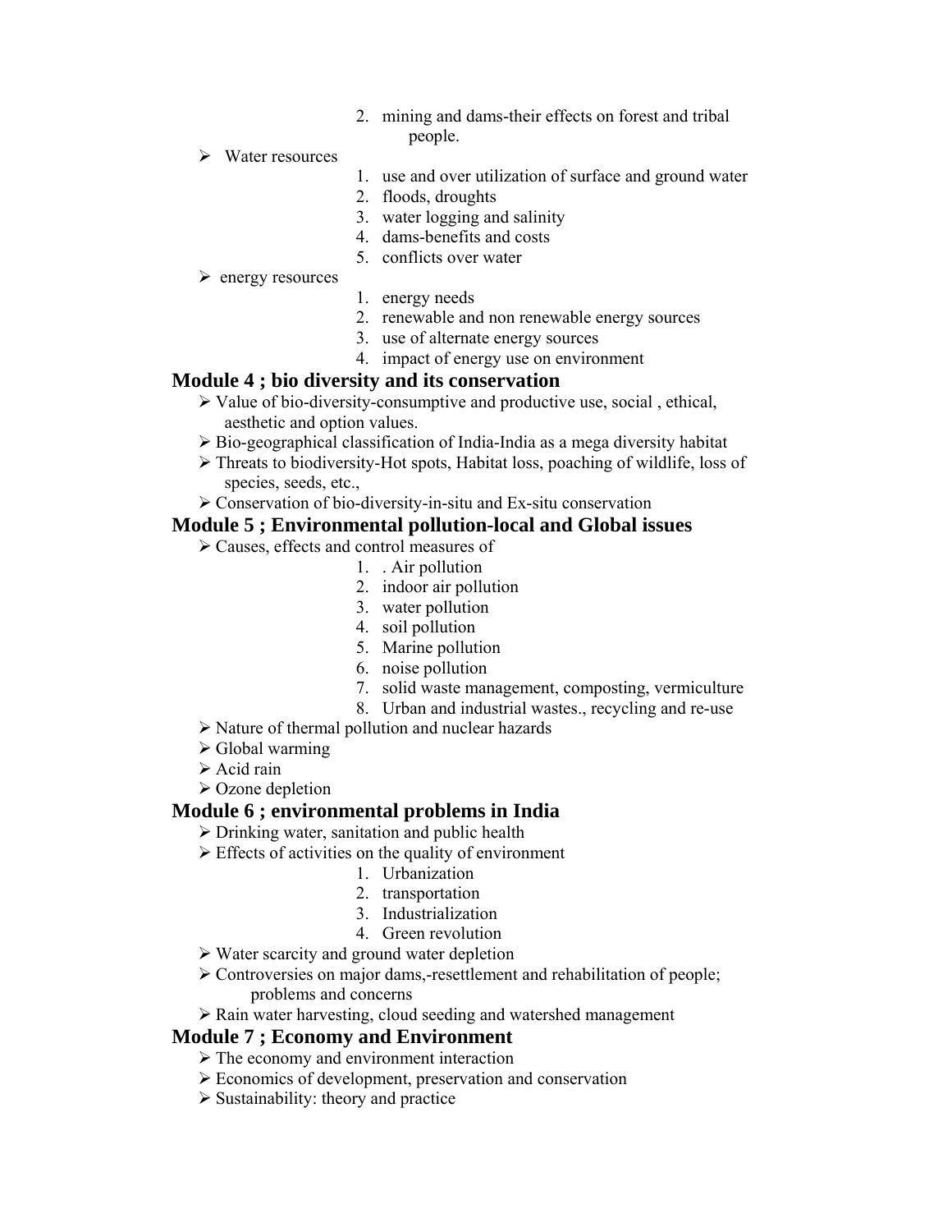2. mining and dams-their effects on forest and tribal people.

- Water resources
    1. use and over utilization of surface and ground water
    2. floods, droughts
    3. water logging and salinity
    4. dams-benefits and costs
    5. conflicts over water
- energy resources
    1. energy needs
    2. renewable and non renewable energy sources
    3. use of alternate energy sources
    4. impact of energy use on environment

## Module 4 ; bio diversity and its conservation

- Value of bio-diversity-consumptive and productive use, social , ethical, aesthetic and option values.
- Bio-geographical classification of India-India as a mega diversity habitat
- Threats to biodiversity-Hot spots, Habitat loss, poaching of wildlife, loss of species, seeds, etc.,
- Conservation of bio-diversity-in-situ and Ex-situ conservation

## Module 5 ; Environmental pollution-local and Global issues

- Causes, effects and control measures of
    1. . Air pollution
    2. indoor air pollution
    3. water pollution
    4. soil pollution
    5. Marine pollution
    6. noise pollution
    7. solid waste management, composting, vermiculture
    8. Urban and industrial wastes., recycling and re-use
- Nature of thermal pollution and nuclear hazards
- Global warming
- Acid rain
- Ozone depletion

## Module 6 ; environmental problems in India

- Drinking water, sanitation and public health
- Effects of activities on the quality of environment
    1. Urbanization
    2. transportation
    3. Industrialization
    4. Green revolution
- Water scarcity and ground water depletion
- Controversies on major dams,-resettlement and rehabilitation of people; problems and concerns
- Rain water harvesting, cloud seeding and watershed management

## Module 7 ; Economy and Environment

- The economy and environment interaction
- Economics of development, preservation and conservation
- Sustainability: theory and practice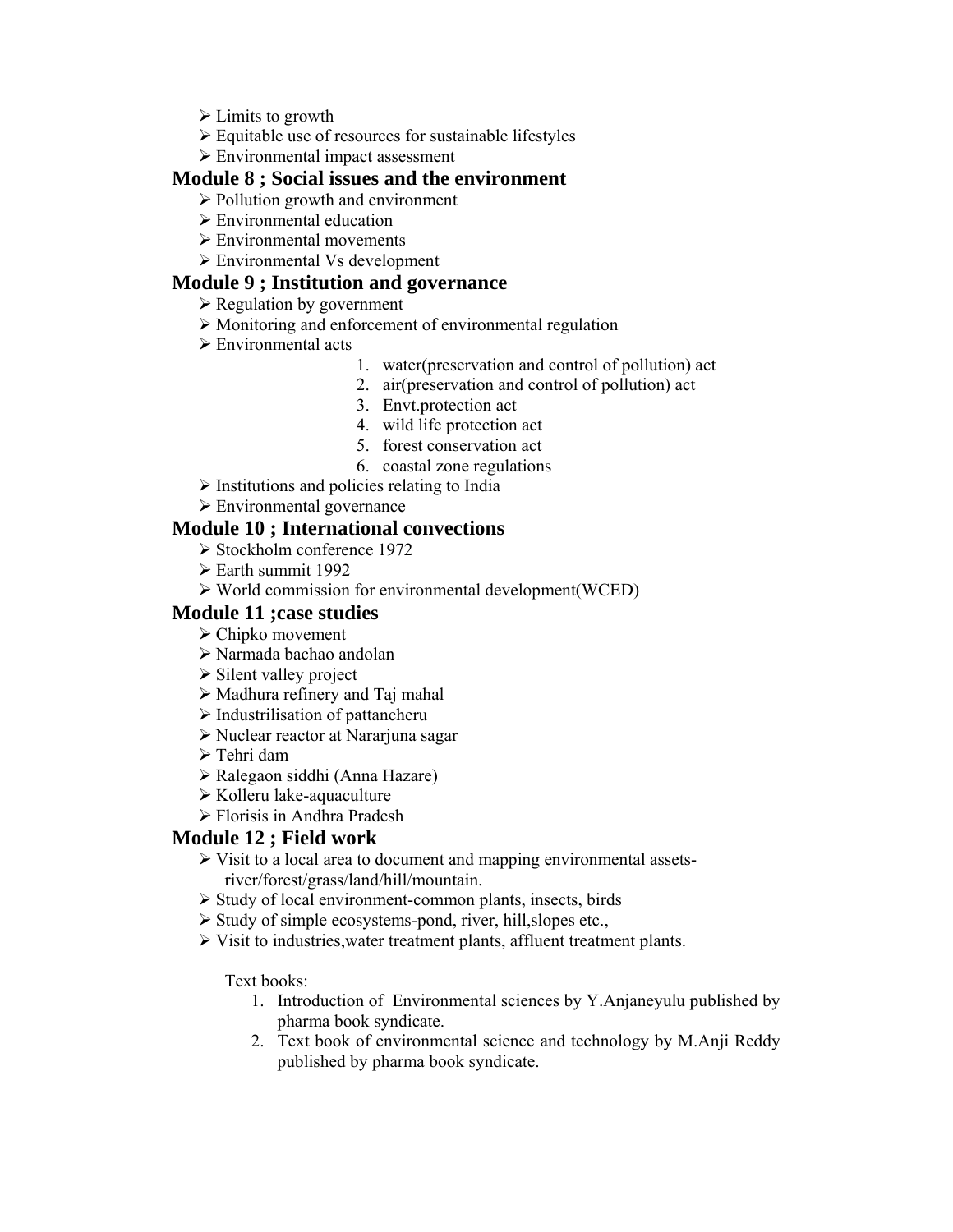- Limits to growth
- Equitable use of resources for sustainable lifestyles
- Environmental impact assessment

## Module 8 ; Social issues and the environment

- Pollution growth and environment
- Environmental education
- Environmental movements
- Environmental Vs development

## Module 9 ; Institution and governance

- Regulation by government
- Monitoring and enforcement of environmental regulation
- Environmental acts
    1. water(preservation and control of pollution) act
    2. air(preservation and control of pollution) act
    3. Envt.protection act
    4. wild life protection act
    5. forest conservation act
    6. coastal zone regulations
- Institutions and policies relating to India
- Environmental governance

## Module 10 ; International convections

- Stockholm conference 1972
- Earth summit 1992
- World commission for environmental development(WCED)

## Module 11 ;case studies

- Chipko movement
- Narmada bachao andolan
- Silent valley project
- Madhura refinery and Taj mahal
- Industrilisation of pattancheru
- Nuclear reactor at Nararjuna sagar
- Tehri dam
- Ralegaon siddhi (Anna Hazare)
- Kolleru lake-aquaculture
- Florisis in Andhra Pradesh

## Module 12 ; Field work

- Visit to a local area to document and mapping environmental assets-river/forest/grass/land/hill/mountain.
- Study of local environment-common plants, insects, birds
- Study of simple ecosystems-pond, river, hill,slopes etc.,
- Visit to industries,water treatment plants, affluent treatment plants.

Text books:

1. Introduction of Environmental sciences by Y.Anjaneyulu published by pharma book syndicate.
2. Text book of environmental science and technology by M.Anji Reddy published by pharma book syndicate.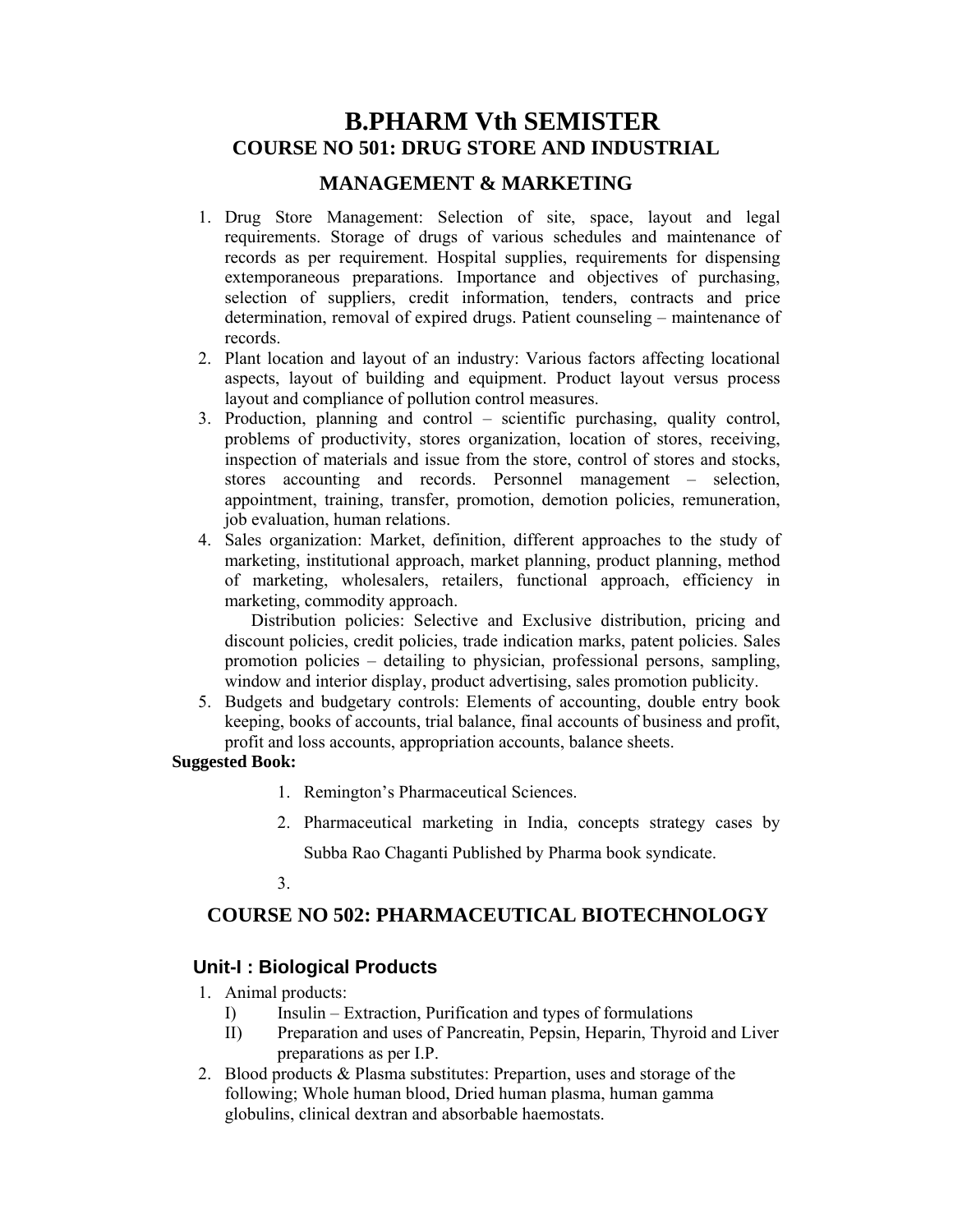# B.PHARM Vth SEMISTER

## COURSE NO 501: DRUG STORE AND INDUSTRIAL MANAGEMENT & MARKETING

1. Drug Store Management: Selection of site, space, layout and legal requirements. Storage of drugs of various schedules and maintenance of records as per requirement. Hospital supplies, requirements for dispensing extemporaneous preparations. Importance and objectives of purchasing, selection of suppliers, credit information, tenders, contracts and price determination, removal of expired drugs. Patient counseling – maintenance of records.
2. Plant location and layout of an industry: Various factors affecting locational aspects, layout of building and equipment. Product layout versus process layout and compliance of pollution control measures.
3. Production, planning and control – scientific purchasing, quality control, problems of productivity, stores organization, location of stores, receiving, inspection of materials and issue from the store, control of stores and stocks, stores accounting and records. Personnel management – selection, appointment, training, transfer, promotion, demotion policies, remuneration, job evaluation, human relations.
4. Sales organization: Market, definition, different approaches to the study of marketing, institutional approach, market planning, product planning, method of marketing, wholesalers, retailers, functional approach, efficiency in marketing, commodity approach.

   Distribution policies: Selective and Exclusive distribution, pricing and discount policies, credit policies, trade indication marks, patent policies. Sales promotion policies – detailing to physician, professional persons, sampling, window and interior display, product advertising, sales promotion publicity.
5. Budgets and budgetary controls: Elements of accounting, double entry book keeping, books of accounts, trial balance, final accounts of business and profit, profit and loss accounts, appropriation accounts, balance sheets.

**Suggested Book:**

1. Remington's Pharmaceutical Sciences.
2. Pharmaceutical marketing in India, concepts strategy cases by Subba Rao Chaganti Published by Pharma book syndicate.
3. 

## COURSE NO 502: PHARMACEUTICAL BIOTECHNOLOGY

### Unit-I : Biological Products

1. Animal products:
   I) Insulin – Extraction, Purification and types of formulations
   II) Preparation and uses of Pancreatin, Pepsin, Heparin, Thyroid and Liver preparations as per I.P.
2. Blood products & Plasma substitutes: Prepartion, uses and storage of the following; Whole human blood, Dried human plasma, human gamma globulins, clinical dextran and absorbable haemostats.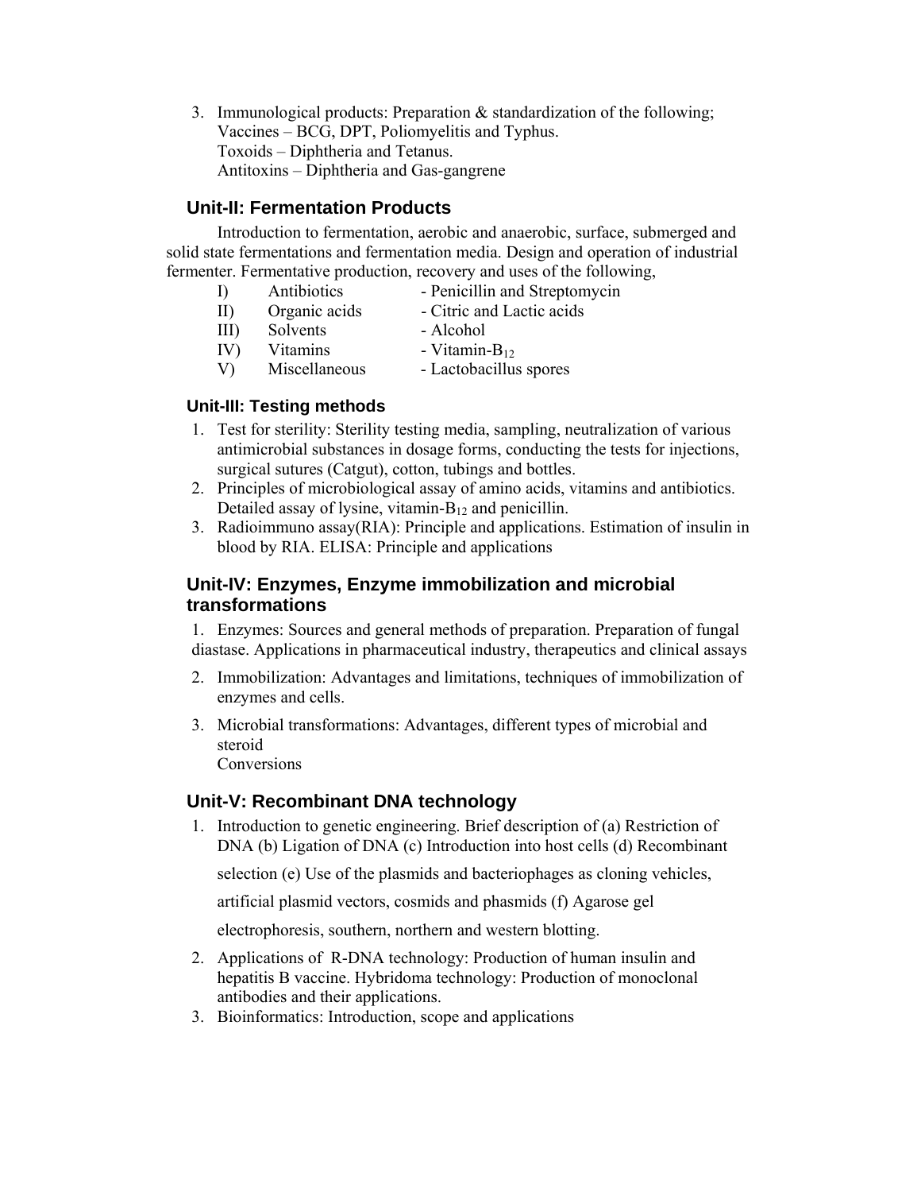3. Immunological products: Preparation & standardization of the following;
   Vaccines – BCG, DPT, Poliomyelitis and Typhus.
   Toxoids – Diphtheria and Tetanus.
   Antitoxins – Diphtheria and Gas-gangrene

## Unit-II: Fermentation Products

Introduction to fermentation, aerobic and anaerobic, surface, submerged and solid state fermentations and fermentation media. Design and operation of industrial fermenter. Fermentative production, recovery and uses of the following,

| | | |
|---|---|---|
| I) | Antibiotics | - Penicillin and Streptomycin |
| II) | Organic acids | - Citric and Lactic acids |
| III) | Solvents | - Alcohol |
| IV) | Vitamins | - Vitamin-$B_{12}$ |
| V) | Miscellaneous | - Lactobacillus spores |

### Unit-III: Testing methods

1. Test for sterility: Sterility testing media, sampling, neutralization of various antimicrobial substances in dosage forms, conducting the tests for injections, surgical sutures (Catgut), cotton, tubings and bottles.
2. Principles of microbiological assay of amino acids, vitamins and antibiotics. Detailed assay of lysine, vitamin-$B_{12}$ and penicillin.
3. Radioimmuno assay(RIA): Principle and applications. Estimation of insulin in blood by RIA. ELISA: Principle and applications

## Unit-IV: Enzymes, Enzyme immobilization and microbial transformations

1. Enzymes: Sources and general methods of preparation. Preparation of fungal diastase. Applications in pharmaceutical industry, therapeutics and clinical assays
2. Immobilization: Advantages and limitations, techniques of immobilization of enzymes and cells.
3. Microbial transformations: Advantages, different types of microbial and steroid
   Conversions

## Unit-V: Recombinant DNA technology

1. Introduction to genetic engineering. Brief description of (a) Restriction of DNA (b) Ligation of DNA (c) Introduction into host cells (d) Recombinant selection (e) Use of the plasmids and bacteriophages as cloning vehicles, artificial plasmid vectors, cosmids and phasmids (f) Agarose gel electrophoresis, southern, northern and western blotting.
2. Applications of R-DNA technology: Production of human insulin and hepatitis B vaccine. Hybridoma technology: Production of monoclonal antibodies and their applications.
3. Bioinformatics: Introduction, scope and applications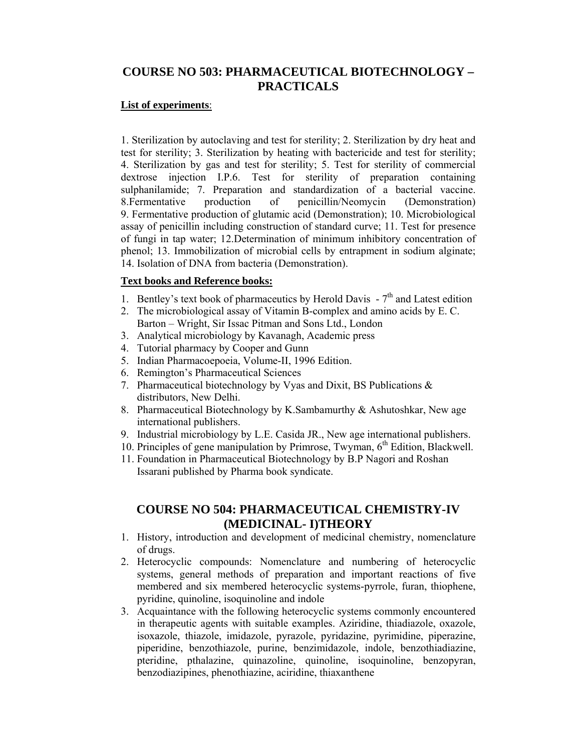## COURSE NO 503: PHARMACEUTICAL BIOTECHNOLOGY – PRACTICALS

**List of experiments**:

1. Sterilization by autoclaving and test for sterility; 2. Sterilization by dry heat and test for sterility; 3. Sterilization by heating with bactericide and test for sterility; 4. Sterilization by gas and test for sterility; 5. Test for sterility of commercial dextrose injection I.P.6. Test for sterility of preparation containing sulphanilamide; 7. Preparation and standardization of a bacterial vaccine. 8.Fermentative production of penicillin/Neomycin (Demonstration) 9. Fermentative production of glutamic acid (Demonstration); 10. Microbiological assay of penicillin including construction of standard curve; 11. Test for presence of fungi in tap water; 12.Determination of minimum inhibitory concentration of phenol; 13. Immobilization of microbial cells by entrapment in sodium alginate; 14. Isolation of DNA from bacteria (Demonstration).

**Text books and Reference books:**

1. Bentley's text book of pharmaceutics by Herold Davis - 7th and Latest edition
2. The microbiological assay of Vitamin B-complex and amino acids by E. C. Barton – Wright, Sir Issac Pitman and Sons Ltd., London
3. Analytical microbiology by Kavanagh, Academic press
4. Tutorial pharmacy by Cooper and Gunn
5. Indian Pharmacoepoeia, Volume-II, 1996 Edition.
6. Remington's Pharmaceutical Sciences
7. Pharmaceutical biotechnology by Vyas and Dixit, BS Publications & distributors, New Delhi.
8. Pharmaceutical Biotechnology by K.Sambamurthy & Ashutoshkar, New age international publishers.
9. Industrial microbiology by L.E. Casida JR., New age international publishers.
10. Principles of gene manipulation by Primrose, Twyman, 6th Edition, Blackwell.
11. Foundation in Pharmaceutical Biotechnology by B.P Nagori and Roshan Issarani published by Pharma book syndicate.

## COURSE NO 504: PHARMACEUTICAL CHEMISTRY-IV (MEDICINAL- I)THEORY

1. History, introduction and development of medicinal chemistry, nomenclature of drugs.
2. Heterocyclic compounds: Nomenclature and numbering of heterocyclic systems, general methods of preparation and important reactions of five membered and six membered heterocyclic systems-pyrrole, furan, thiophene, pyridine, quinoline, isoquinoline and indole
3. Acquaintance with the following heterocyclic systems commonly encountered in therapeutic agents with suitable examples. Aziridine, thiadiazole, oxazole, isoxazole, thiazole, imidazole, pyrazole, pyridazine, pyrimidine, piperazine, piperidine, benzothiazole, purine, benzimidazole, indole, benzothiadiazine, pteridine, pthalazine, quinazoline, quinoline, isoquinoline, benzopyran, benzodiazipines, phenothiazine, aciridine, thiaxanthene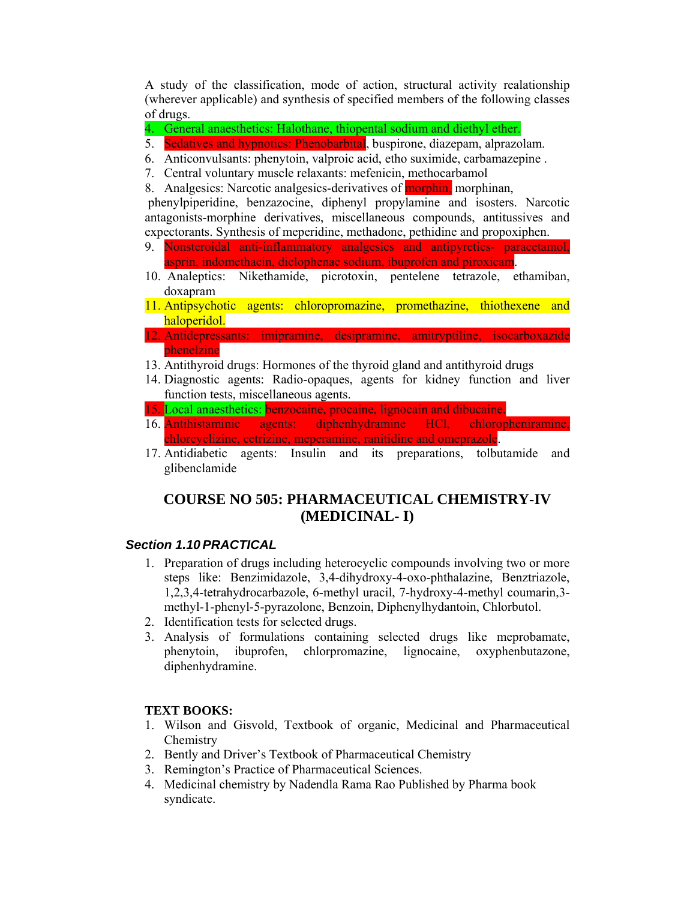A study of the classification, mode of action, structural activity realationship (wherever applicable) and synthesis of specified members of the following classes of drugs.

4. General anaesthetics: Halothane, thiopental sodium and diethyl ether.
5. Sedatives and hypnotics: Phenobarbital, buspirone, diazepam, alprazolam.
6. Anticonvulsants: phenytoin, valproic acid, etho suximide, carbamazepine .
7. Central voluntary muscle relaxants: mefenicin, methocarbamol
8. Analgesics: Narcotic analgesics-derivatives of morphin, morphinan, phenylpiperidine, benzazocine, diphenyl propylamine and isosters. Narcotic antagonists-morphine derivatives, miscellaneous compounds, antitussives and expectorants. Synthesis of meperidine, methadone, pethidine and propoxiphen.
9. Nonsteroidal anti-inflammatory analgesics and antipyretics- paracetamol, asprin, indomethacin, diclophenac sodium, ibuprofen and piroxicam.
10. Analeptics: Nikethamide, picrotoxin, pentelene tetrazole, ethamiban, doxapram
11. Antipsychotic agents: chloropromazine, promethazine, thiothexene and haloperidol.
12. Antidepressants: imipramine, desipramine, amitryptiline, isocarboxazide phenelzine
13. Antithyroid drugs: Hormones of the thyroid gland and antithyroid drugs
14. Diagnostic agents: Radio-opaques, agents for kidney function and liver function tests, miscellaneous agents.
15. Local anaesthetics: benzocaine, procaine, lignocain and dibucaine.
16. Antihistaminic agents: diphenhydramine HCl, chloropheniramine, chlorcyclizine, cetrizine, meperamine, ranitidine and omeprazole.
17. Antidiabetic agents: Insulin and its preparations, tolbutamide and glibenclamide

## COURSE NO 505: PHARMACEUTICAL CHEMISTRY-IV (MEDICINAL- I)

### *Section 1.10 PRACTICAL*

1. Preparation of drugs including heterocyclic compounds involving two or more steps like: Benzimidazole, 3,4-dihydroxy-4-oxo-phthalazine, Benztriazole, 1,2,3,4-tetrahydrocarbazole, 6-methyl uracil, 7-hydroxy-4-methyl coumarin,3-methyl-1-phenyl-5-pyrazolone, Benzoin, Diphenylhydantoin, Chlorbutol.
2. Identification tests for selected drugs.
3. Analysis of formulations containing selected drugs like meprobamate, phenytoin, ibuprofen, chlorpromazine, lignocaine, oxyphenbutazone, diphenhydramine.

**TEXT BOOKS:**

1. Wilson and Gisvold, Textbook of organic, Medicinal and Pharmaceutical Chemistry
2. Bently and Driver's Textbook of Pharmaceutical Chemistry
3. Remington's Practice of Pharmaceutical Sciences.
4. Medicinal chemistry by Nadendla Rama Rao Published by Pharma book syndicate.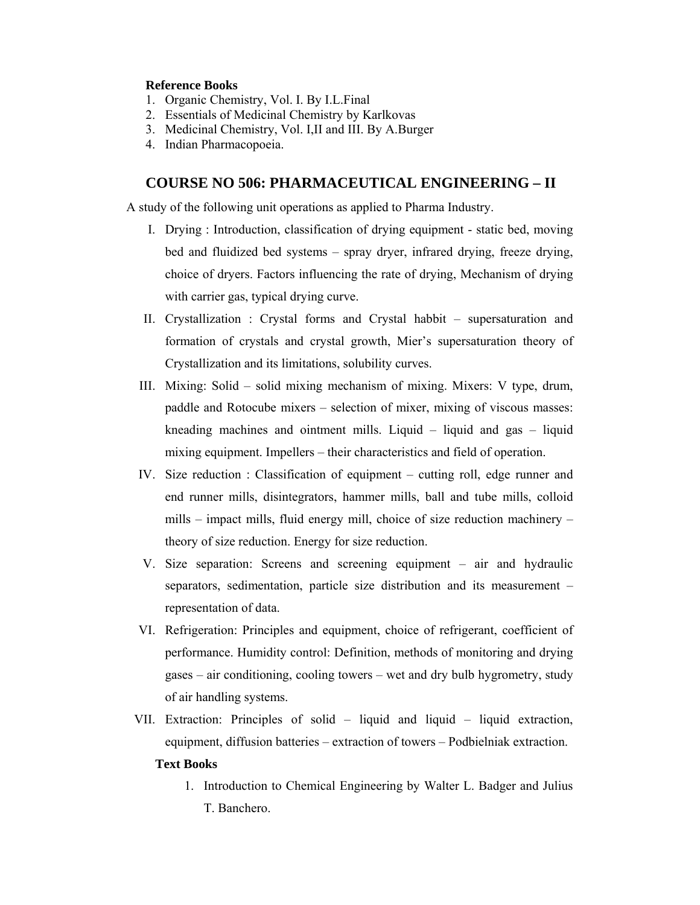**Reference Books**

1. Organic Chemistry, Vol. I. By I.L.Final
2. Essentials of Medicinal Chemistry by Karlkovas
3. Medicinal Chemistry, Vol. I,II and III. By A.Burger
4. Indian Pharmacopoeia.

## COURSE NO 506: PHARMACEUTICAL ENGINEERING – II

A study of the following unit operations as applied to Pharma Industry.

I. Drying : Introduction, classification of drying equipment - static bed, moving bed and fluidized bed systems – spray dryer, infrared drying, freeze drying, choice of dryers. Factors influencing the rate of drying, Mechanism of drying with carrier gas, typical drying curve.

II. Crystallization : Crystal forms and Crystal habbit – supersaturation and formation of crystals and crystal growth, Mier's supersaturation theory of Crystallization and its limitations, solubility curves.

III. Mixing: Solid – solid mixing mechanism of mixing. Mixers: V type, drum, paddle and Rotocube mixers – selection of mixer, mixing of viscous masses: kneading machines and ointment mills. Liquid – liquid and gas – liquid mixing equipment. Impellers – their characteristics and field of operation.

IV. Size reduction : Classification of equipment – cutting roll, edge runner and end runner mills, disintegrators, hammer mills, ball and tube mills, colloid mills – impact mills, fluid energy mill, choice of size reduction machinery – theory of size reduction. Energy for size reduction.

V. Size separation: Screens and screening equipment – air and hydraulic separators, sedimentation, particle size distribution and its measurement – representation of data.

VI. Refrigeration: Principles and equipment, choice of refrigerant, coefficient of performance. Humidity control: Definition, methods of monitoring and drying gases – air conditioning, cooling towers – wet and dry bulb hygrometry, study of air handling systems.

VII. Extraction: Principles of solid – liquid and liquid – liquid extraction, equipment, diffusion batteries – extraction of towers – Podbielniak extraction.

**Text Books**

1. Introduction to Chemical Engineering by Walter L. Badger and Julius T. Banchero.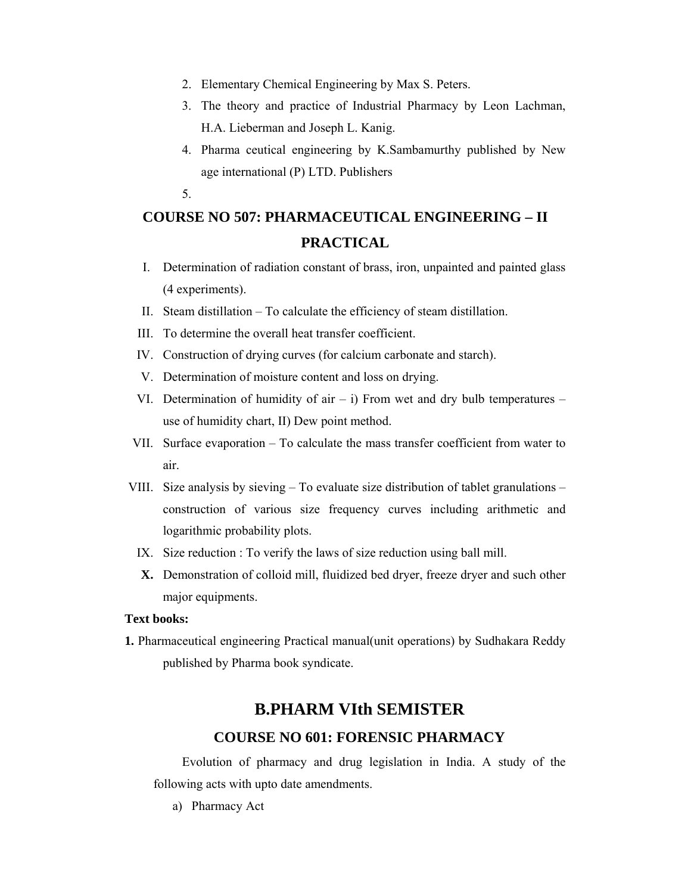2. Elementary Chemical Engineering by Max S. Peters.
3. The theory and practice of Industrial Pharmacy by Leon Lachman, H.A. Lieberman and Joseph L. Kanig.
4. Pharma ceutical engineering by K.Sambamurthy published by New age international (P) LTD. Publishers
5.

## COURSE NO 507: PHARMACEUTICAL ENGINEERING – II PRACTICAL

I. Determination of radiation constant of brass, iron, unpainted and painted glass (4 experiments).

II. Steam distillation – To calculate the efficiency of steam distillation.

III. To determine the overall heat transfer coefficient.

IV. Construction of drying curves (for calcium carbonate and starch).

V. Determination of moisture content and loss on drying.

VI. Determination of humidity of air – i) From wet and dry bulb temperatures – use of humidity chart, II) Dew point method.

VII. Surface evaporation – To calculate the mass transfer coefficient from water to air.

VIII. Size analysis by sieving – To evaluate size distribution of tablet granulations – construction of various size frequency curves including arithmetic and logarithmic probability plots.

IX. Size reduction : To verify the laws of size reduction using ball mill.

**X.** Demonstration of colloid mill, fluidized bed dryer, freeze dryer and such other major equipments.

**Text books:**

**1.** Pharmaceutical engineering Practical manual(unit operations) by Sudhakara Reddy published by Pharma book syndicate.

# B.PHARM VIth SEMISTER

## COURSE NO 601: FORENSIC PHARMACY

Evolution of pharmacy and drug legislation in India. A study of the following acts with upto date amendments.

a) Pharmacy Act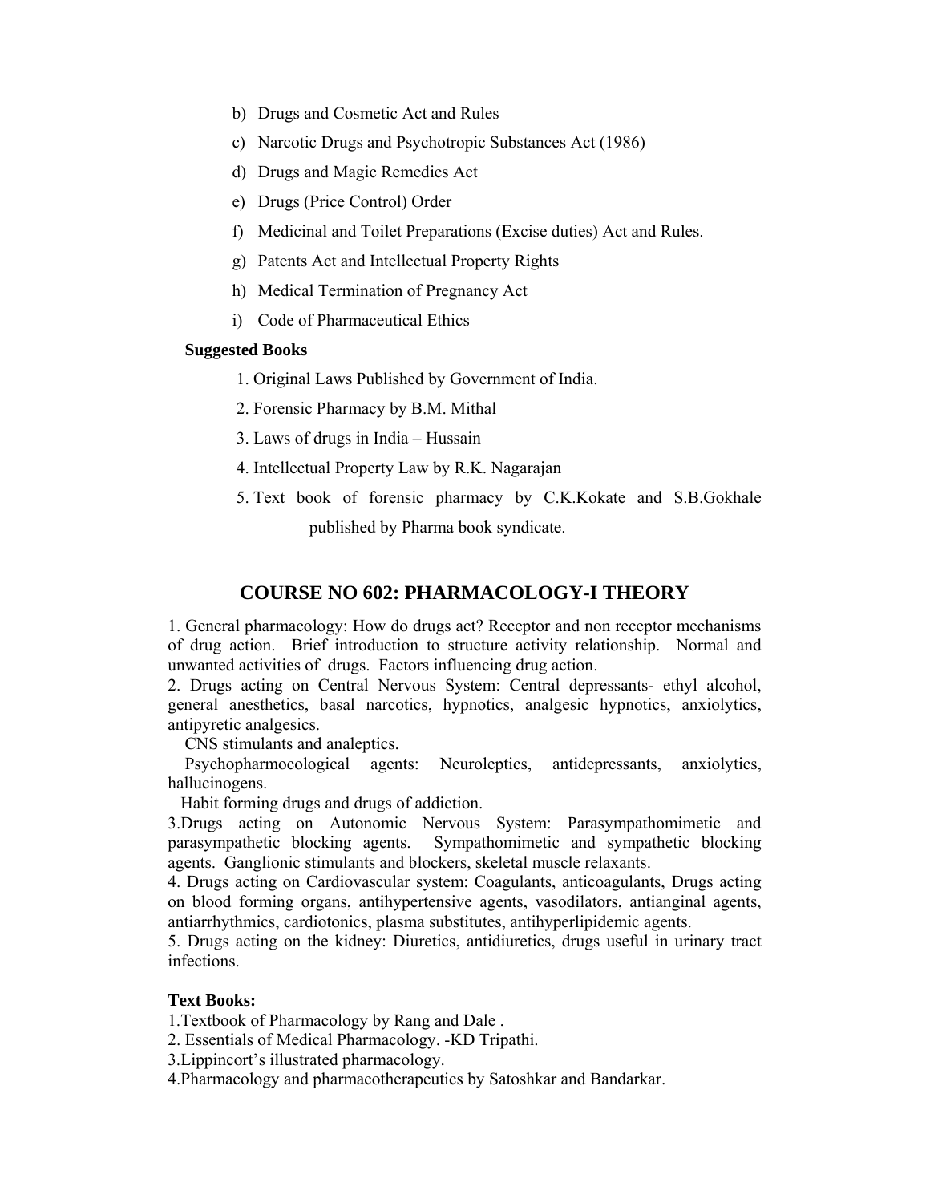b) Drugs and Cosmetic Act and Rules

c) Narcotic Drugs and Psychotropic Substances Act (1986)

d) Drugs and Magic Remedies Act

e) Drugs (Price Control) Order

f) Medicinal and Toilet Preparations (Excise duties) Act and Rules.

g) Patents Act and Intellectual Property Rights

h) Medical Termination of Pregnancy Act

i) Code of Pharmaceutical Ethics

**Suggested Books**

1. Original Laws Published by Government of India.
2. Forensic Pharmacy by B.M. Mithal
3. Laws of drugs in India – Hussain
4. Intellectual Property Law by R.K. Nagarajan
5. Text book of forensic pharmacy by C.K.Kokate and S.B.Gokhale published by Pharma book syndicate.

## COURSE NO 602: PHARMACOLOGY-I THEORY

1. General pharmacology: How do drugs act? Receptor and non receptor mechanisms of drug action. Brief introduction to structure activity relationship. Normal and unwanted activities of drugs. Factors influencing drug action.

2. Drugs acting on Central Nervous System: Central depressants- ethyl alcohol, general anesthetics, basal narcotics, hypnotics, analgesic hypnotics, anxiolytics, antipyretic analgesics.

CNS stimulants and analeptics.

Psychopharmocological agents: Neuroleptics, antidepressants, anxiolytics, hallucinogens.

Habit forming drugs and drugs of addiction.

3. Drugs acting on Autonomic Nervous System: Parasympathomimetic and parasympathetic blocking agents. Sympathomimetic and sympathetic blocking agents. Ganglionic stimulants and blockers, skeletal muscle relaxants.

4. Drugs acting on Cardiovascular system: Coagulants, anticoagulants, Drugs acting on blood forming organs, antihypertensive agents, vasodilators, antianginal agents, antiarrhythmics, cardiotonics, plasma substitutes, antihyperlipidemic agents.

5. Drugs acting on the kidney: Diuretics, antidiuretics, drugs useful in urinary tract infections.

**Text Books:**

1. Textbook of Pharmacology by Rang and Dale .
2. Essentials of Medical Pharmacology. -KD Tripathi.
3. Lippincort's illustrated pharmacology.
4. Pharmacology and pharmacotherapeutics by Satoshkar and Bandarkar.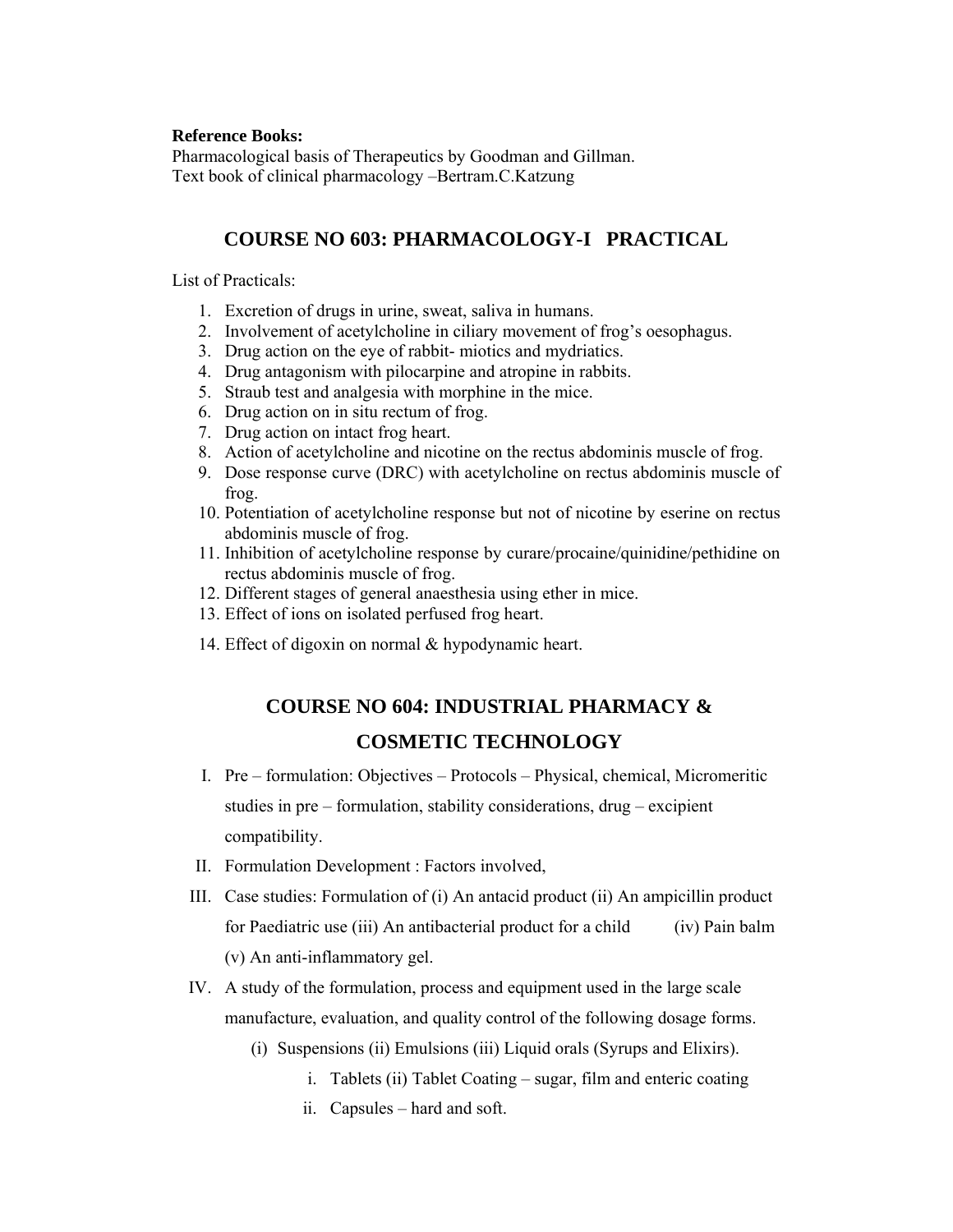**Reference Books:**
Pharmacological basis of Therapeutics by Goodman and Gillman.
Text book of clinical pharmacology –Bertram.C.Katzung

## COURSE NO 603: PHARMACOLOGY-I PRACTICAL

List of Practicals:

1. Excretion of drugs in urine, sweat, saliva in humans.
2. Involvement of acetylcholine in ciliary movement of frog's oesophagus.
3. Drug action on the eye of rabbit- miotics and mydriatics.
4. Drug antagonism with pilocarpine and atropine in rabbits.
5. Straub test and analgesia with morphine in the mice.
6. Drug action on in situ rectum of frog.
7. Drug action on intact frog heart.
8. Action of acetylcholine and nicotine on the rectus abdominis muscle of frog.
9. Dose response curve (DRC) with acetylcholine on rectus abdominis muscle of frog.
10. Potentiation of acetylcholine response but not of nicotine by eserine on rectus abdominis muscle of frog.
11. Inhibition of acetylcholine response by curare/procaine/quinidine/pethidine on rectus abdominis muscle of frog.
12. Different stages of general anaesthesia using ether in mice.
13. Effect of ions on isolated perfused frog heart.
14. Effect of digoxin on normal & hypodynamic heart.

## COURSE NO 604: INDUSTRIAL PHARMACY & COSMETIC TECHNOLOGY

I. Pre – formulation: Objectives – Protocols – Physical, chemical, Micromeritic studies in pre – formulation, stability considerations, drug – excipient compatibility.

II. Formulation Development : Factors involved,

III. Case studies: Formulation of (i) An antacid product (ii) An ampicillin product for Paediatric use (iii) An antibacterial product for a child (iv) Pain balm (v) An anti-inflammatory gel.

IV. A study of the formulation, process and equipment used in the large scale manufacture, evaluation, and quality control of the following dosage forms.

   (i) Suspensions (ii) Emulsions (iii) Liquid orals (Syrups and Elixirs).

      i. Tablets (ii) Tablet Coating – sugar, film and enteric coating
      ii. Capsules – hard and soft.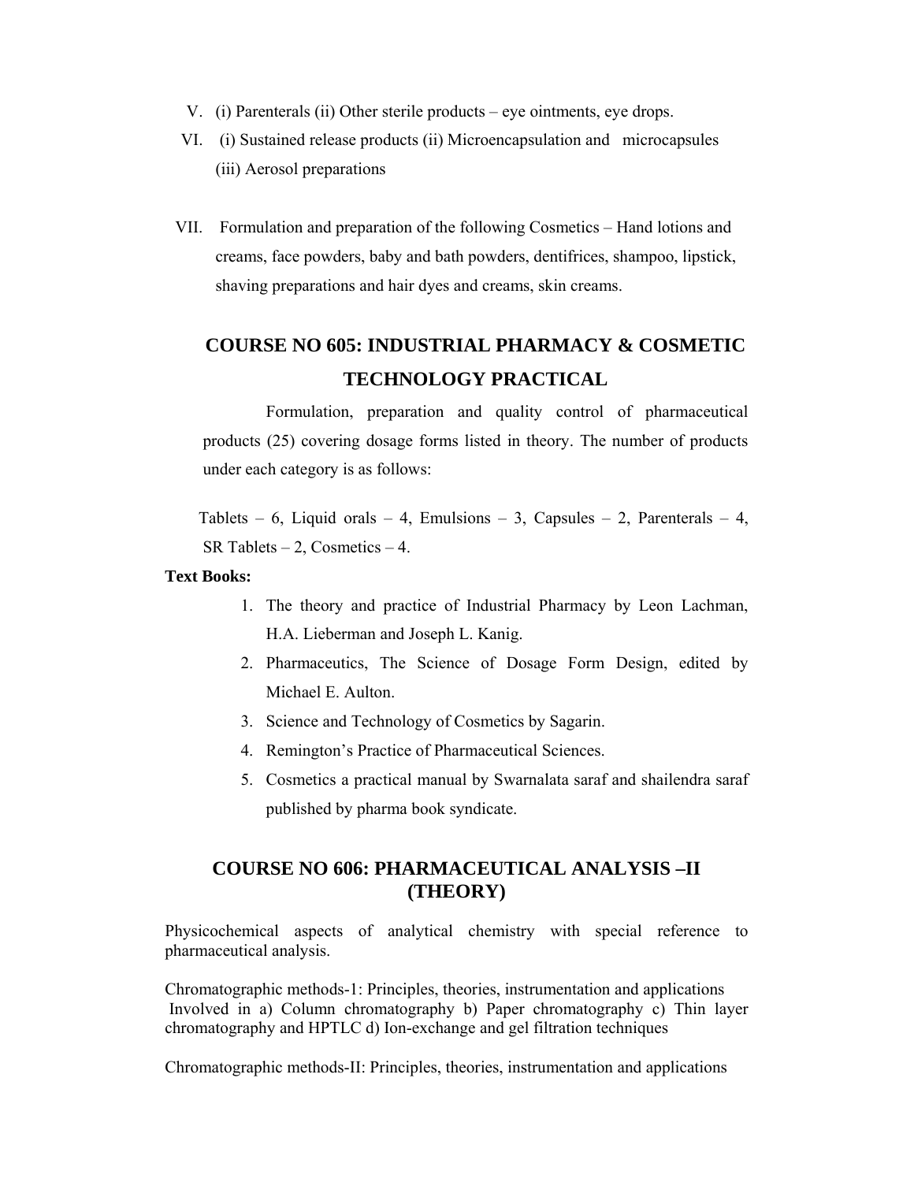V. (i) Parenterals (ii) Other sterile products – eye ointments, eye drops.

VI. (i) Sustained release products (ii) Microencapsulation and microcapsules (iii) Aerosol preparations

VII. Formulation and preparation of the following Cosmetics – Hand lotions and creams, face powders, baby and bath powders, dentifrices, shampoo, lipstick, shaving preparations and hair dyes and creams, skin creams.

## COURSE NO 605: INDUSTRIAL PHARMACY & COSMETIC TECHNOLOGY PRACTICAL

Formulation, preparation and quality control of pharmaceutical products (25) covering dosage forms listed in theory. The number of products under each category is as follows:

Tablets – 6, Liquid orals – 4, Emulsions – 3, Capsules – 2, Parenterals – 4, SR Tablets – 2, Cosmetics – 4.

**Text Books:**

1. The theory and practice of Industrial Pharmacy by Leon Lachman, H.A. Lieberman and Joseph L. Kanig.
2. Pharmaceutics, The Science of Dosage Form Design, edited by Michael E. Aulton.
3. Science and Technology of Cosmetics by Sagarin.
4. Remington's Practice of Pharmaceutical Sciences.
5. Cosmetics a practical manual by Swarnalata saraf and shailendra saraf published by pharma book syndicate.

## COURSE NO 606: PHARMACEUTICAL ANALYSIS –II (THEORY)

Physicochemical aspects of analytical chemistry with special reference to pharmaceutical analysis.

Chromatographic methods-1: Principles, theories, instrumentation and applications Involved in a) Column chromatography b) Paper chromatography c) Thin layer chromatography and HPTLC d) Ion-exchange and gel filtration techniques

Chromatographic methods-II: Principles, theories, instrumentation and applications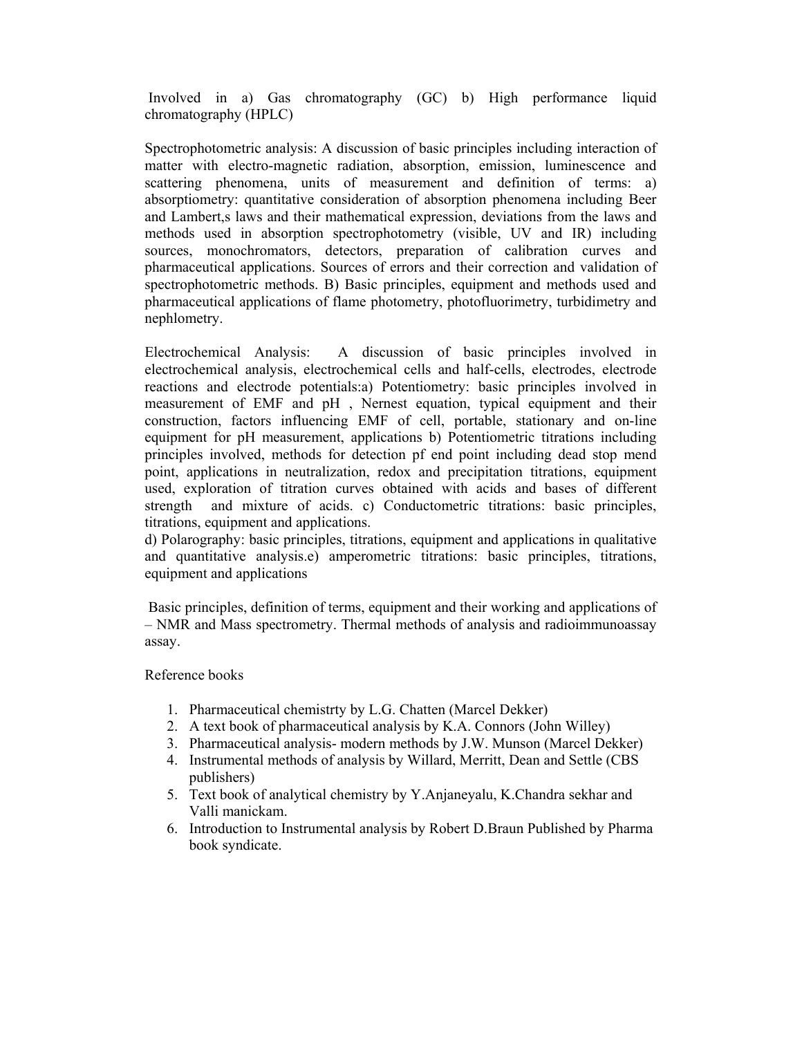Involved in a) Gas chromatography (GC) b) High performance liquid chromatography (HPLC)

Spectrophotometric analysis: A discussion of basic principles including interaction of matter with electro-magnetic radiation, absorption, emission, luminescence and scattering phenomena, units of measurement and definition of terms: a) absorptiometry: quantitative consideration of absorption phenomena including Beer and Lambert,s laws and their mathematical expression, deviations from the laws and methods used in absorption spectrophotometry (visible, UV and IR) including sources, monochromators, detectors, preparation of calibration curves and pharmaceutical applications. Sources of errors and their correction and validation of spectrophotometric methods. B) Basic principles, equipment and methods used and pharmaceutical applications of flame photometry, photofluorimetry, turbidimetry and nephlometry.

Electrochemical Analysis: A discussion of basic principles involved in electrochemical analysis, electrochemical cells and half-cells, electrodes, electrode reactions and electrode potentials:a) Potentiometry: basic principles involved in measurement of EMF and pH , Nernest equation, typical equipment and their construction, factors influencing EMF of cell, portable, stationary and on-line equipment for pH measurement, applications b) Potentiometric titrations including principles involved, methods for detection pf end point including dead stop mend point, applications in neutralization, redox and precipitation titrations, equipment used, exploration of titration curves obtained with acids and bases of different strength and mixture of acids. c) Conductometric titrations: basic principles, titrations, equipment and applications.
d) Polarography: basic principles, titrations, equipment and applications in qualitative and quantitative analysis.e) amperometric titrations: basic principles, titrations, equipment and applications

Basic principles, definition of terms, equipment and their working and applications of – NMR and Mass spectrometry. Thermal methods of analysis and radioimmunoassay assay.

Reference books

1. Pharmaceutical chemistrty by L.G. Chatten (Marcel Dekker)
2. A text book of pharmaceutical analysis by K.A. Connors (John Willey)
3. Pharmaceutical analysis- modern methods by J.W. Munson (Marcel Dekker)
4. Instrumental methods of analysis by Willard, Merritt, Dean and Settle (CBS publishers)
5. Text book of analytical chemistry by Y.Anjaneyalu, K.Chandra sekhar and Valli manickam.
6. Introduction to Instrumental analysis by Robert D.Braun Published by Pharma book syndicate.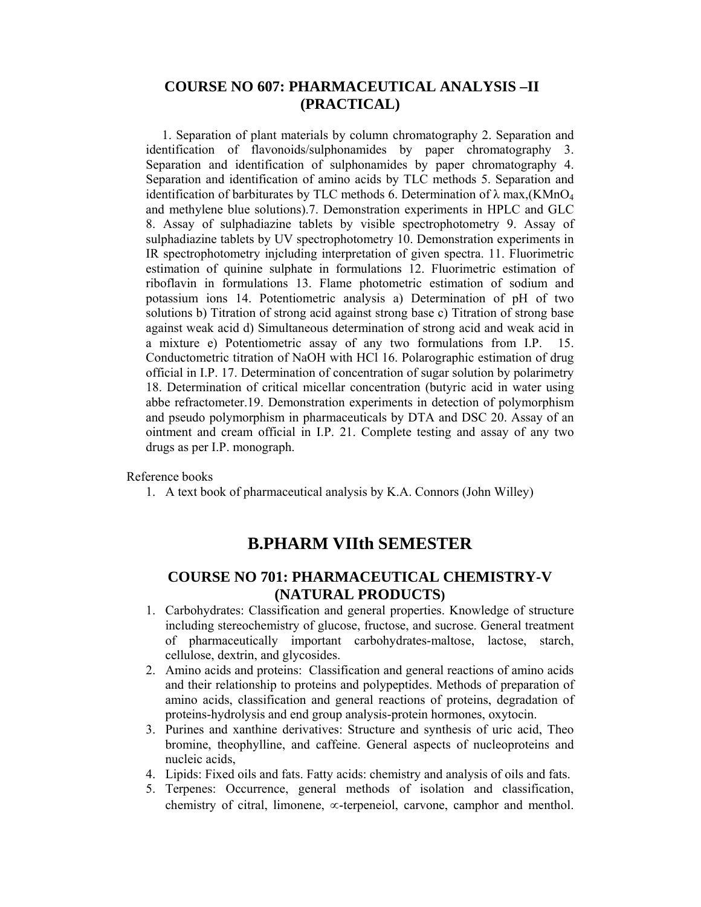## COURSE NO 607: PHARMACEUTICAL ANALYSIS –II (PRACTICAL)

1. Separation of plant materials by column chromatography 2. Separation and identification of flavonoids/sulphonamides by paper chromatography 3. Separation and identification of sulphonamides by paper chromatography 4. Separation and identification of amino acids by TLC methods 5. Separation and identification of barbiturates by TLC methods 6. Determination of $\lambda$ max,($KMnO_4$ and methylene blue solutions).7. Demonstration experiments in HPLC and GLC 8. Assay of sulphadiazine tablets by visible spectrophotometry 9. Assay of sulphadiazine tablets by UV spectrophotometry 10. Demonstration experiments in IR spectrophotometry injcluding interpretation of given spectra. 11. Fluorimetric estimation of quinine sulphate in formulations 12. Fluorimetric estimation of riboflavin in formulations 13. Flame photometric estimation of sodium and potassium ions 14. Potentiometric analysis a) Determination of pH of two solutions b) Titration of strong acid against strong base c) Titration of strong base against weak acid d) Simultaneous determination of strong acid and weak acid in a mixture e) Potentiometric assay of any two formulations from I.P. 15. Conductometric titration of NaOH with HCl 16. Polarographic estimation of drug official in I.P. 17. Determination of concentration of sugar solution by polarimetry 18. Determination of critical micellar concentration (butyric acid in water using abbe refractometer.19. Demonstration experiments in detection of polymorphism and pseudo polymorphism in pharmaceuticals by DTA and DSC 20. Assay of an ointment and cream official in I.P. 21. Complete testing and assay of any two drugs as per I.P. monograph.

Reference books

1. A text book of pharmaceutical analysis by K.A. Connors (John Willey)

# B.PHARM VIIth SEMESTER

## COURSE NO 701: PHARMACEUTICAL CHEMISTRY-V (NATURAL PRODUCTS)

1. Carbohydrates: Classification and general properties. Knowledge of structure including stereochemistry of glucose, fructose, and sucrose. General treatment of pharmaceutically important carbohydrates-maltose, lactose, starch, cellulose, dextrin, and glycosides.
2. Amino acids and proteins: Classification and general reactions of amino acids and their relationship to proteins and polypeptides. Methods of preparation of amino acids, classification and general reactions of proteins, degradation of proteins-hydrolysis and end group analysis-protein hormones, oxytocin.
3. Purines and xanthine derivatives: Structure and synthesis of uric acid, Theo bromine, theophylline, and caffeine. General aspects of nucleoproteins and nucleic acids,
4. Lipids: Fixed oils and fats. Fatty acids: chemistry and analysis of oils and fats.
5. Terpenes: Occurrence, general methods of isolation and classification, chemistry of citral, limonene, $\propto$-terpeneiol, carvone, camphor and menthol.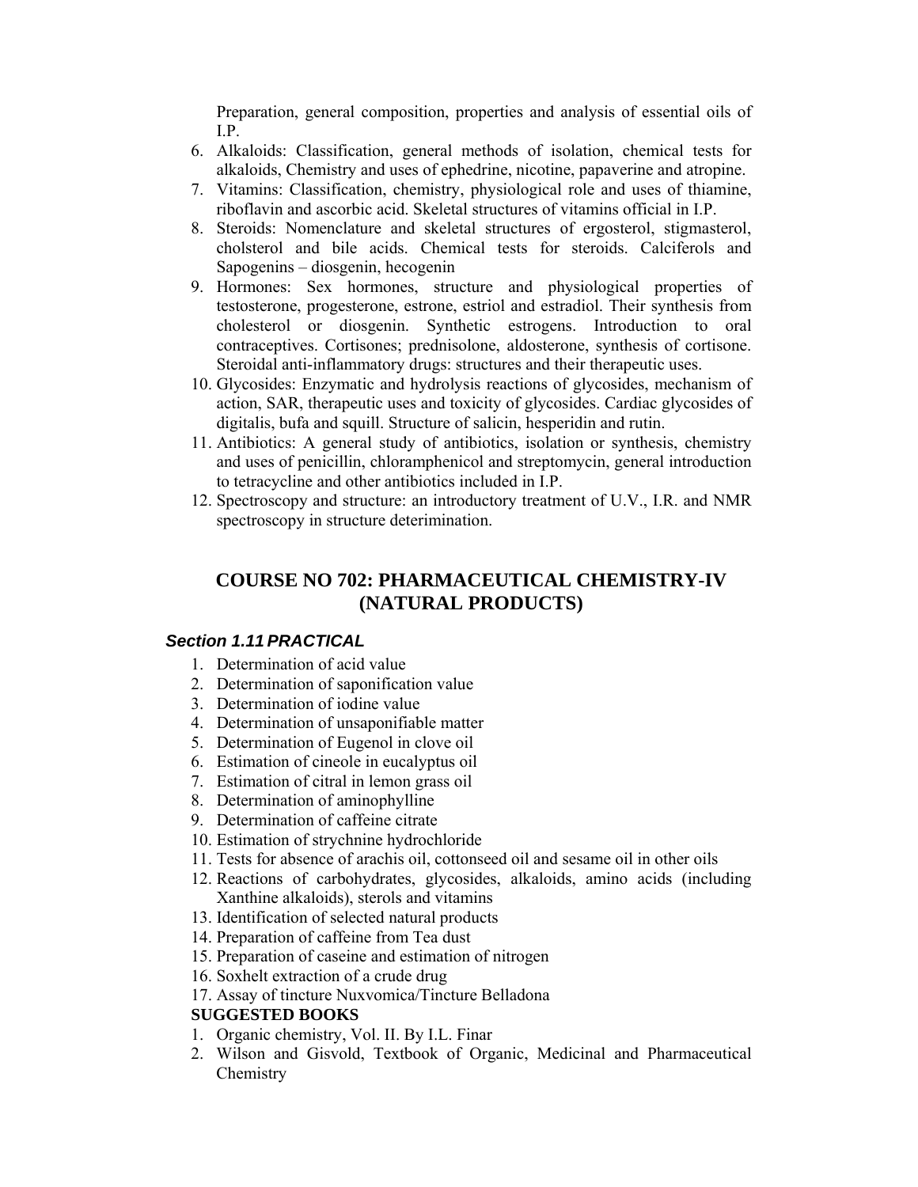Preparation, general composition, properties and analysis of essential oils of I.P.

6. Alkaloids: Classification, general methods of isolation, chemical tests for alkaloids, Chemistry and uses of ephedrine, nicotine, papaverine and atropine.
7. Vitamins: Classification, chemistry, physiological role and uses of thiamine, riboflavin and ascorbic acid. Skeletal structures of vitamins official in I.P.
8. Steroids: Nomenclature and skeletal structures of ergosterol, stigmasterol, cholsterol and bile acids. Chemical tests for steroids. Calciferols and Sapogenins – diosgenin, hecogenin
9. Hormones: Sex hormones, structure and physiological properties of testosterone, progesterone, estrone, estriol and estradiol. Their synthesis from cholesterol or diosgenin. Synthetic estrogens. Introduction to oral contraceptives. Cortisones; prednisolone, aldosterone, synthesis of cortisone. Steroidal anti-inflammatory drugs: structures and their therapeutic uses.
10. Glycosides: Enzymatic and hydrolysis reactions of glycosides, mechanism of action, SAR, therapeutic uses and toxicity of glycosides. Cardiac glycosides of digitalis, bufa and squill. Structure of salicin, hesperidin and rutin.
11. Antibiotics: A general study of antibiotics, isolation or synthesis, chemistry and uses of penicillin, chloramphenicol and streptomycin, general introduction to tetracycline and other antibiotics included in I.P.
12. Spectroscopy and structure: an introductory treatment of U.V., I.R. and NMR spectroscopy in structure deterimination.

## COURSE NO 702: PHARMACEUTICAL CHEMISTRY-IV (NATURAL PRODUCTS)

### *Section 1.11 PRACTICAL*

1. Determination of acid value
2. Determination of saponification value
3. Determination of iodine value
4. Determination of unsaponifiable matter
5. Determination of Eugenol in clove oil
6. Estimation of cineole in eucalyptus oil
7. Estimation of citral in lemon grass oil
8. Determination of aminophylline
9. Determination of caffeine citrate
10. Estimation of strychnine hydrochloride
11. Tests for absence of arachis oil, cottonseed oil and sesame oil in other oils
12. Reactions of carbohydrates, glycosides, alkaloids, amino acids (including Xanthine alkaloids), sterols and vitamins
13. Identification of selected natural products
14. Preparation of caffeine from Tea dust
15. Preparation of caseine and estimation of nitrogen
16. Soxhelt extraction of a crude drug
17. Assay of tincture Nuxvomica/Tincture Belladona

**SUGGESTED BOOKS**

1. Organic chemistry, Vol. II. By I.L. Finar
2. Wilson and Gisvold, Textbook of Organic, Medicinal and Pharmaceutical Chemistry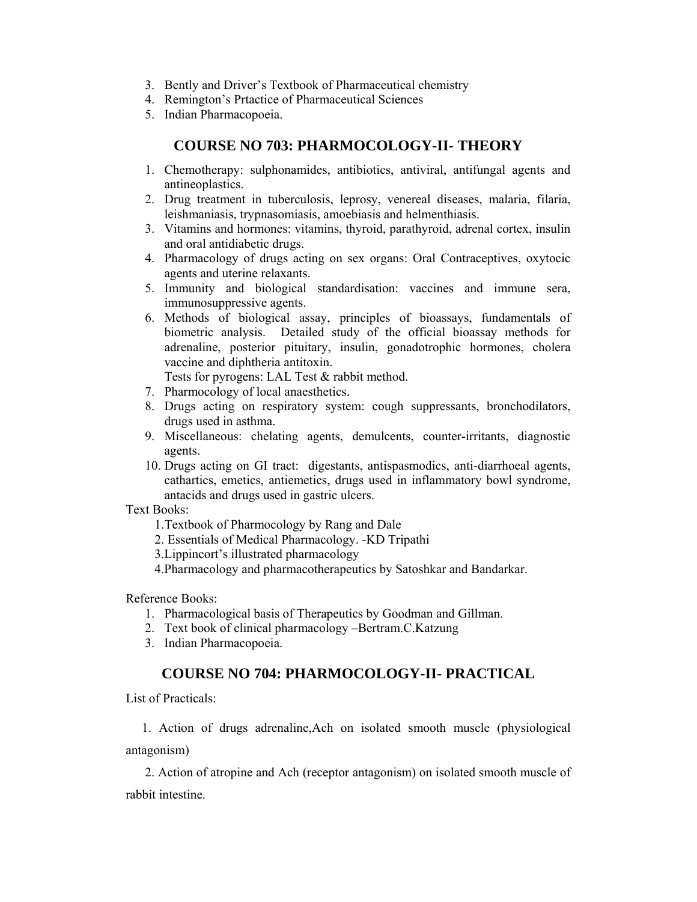3. Bently and Driver's Textbook of Pharmaceutical chemistry
4. Remington's Prtactice of Pharmaceutical Sciences
5. Indian Pharmacopoeia.

## COURSE NO 703: PHARMOCOLOGY-II- THEORY

1. Chemotherapy: sulphonamides, antibiotics, antiviral, antifungal agents and antineoplastics.
2. Drug treatment in tuberculosis, leprosy, venereal diseases, malaria, filaria, leishmaniasis, trypnasomiasis, amoebiasis and helmenthiasis.
3. Vitamins and hormones: vitamins, thyroid, parathyroid, adrenal cortex, insulin and oral antidiabetic drugs.
4. Pharmacology of drugs acting on sex organs: Oral Contraceptives, oxytocic agents and uterine relaxants.
5. Immunity and biological standardisation: vaccines and immune sera, immunosuppressive agents.
6. Methods of biological assay, principles of bioassays, fundamentals of biometric analysis. Detailed study of the official bioassay methods for adrenaline, posterior pituitary, insulin, gonadotrophic hormones, cholera vaccine and diphtheria antitoxin.
   Tests for pyrogens: LAL Test & rabbit method.
7. Pharmocology of local anaesthetics.
8. Drugs acting on respiratory system: cough suppressants, bronchodilators, drugs used in asthma.
9. Miscellaneous: chelating agents, demulcents, counter-irritants, diagnostic agents.
10. Drugs acting on GI tract: digestants, antispasmodics, anti-diarrhoeal agents, cathartics, emetics, antiemetics, drugs used in inflammatory bowl syndrome, antacids and drugs used in gastric ulcers.

Text Books:

1. Textbook of Pharmocology by Rang and Dale
2. Essentials of Medical Pharmacology. -KD Tripathi
3. Lippincort's illustrated pharmacology
4. Pharmacology and pharmacotherapeutics by Satoshkar and Bandarkar.

Reference Books:

1. Pharmacological basis of Therapeutics by Goodman and Gillman.
2. Text book of clinical pharmacology –Bertram.C.Katzung
3. Indian Pharmacopoeia.

## COURSE NO 704: PHARMOCOLOGY-II- PRACTICAL

List of Practicals:

1. Action of drugs adrenaline,Ach on isolated smooth muscle (physiological antagonism)
2. Action of atropine and Ach (receptor antagonism) on isolated smooth muscle of rabbit intestine.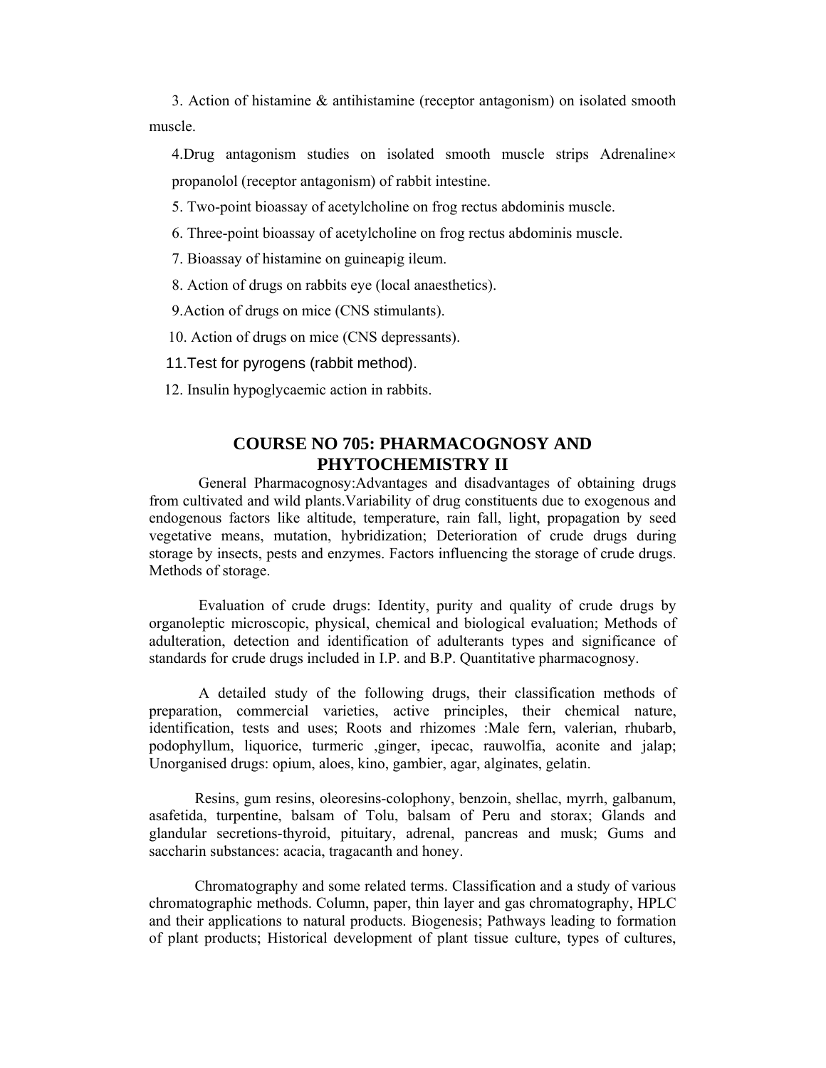3. Action of histamine & antihistamine (receptor antagonism) on isolated smooth muscle.

4. Drug antagonism studies on isolated smooth muscle strips Adrenaline× propanolol (receptor antagonism) of rabbit intestine.

5. Two-point bioassay of acetylcholine on frog rectus abdominis muscle.

6. Three-point bioassay of acetylcholine on frog rectus abdominis muscle.

7. Bioassay of histamine on guineapig ileum.

8. Action of drugs on rabbits eye (local anaesthetics).

9. Action of drugs on mice (CNS stimulants).

10. Action of drugs on mice (CNS depressants).

11. Test for pyrogens (rabbit method).

12. Insulin hypoglycaemic action in rabbits.

## COURSE NO 705: PHARMACOGNOSY AND PHYTOCHEMISTRY II

General Pharmacognosy:Advantages and disadvantages of obtaining drugs from cultivated and wild plants.Variability of drug constituents due to exogenous and endogenous factors like altitude, temperature, rain fall, light, propagation by seed vegetative means, mutation, hybridization; Deterioration of crude drugs during storage by insects, pests and enzymes. Factors influencing the storage of crude drugs. Methods of storage.

Evaluation of crude drugs: Identity, purity and quality of crude drugs by organoleptic microscopic, physical, chemical and biological evaluation; Methods of adulteration, detection and identification of adulterants types and significance of standards for crude drugs included in I.P. and B.P. Quantitative pharmacognosy.

A detailed study of the following drugs, their classification methods of preparation, commercial varieties, active principles, their chemical nature, identification, tests and uses; Roots and rhizomes :Male fern, valerian, rhubarb, podophyllum, liquorice, turmeric ,ginger, ipecac, rauwolfia, aconite and jalap; Unorganised drugs: opium, aloes, kino, gambier, agar, alginates, gelatin.

Resins, gum resins, oleoresins-colophony, benzoin, shellac, myrrh, galbanum, asafetida, turpentine, balsam of Tolu, balsam of Peru and storax; Glands and glandular secretions-thyroid, pituitary, adrenal, pancreas and musk; Gums and saccharin substances: acacia, tragacanth and honey.

Chromatography and some related terms. Classification and a study of various chromatographic methods. Column, paper, thin layer and gas chromatography, HPLC and their applications to natural products. Biogenesis; Pathways leading to formation of plant products; Historical development of plant tissue culture, types of cultures,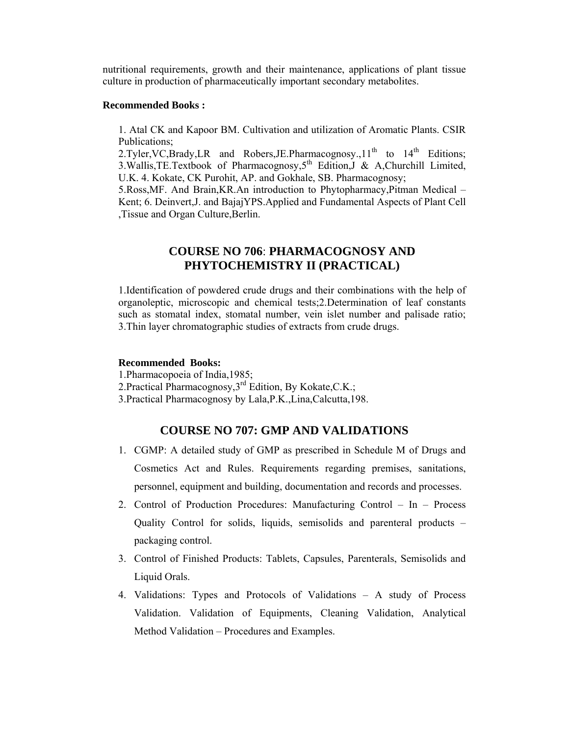nutritional requirements, growth and their maintenance, applications of plant tissue culture in production of pharmaceutically important secondary metabolites.

**Recommended Books :**

1. Atal CK and Kapoor BM. Cultivation and utilization of Aromatic Plants. CSIR Publications;
2.Tyler,VC,Brady,LR and Robers,JE.Pharmacognosy.,11th to 14th Editions; 3.Wallis,TE.Textbook of Pharmacognosy,5th Edition,J & A,Churchill Limited, U.K. 4. Kokate, CK Purohit, AP. and Gokhale, SB. Pharmacognosy;
5.Ross,MF. And Brain,KR.An introduction to Phytopharmacy,Pitman Medical – Kent; 6. Deinvert,J. and BajajYPS.Applied and Fundamental Aspects of Plant Cell ,Tissue and Organ Culture,Berlin.

## COURSE NO 706: PHARMACOGNOSY AND PHYTOCHEMISTRY II (PRACTICAL)

1.Identification of powdered crude drugs and their combinations with the help of organoleptic, microscopic and chemical tests;2.Determination of leaf constants such as stomatal index, stomatal number, vein islet number and palisade ratio; 3.Thin layer chromatographic studies of extracts from crude drugs.

**Recommended Books:**

1.Pharmacopoeia of India,1985;
2.Practical Pharmacognosy,3rd Edition, By Kokate,C.K.;
3.Practical Pharmacognosy by Lala,P.K.,Lina,Calcutta,198.

## COURSE NO 707: GMP AND VALIDATIONS

1. CGMP: A detailed study of GMP as prescribed in Schedule M of Drugs and Cosmetics Act and Rules. Requirements regarding premises, sanitations, personnel, equipment and building, documentation and records and processes.
2. Control of Production Procedures: Manufacturing Control – In – Process Quality Control for solids, liquids, semisolids and parenteral products – packaging control.
3. Control of Finished Products: Tablets, Capsules, Parenterals, Semisolids and Liquid Orals.
4. Validations: Types and Protocols of Validations – A study of Process Validation. Validation of Equipments, Cleaning Validation, Analytical Method Validation – Procedures and Examples.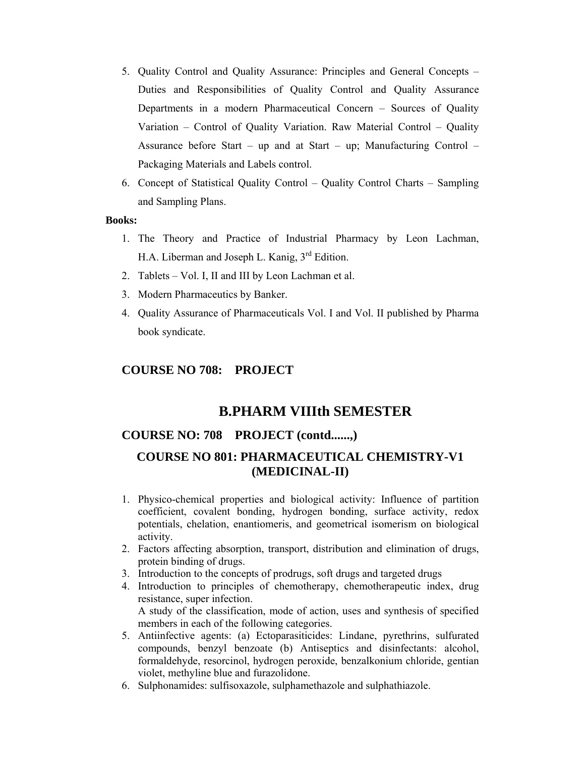5. Quality Control and Quality Assurance: Principles and General Concepts – Duties and Responsibilities of Quality Control and Quality Assurance Departments in a modern Pharmaceutical Concern – Sources of Quality Variation – Control of Quality Variation. Raw Material Control – Quality Assurance before Start – up and at Start – up; Manufacturing Control – Packaging Materials and Labels control.
6. Concept of Statistical Quality Control – Quality Control Charts – Sampling and Sampling Plans.

**Books:**

1. The Theory and Practice of Industrial Pharmacy by Leon Lachman, H.A. Liberman and Joseph L. Kanig, 3rd Edition.
2. Tablets – Vol. I, II and III by Leon Lachman et al.
3. Modern Pharmaceutics by Banker.
4. Quality Assurance of Pharmaceuticals Vol. I and Vol. II published by Pharma book syndicate.

### COURSE NO 708: PROJECT

## B.PHARM VIIIth SEMESTER

### COURSE NO: 708 PROJECT (contd......,)

### COURSE NO 801: PHARMACEUTICAL CHEMISTRY-V1 (MEDICINAL-II)

1. Physico-chemical properties and biological activity: Influence of partition coefficient, covalent bonding, hydrogen bonding, surface activity, redox potentials, chelation, enantiomeris, and geometrical isomerism on biological activity.
2. Factors affecting absorption, transport, distribution and elimination of drugs, protein binding of drugs.
3. Introduction to the concepts of prodrugs, soft drugs and targeted drugs
4. Introduction to principles of chemotherapy, chemotherapeutic index, drug resistance, super infection.
   A study of the classification, mode of action, uses and synthesis of specified members in each of the following categories.
5. Antiinfective agents: (a) Ectoparasiticides: Lindane, pyrethrins, sulfurated compounds, benzyl benzoate (b) Antiseptics and disinfectants: alcohol, formaldehyde, resorcinol, hydrogen peroxide, benzalkonium chloride, gentian violet, methyline blue and furazolidone.
6. Sulphonamides: sulfisoxazole, sulphamethazole and sulphathiazole.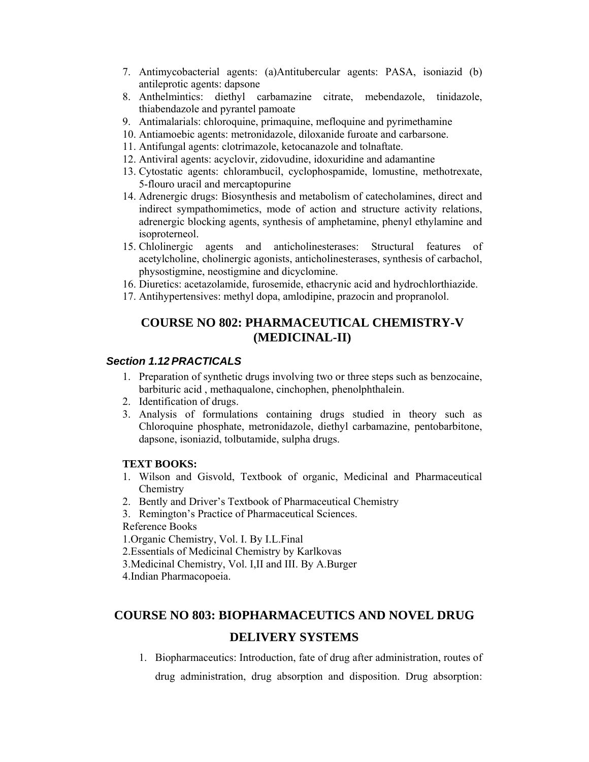7. Antimycobacterial agents: (a)Antitubercular agents: PASA, isoniazid (b) antileprotic agents: dapsone
8. Anthelmintics: diethyl carbamazine citrate, mebendazole, tinidazole, thiabendazole and pyrantel pamoate
9. Antimalarials: chloroquine, primaquine, mefloquine and pyrimethamine
10. Antiamoebic agents: metronidazole, diloxanide furoate and carbarsone.
11. Antifungal agents: clotrimazole, ketocanazole and tolnaftate.
12. Antiviral agents: acyclovir, zidovudine, idoxuridine and adamantine
13. Cytostatic agents: chlorambucil, cyclophospamide, lomustine, methotrexate, 5-flouro uracil and mercaptopurine
14. Adrenergic drugs: Biosynthesis and metabolism of catecholamines, direct and indirect sympathomimetics, mode of action and structure activity relations, adrenergic blocking agents, synthesis of amphetamine, phenyl ethylamine and isoproterneol.
15. Chlolinergic agents and anticholinesterases: Structural features of acetylcholine, cholinergic agonists, anticholinesterases, synthesis of carbachol, physostigmine, neostigmine and dicyclomine.
16. Diuretics: acetazolamide, furosemide, ethacrynic acid and hydrochlorthiazide.
17. Antihypertensives: methyl dopa, amlodipine, prazocin and propranolol.

## COURSE NO 802: PHARMACEUTICAL CHEMISTRY-V (MEDICINAL-II)

### *Section 1.12 PRACTICALS*

1. Preparation of synthetic drugs involving two or three steps such as benzocaine, barbituric acid , methaqualone, cinchophen, phenolphthalein.
2. Identification of drugs.
3. Analysis of formulations containing drugs studied in theory such as Chloroquine phosphate, metronidazole, diethyl carbamazine, pentobarbitone, dapsone, isoniazid, tolbutamide, sulpha drugs.

**TEXT BOOKS:**

1. Wilson and Gisvold, Textbook of organic, Medicinal and Pharmaceutical Chemistry
2. Bently and Driver's Textbook of Pharmaceutical Chemistry
3. Remington's Practice of Pharmaceutical Sciences.

Reference Books

1.Organic Chemistry, Vol. I. By I.L.Final

2.Essentials of Medicinal Chemistry by Karlkovas

3.Medicinal Chemistry, Vol. I,II and III. By A.Burger

4.Indian Pharmacopoeia.

## COURSE NO 803: BIOPHARMACEUTICS AND NOVEL DRUG DELIVERY SYSTEMS

1. Biopharmaceutics: Introduction, fate of drug after administration, routes of drug administration, drug absorption and disposition. Drug absorption: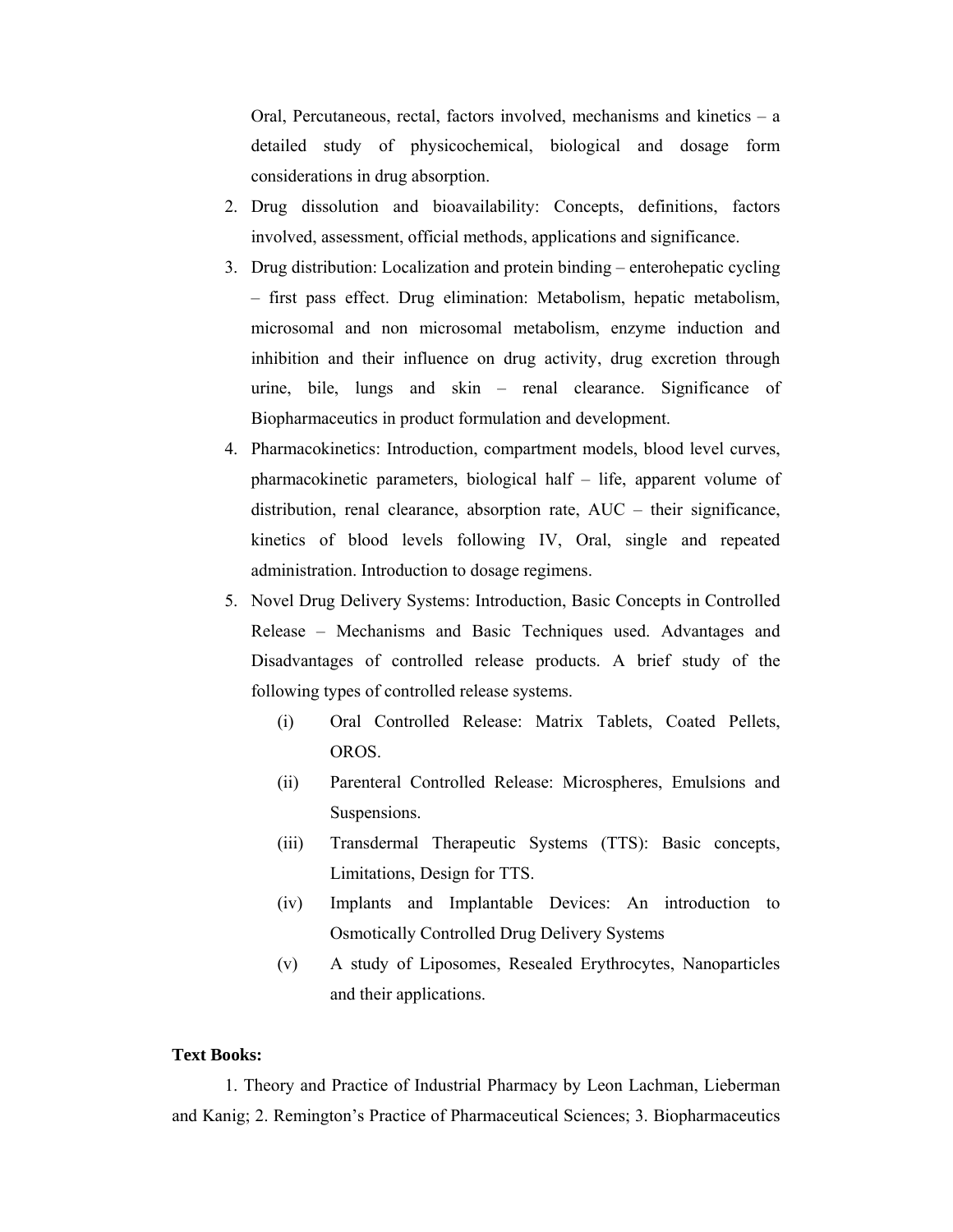Oral, Percutaneous, rectal, factors involved, mechanisms and kinetics – a detailed study of physicochemical, biological and dosage form considerations in drug absorption.

2. Drug dissolution and bioavailability: Concepts, definitions, factors involved, assessment, official methods, applications and significance.
3. Drug distribution: Localization and protein binding – enterohepatic cycling – first pass effect. Drug elimination: Metabolism, hepatic metabolism, microsomal and non microsomal metabolism, enzyme induction and inhibition and their influence on drug activity, drug excretion through urine, bile, lungs and skin – renal clearance. Significance of Biopharmaceutics in product formulation and development.
4. Pharmacokinetics: Introduction, compartment models, blood level curves, pharmacokinetic parameters, biological half – life, apparent volume of distribution, renal clearance, absorption rate, AUC – their significance, kinetics of blood levels following IV, Oral, single and repeated administration. Introduction to dosage regimens.
5. Novel Drug Delivery Systems: Introduction, Basic Concepts in Controlled Release – Mechanisms and Basic Techniques used. Advantages and Disadvantages of controlled release products. A brief study of the following types of controlled release systems.
   - (i) Oral Controlled Release: Matrix Tablets, Coated Pellets, OROS.
   - (ii) Parenteral Controlled Release: Microspheres, Emulsions and Suspensions.
   - (iii) Transdermal Therapeutic Systems (TTS): Basic concepts, Limitations, Design for TTS.
   - (iv) Implants and Implantable Devices: An introduction to Osmotically Controlled Drug Delivery Systems
   - (v) A study of Liposomes, Resealed Erythrocytes, Nanoparticles and their applications.

**Text Books:**

1. Theory and Practice of Industrial Pharmacy by Leon Lachman, Lieberman and Kanig; 2. Remington's Practice of Pharmaceutical Sciences; 3. Biopharmaceutics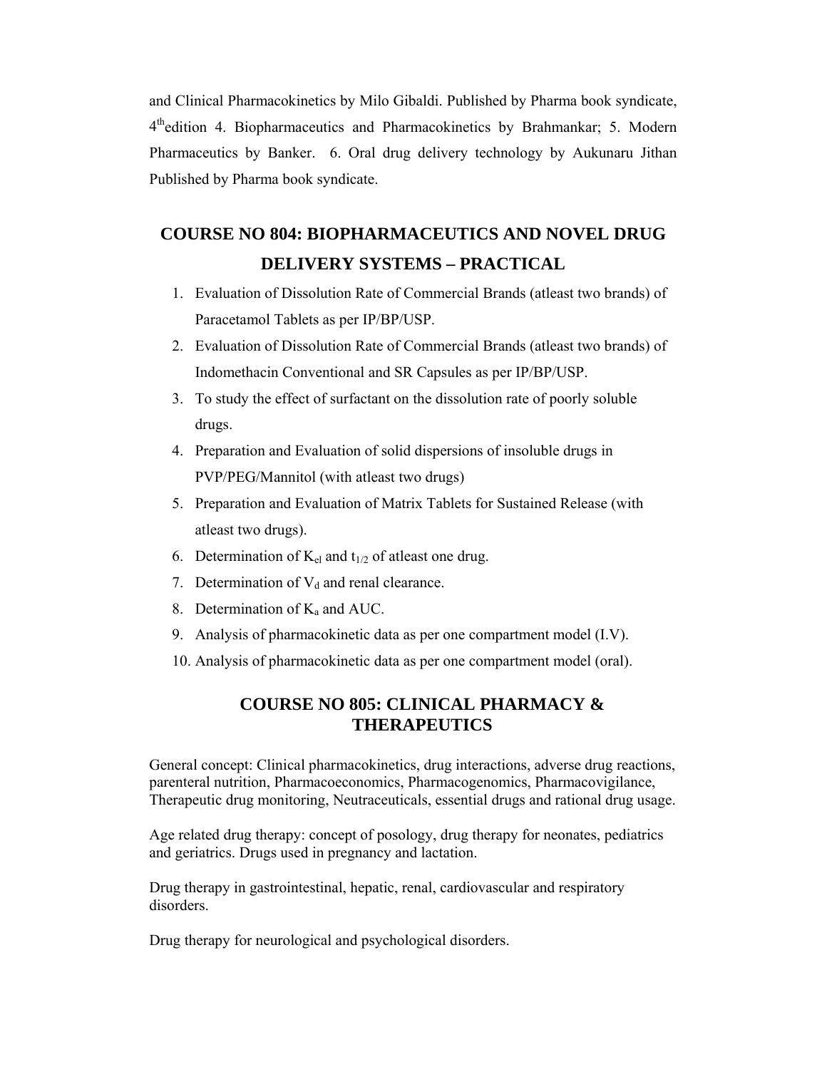and Clinical Pharmacokinetics by Milo Gibaldi. Published by Pharma book syndicate, 4[th]edition 4. Biopharmaceutics and Pharmacokinetics by Brahmankar; 5. Modern Pharmaceutics by Banker. 6. Oral drug delivery technology by Aukunaru Jithan Published by Pharma book syndicate.

## COURSE NO 804: BIOPHARMACEUTICS AND NOVEL DRUG DELIVERY SYSTEMS – PRACTICAL

1. Evaluation of Dissolution Rate of Commercial Brands (atleast two brands) of Paracetamol Tablets as per IP/BP/USP.
2. Evaluation of Dissolution Rate of Commercial Brands (atleast two brands) of Indomethacin Conventional and SR Capsules as per IP/BP/USP.
3. To study the effect of surfactant on the dissolution rate of poorly soluble drugs.
4. Preparation and Evaluation of solid dispersions of insoluble drugs in PVP/PEG/Mannitol (with atleast two drugs)
5. Preparation and Evaluation of Matrix Tablets for Sustained Release (with atleast two drugs).
6. Determination of $K_{el}$ and $t_{1/2}$ of atleast one drug.
7. Determination of $V_d$ and renal clearance.
8. Determination of $K_a$ and AUC.
9. Analysis of pharmacokinetic data as per one compartment model (I.V).
10. Analysis of pharmacokinetic data as per one compartment model (oral).

## COURSE NO 805: CLINICAL PHARMACY & THERAPEUTICS

General concept: Clinical pharmacokinetics, drug interactions, adverse drug reactions, parenteral nutrition, Pharmacoeconomics, Pharmacogenomics, Pharmacovigilance, Therapeutic drug monitoring, Neutraceuticals, essential drugs and rational drug usage.

Age related drug therapy: concept of posology, drug therapy for neonates, pediatrics and geriatrics. Drugs used in pregnancy and lactation.

Drug therapy in gastrointestinal, hepatic, renal, cardiovascular and respiratory disorders.

Drug therapy for neurological and psychological disorders.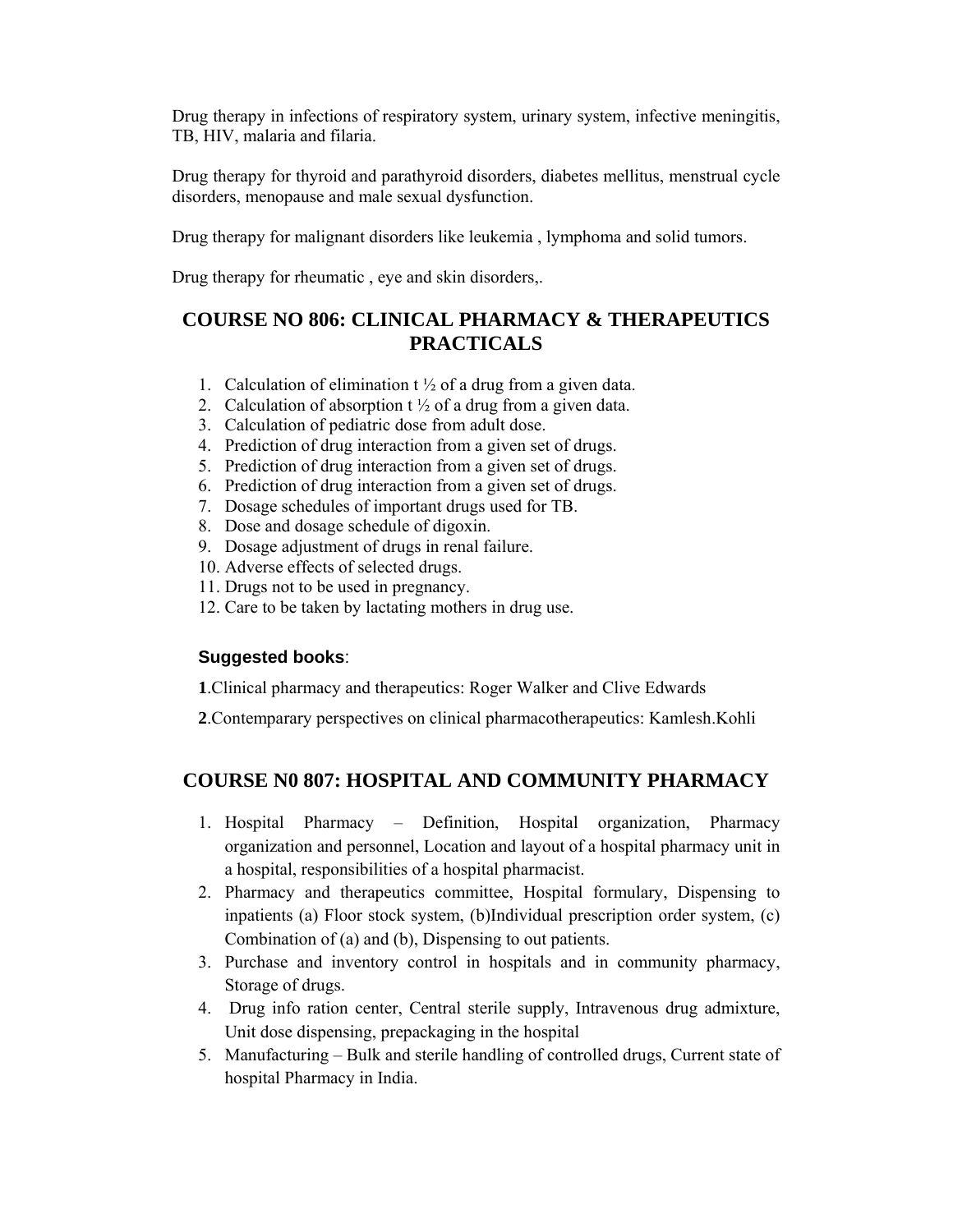Drug therapy in infections of respiratory system, urinary system, infective meningitis, TB, HIV, malaria and filaria.

Drug therapy for thyroid and parathyroid disorders, diabetes mellitus, menstrual cycle disorders, menopause and male sexual dysfunction.

Drug therapy for malignant disorders like leukemia , lymphoma and solid tumors.

Drug therapy for rheumatic , eye and skin disorders,.

## COURSE NO 806: CLINICAL PHARMACY & THERAPEUTICS PRACTICALS

1. Calculation of elimination t ½ of a drug from a given data.
2. Calculation of absorption t ½ of a drug from a given data.
3. Calculation of pediatric dose from adult dose.
4. Prediction of drug interaction from a given set of drugs.
5. Prediction of drug interaction from a given set of drugs.
6. Prediction of drug interaction from a given set of drugs.
7. Dosage schedules of important drugs used for TB.
8. Dose and dosage schedule of digoxin.
9. Dosage adjustment of drugs in renal failure.
10. Adverse effects of selected drugs.
11. Drugs not to be used in pregnancy.
12. Care to be taken by lactating mothers in drug use.

**Suggested books**:

**1**.Clinical pharmacy and therapeutics: Roger Walker and Clive Edwards

**2**.Contemparary perspectives on clinical pharmacotherapeutics: Kamlesh.Kohli

## COURSE N0 807: HOSPITAL AND COMMUNITY PHARMACY

1. Hospital Pharmacy – Definition, Hospital organization, Pharmacy organization and personnel, Location and layout of a hospital pharmacy unit in a hospital, responsibilities of a hospital pharmacist.
2. Pharmacy and therapeutics committee, Hospital formulary, Dispensing to inpatients (a) Floor stock system, (b)Individual prescription order system, (c) Combination of (a) and (b), Dispensing to out patients.
3. Purchase and inventory control in hospitals and in community pharmacy, Storage of drugs.
4. Drug info ration center, Central sterile supply, Intravenous drug admixture, Unit dose dispensing, prepackaging in the hospital
5. Manufacturing – Bulk and sterile handling of controlled drugs, Current state of hospital Pharmacy in India.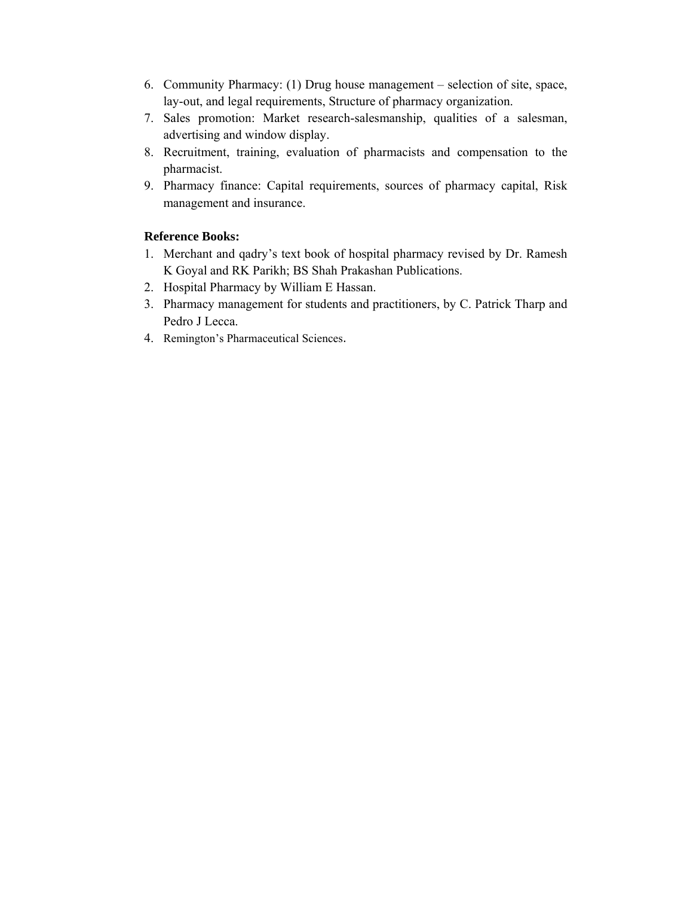6. Community Pharmacy: (1) Drug house management – selection of site, space, lay-out, and legal requirements, Structure of pharmacy organization.
7. Sales promotion: Market research-salesmanship, qualities of a salesman, advertising and window display.
8. Recruitment, training, evaluation of pharmacists and compensation to the pharmacist.
9. Pharmacy finance: Capital requirements, sources of pharmacy capital, Risk management and insurance.

**Reference Books:**

1. Merchant and qadry's text book of hospital pharmacy revised by Dr. Ramesh K Goyal and RK Parikh; BS Shah Prakashan Publications.
2. Hospital Pharmacy by William E Hassan.
3. Pharmacy management for students and practitioners, by C. Patrick Tharp and Pedro J Lecca.
4. Remington's Pharmaceutical Sciences.